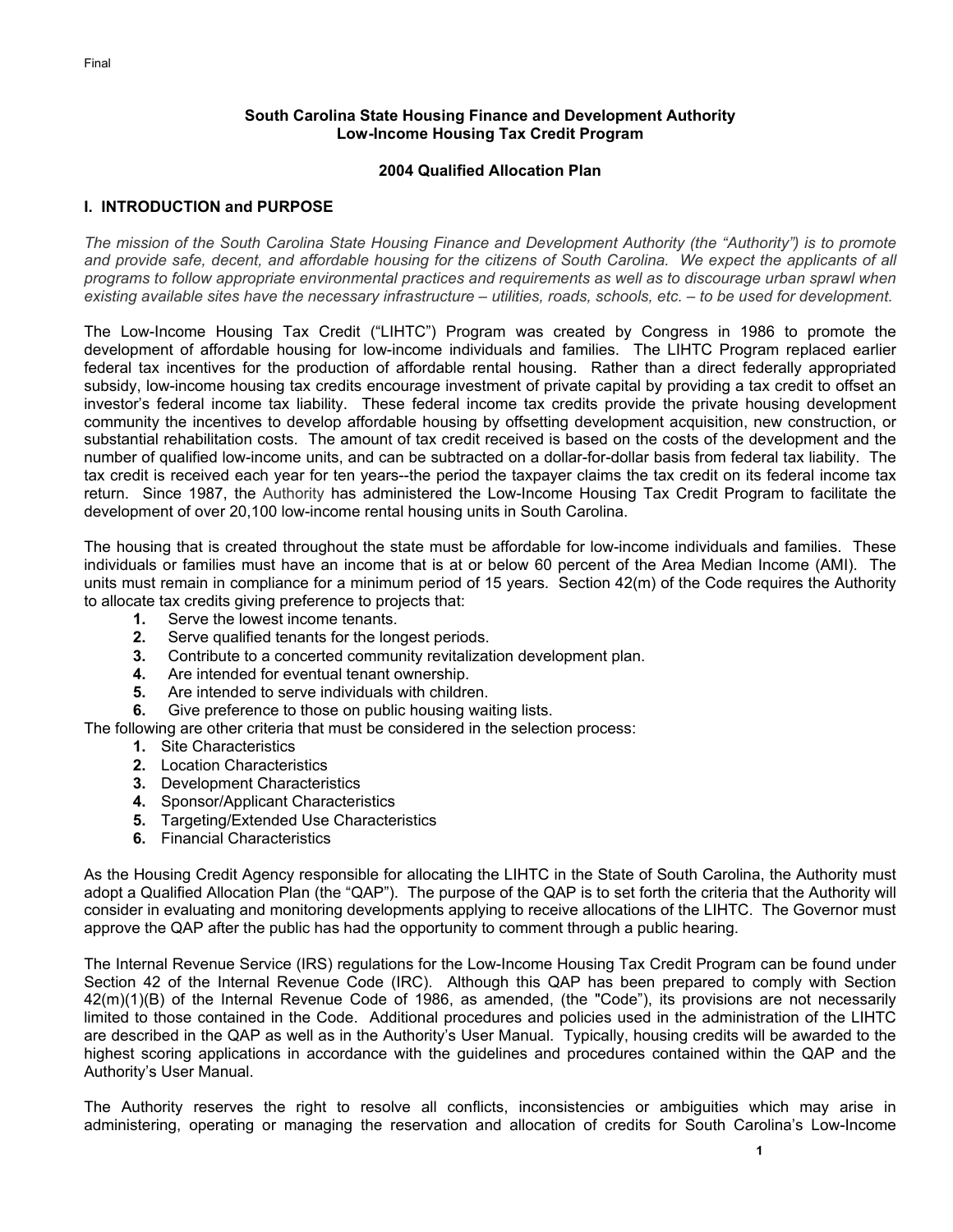Final

**South Carolina State Housing Finance and Development Authority**
**Low-Income Housing Tax Credit Program**

**2004 Qualified Allocation Plan**

## I. INTRODUCTION and PURPOSE

*The mission of the South Carolina State Housing Finance and Development Authority (the "Authority") is to promote and provide safe, decent, and affordable housing for the citizens of South Carolina. We expect the applicants of all programs to follow appropriate environmental practices and requirements as well as to discourage urban sprawl when existing available sites have the necessary infrastructure – utilities, roads, schools, etc. – to be used for development.*

The Low-Income Housing Tax Credit ("LIHTC") Program was created by Congress in 1986 to promote the development of affordable housing for low-income individuals and families. The LIHTC Program replaced earlier federal tax incentives for the production of affordable rental housing. Rather than a direct federally appropriated subsidy, low-income housing tax credits encourage investment of private capital by providing a tax credit to offset an investor's federal income tax liability. These federal income tax credits provide the private housing development community the incentives to develop affordable housing by offsetting development acquisition, new construction, or substantial rehabilitation costs. The amount of tax credit received is based on the costs of the development and the number of qualified low-income units, and can be subtracted on a dollar-for-dollar basis from federal tax liability. The tax credit is received each year for ten years--the period the taxpayer claims the tax credit on its federal income tax return. Since 1987, the Authority has administered the Low-Income Housing Tax Credit Program to facilitate the development of over 20,100 low-income rental housing units in South Carolina.

The housing that is created throughout the state must be affordable for low-income individuals and families. These individuals or families must have an income that is at or below 60 percent of the Area Median Income (AMI). The units must remain in compliance for a minimum period of 15 years. Section 42(m) of the Code requires the Authority to allocate tax credits giving preference to projects that:

1. Serve the lowest income tenants.
2. Serve qualified tenants for the longest periods.
3. Contribute to a concerted community revitalization development plan.
4. Are intended for eventual tenant ownership.
5. Are intended to serve individuals with children.
6. Give preference to those on public housing waiting lists.

The following are other criteria that must be considered in the selection process:

1. Site Characteristics
2. Location Characteristics
3. Development Characteristics
4. Sponsor/Applicant Characteristics
5. Targeting/Extended Use Characteristics
6. Financial Characteristics

As the Housing Credit Agency responsible for allocating the LIHTC in the State of South Carolina, the Authority must adopt a Qualified Allocation Plan (the "QAP"). The purpose of the QAP is to set forth the criteria that the Authority will consider in evaluating and monitoring developments applying to receive allocations of the LIHTC. The Governor must approve the QAP after the public has had the opportunity to comment through a public hearing.

The Internal Revenue Service (IRS) regulations for the Low-Income Housing Tax Credit Program can be found under Section 42 of the Internal Revenue Code (IRC). Although this QAP has been prepared to comply with Section 42(m)(1)(B) of the Internal Revenue Code of 1986, as amended, (the "Code"), its provisions are not necessarily limited to those contained in the Code. Additional procedures and policies used in the administration of the LIHTC are described in the QAP as well as in the Authority's User Manual. Typically, housing credits will be awarded to the highest scoring applications in accordance with the guidelines and procedures contained within the QAP and the Authority's User Manual.

The Authority reserves the right to resolve all conflicts, inconsistencies or ambiguities which may arise in administering, operating or managing the reservation and allocation of credits for South Carolina's Low-Income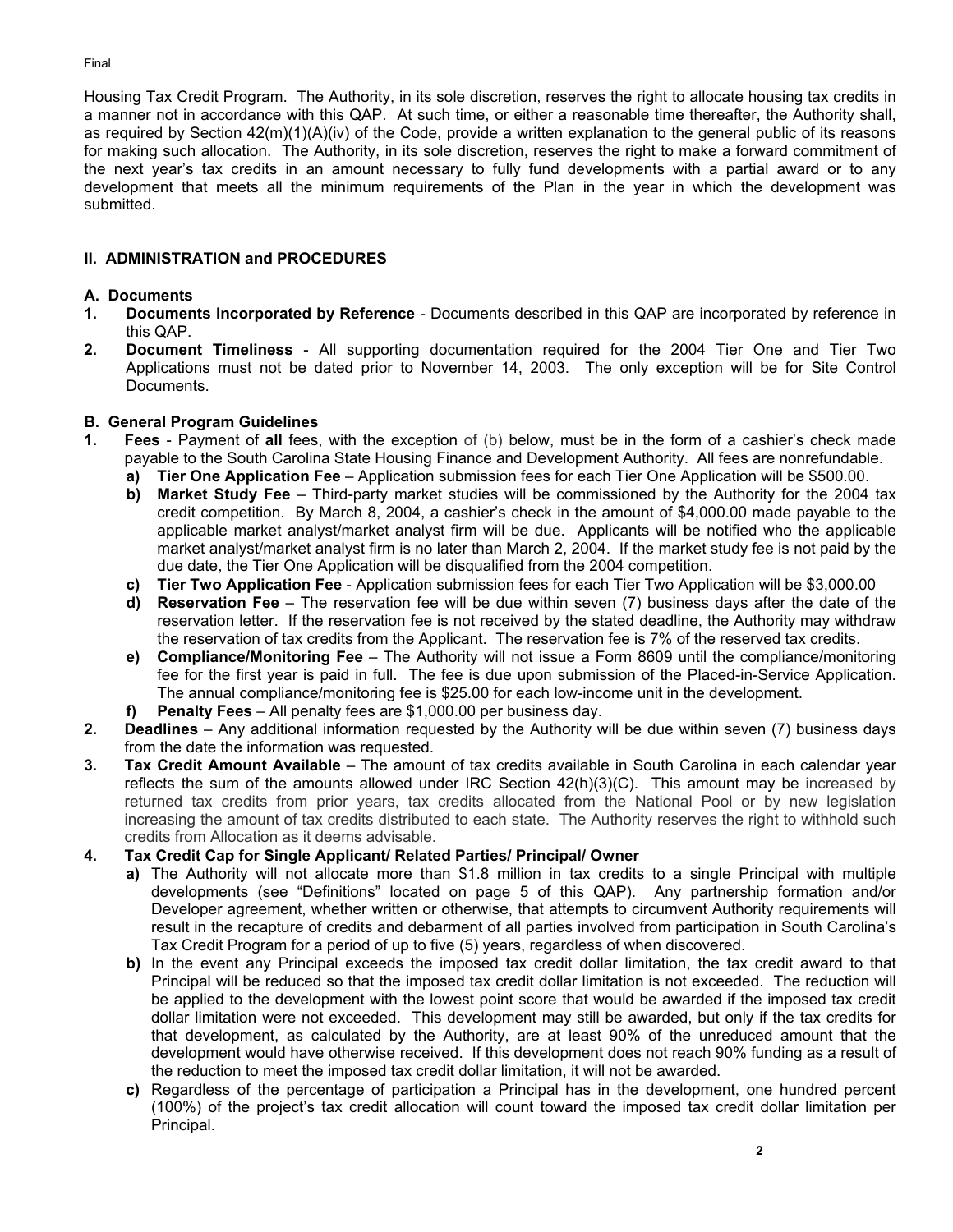Housing Tax Credit Program. The Authority, in its sole discretion, reserves the right to allocate housing tax credits in a manner not in accordance with this QAP. At such time, or either a reasonable time thereafter, the Authority shall, as required by Section 42(m)(1)(A)(iv) of the Code, provide a written explanation to the general public of its reasons for making such allocation. The Authority, in its sole discretion, reserves the right to make a forward commitment of the next year's tax credits in an amount necessary to fully fund developments with a partial award or to any development that meets all the minimum requirements of the Plan in the year in which the development was submitted.

## II. ADMINISTRATION and PROCEDURES

### A. Documents

1. **Documents Incorporated by Reference** - Documents described in this QAP are incorporated by reference in this QAP.
2. **Document Timeliness** - All supporting documentation required for the 2004 Tier One and Tier Two Applications must not be dated prior to November 14, 2003. The only exception will be for Site Control Documents.

### B. General Program Guidelines

1. **Fees** - Payment of **all** fees, with the exception of (b) below, must be in the form of a cashier's check made payable to the South Carolina State Housing Finance and Development Authority. All fees are nonrefundable.
   - **a) Tier One Application Fee** – Application submission fees for each Tier One Application will be $500.00.
   - **b) Market Study Fee** – Third-party market studies will be commissioned by the Authority for the 2004 tax credit competition. By March 8, 2004, a cashier's check in the amount of $4,000.00 made payable to the applicable market analyst/market analyst firm will be due. Applicants will be notified who the applicable market analyst/market analyst firm is no later than March 2, 2004. If the market study fee is not paid by the due date, the Tier One Application will be disqualified from the 2004 competition.
   - **c) Tier Two Application Fee** - Application submission fees for each Tier Two Application will be $3,000.00
   - **d) Reservation Fee** – The reservation fee will be due within seven (7) business days after the date of the reservation letter. If the reservation fee is not received by the stated deadline, the Authority may withdraw the reservation of tax credits from the Applicant. The reservation fee is 7% of the reserved tax credits.
   - **e) Compliance/Monitoring Fee** – The Authority will not issue a Form 8609 until the compliance/monitoring fee for the first year is paid in full. The fee is due upon submission of the Placed-in-Service Application. The annual compliance/monitoring fee is $25.00 for each low-income unit in the development.
   - **f) Penalty Fees** – All penalty fees are $1,000.00 per business day.
2. **Deadlines** – Any additional information requested by the Authority will be due within seven (7) business days from the date the information was requested.
3. **Tax Credit Amount Available** – The amount of tax credits available in South Carolina in each calendar year reflects the sum of the amounts allowed under IRC Section 42(h)(3)(C). This amount may be increased by returned tax credits from prior years, tax credits allocated from the National Pool or by new legislation increasing the amount of tax credits distributed to each state. The Authority reserves the right to withhold such credits from Allocation as it deems advisable.
4. **Tax Credit Cap for Single Applicant/ Related Parties/ Principal/ Owner**
   - **a)** The Authority will not allocate more than $1.8 million in tax credits to a single Principal with multiple developments (see "Definitions" located on page 5 of this QAP). Any partnership formation and/or Developer agreement, whether written or otherwise, that attempts to circumvent Authority requirements will result in the recapture of credits and debarment of all parties involved from participation in South Carolina's Tax Credit Program for a period of up to five (5) years, regardless of when discovered.
   - **b)** In the event any Principal exceeds the imposed tax credit dollar limitation, the tax credit award to that Principal will be reduced so that the imposed tax credit dollar limitation is not exceeded. The reduction will be applied to the development with the lowest point score that would be awarded if the imposed tax credit dollar limitation were not exceeded. This development may still be awarded, but only if the tax credits for that development, as calculated by the Authority, are at least 90% of the unreduced amount that the development would have otherwise received. If this development does not reach 90% funding as a result of the reduction to meet the imposed tax credit dollar limitation, it will not be awarded.
   - **c)** Regardless of the percentage of participation a Principal has in the development, one hundred percent (100%) of the project's tax credit allocation will count toward the imposed tax credit dollar limitation per Principal.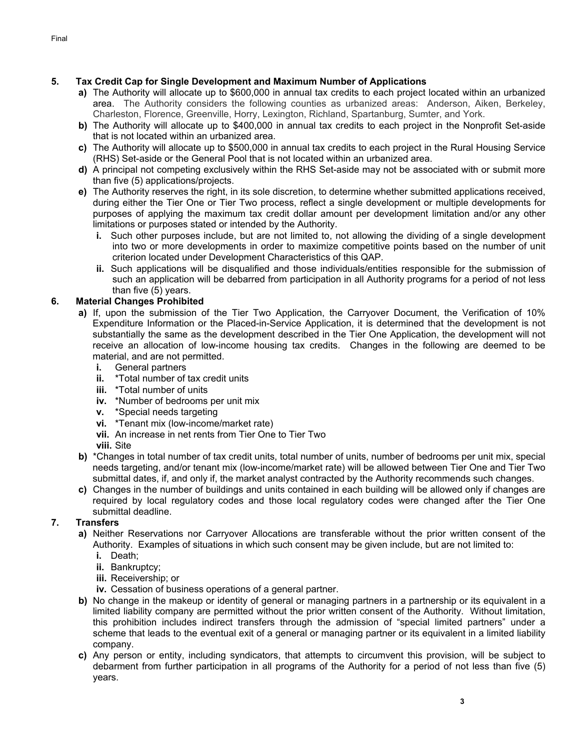**5. Tax Credit Cap for Single Development and Maximum Number of Applications**

- **a)** The Authority will allocate up to $600,000 in annual tax credits to each project located within an urbanized area. The Authority considers the following counties as urbanized areas: Anderson, Aiken, Berkeley, Charleston, Florence, Greenville, Horry, Lexington, Richland, Spartanburg, Sumter, and York.
- **b)** The Authority will allocate up to $400,000 in annual tax credits to each project in the Nonprofit Set-aside that is not located within an urbanized area.
- **c)** The Authority will allocate up to $500,000 in annual tax credits to each project in the Rural Housing Service (RHS) Set-aside or the General Pool that is not located within an urbanized area.
- **d)** A principal not competing exclusively within the RHS Set-aside may not be associated with or submit more than five (5) applications/projects.
- **e)** The Authority reserves the right, in its sole discretion, to determine whether submitted applications received, during either the Tier One or Tier Two process, reflect a single development or multiple developments for purposes of applying the maximum tax credit dollar amount per development limitation and/or any other limitations or purposes stated or intended by the Authority.
  - **i.** Such other purposes include, but are not limited to, not allowing the dividing of a single development into two or more developments in order to maximize competitive points based on the number of unit criterion located under Development Characteristics of this QAP.
  - **ii.** Such applications will be disqualified and those individuals/entities responsible for the submission of such an application will be debarred from participation in all Authority programs for a period of not less than five (5) years.

**6. Material Changes Prohibited**

- **a)** If, upon the submission of the Tier Two Application, the Carryover Document, the Verification of 10% Expenditure Information or the Placed-in-Service Application, it is determined that the development is not substantially the same as the development described in the Tier One Application, the development will not receive an allocation of low-income housing tax credits. Changes in the following are deemed to be material, and are not permitted.
  - **i.** General partners
  - **ii.** *Total number of tax credit units
  - **iii.** *Total number of units
  - **iv.** *Number of bedrooms per unit mix
  - **v.** *Special needs targeting
  - **vi.** *Tenant mix (low-income/market rate)
  - **vii.** An increase in net rents from Tier One to Tier Two
  - **viii.** Site
- **b)** *Changes in total number of tax credit units, total number of units, number of bedrooms per unit mix, special needs targeting, and/or tenant mix (low-income/market rate) will be allowed between Tier One and Tier Two submittal dates, if, and only if, the market analyst contracted by the Authority recommends such changes.
- **c)** Changes in the number of buildings and units contained in each building will be allowed only if changes are required by local regulatory codes and those local regulatory codes were changed after the Tier One submittal deadline.

**7. Transfers**

- **a)** Neither Reservations nor Carryover Allocations are transferable without the prior written consent of the Authority. Examples of situations in which such consent may be given include, but are not limited to:
  - **i.** Death;
  - **ii.** Bankruptcy;
  - **iii.** Receivership; or
  - **iv.** Cessation of business operations of a general partner.
- **b)** No change in the makeup or identity of general or managing partners in a partnership or its equivalent in a limited liability company are permitted without the prior written consent of the Authority. Without limitation, this prohibition includes indirect transfers through the admission of "special limited partners" under a scheme that leads to the eventual exit of a general or managing partner or its equivalent in a limited liability company.
- **c)** Any person or entity, including syndicators, that attempts to circumvent this provision, will be subject to debarment from further participation in all programs of the Authority for a period of not less than five (5) years.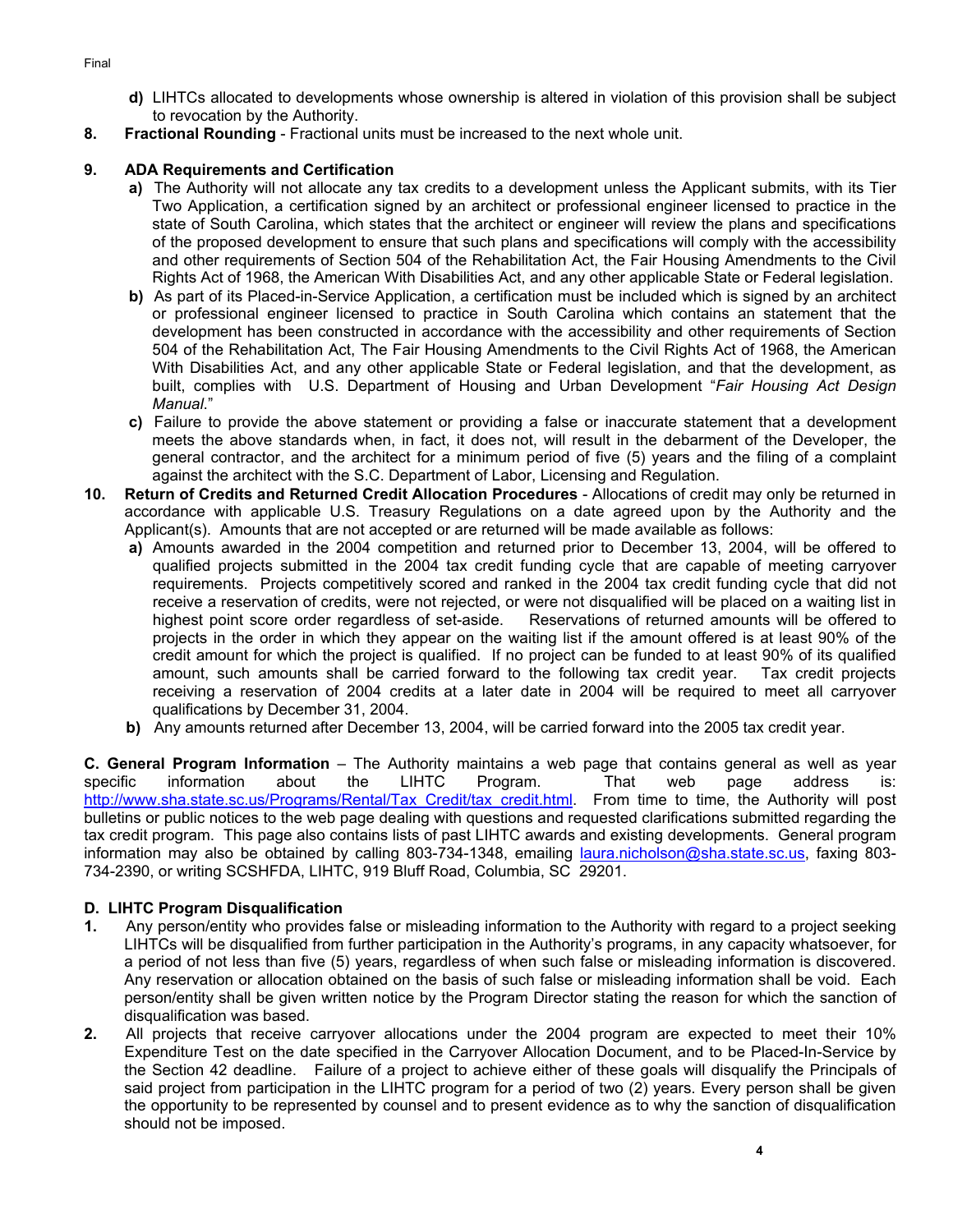**d)** LIHTCs allocated to developments whose ownership is altered in violation of this provision shall be subject to revocation by the Authority.

**8. Fractional Rounding** - Fractional units must be increased to the next whole unit.

**9. ADA Requirements and Certification**

**a)** The Authority will not allocate any tax credits to a development unless the Applicant submits, with its Tier Two Application, a certification signed by an architect or professional engineer licensed to practice in the state of South Carolina, which states that the architect or engineer will review the plans and specifications of the proposed development to ensure that such plans and specifications will comply with the accessibility and other requirements of Section 504 of the Rehabilitation Act, the Fair Housing Amendments to the Civil Rights Act of 1968, the American With Disabilities Act, and any other applicable State or Federal legislation.

**b)** As part of its Placed-in-Service Application, a certification must be included which is signed by an architect or professional engineer licensed to practice in South Carolina which contains an statement that the development has been constructed in accordance with the accessibility and other requirements of Section 504 of the Rehabilitation Act, The Fair Housing Amendments to the Civil Rights Act of 1968, the American With Disabilities Act, and any other applicable State or Federal legislation, and that the development, as built, complies with U.S. Department of Housing and Urban Development "*Fair Housing Act Design Manual*."

**c)** Failure to provide the above statement or providing a false or inaccurate statement that a development meets the above standards when, in fact, it does not, will result in the debarment of the Developer, the general contractor, and the architect for a minimum period of five (5) years and the filing of a complaint against the architect with the S.C. Department of Labor, Licensing and Regulation.

**10. Return of Credits and Returned Credit Allocation Procedures** - Allocations of credit may only be returned in accordance with applicable U.S. Treasury Regulations on a date agreed upon by the Authority and the Applicant(s). Amounts that are not accepted or are returned will be made available as follows:

**a)** Amounts awarded in the 2004 competition and returned prior to December 13, 2004, will be offered to qualified projects submitted in the 2004 tax credit funding cycle that are capable of meeting carryover requirements. Projects competitively scored and ranked in the 2004 tax credit funding cycle that did not receive a reservation of credits, were not rejected, or were not disqualified will be placed on a waiting list in highest point score order regardless of set-aside. Reservations of returned amounts will be offered to projects in the order in which they appear on the waiting list if the amount offered is at least 90% of the credit amount for which the project is qualified. If no project can be funded to at least 90% of its qualified amount, such amounts shall be carried forward to the following tax credit year. Tax credit projects receiving a reservation of 2004 credits at a later date in 2004 will be required to meet all carryover qualifications by December 31, 2004.

**b)** Any amounts returned after December 13, 2004, will be carried forward into the 2005 tax credit year.

**C. General Program Information** – The Authority maintains a web page that contains general as well as year specific information about the LIHTC Program. That web page address is: http://www.sha.state.sc.us/Programs/Rental/Tax_Credit/tax_credit.html. From time to time, the Authority will post bulletins or public notices to the web page dealing with questions and requested clarifications submitted regarding the tax credit program. This page also contains lists of past LIHTC awards and existing developments. General program information may also be obtained by calling 803-734-1348, emailing laura.nicholson@sha.state.sc.us, faxing 803-734-2390, or writing SCSHFDA, LIHTC, 919 Bluff Road, Columbia, SC 29201.

## D. LIHTC Program Disqualification

1. Any person/entity who provides false or misleading information to the Authority with regard to a project seeking LIHTCs will be disqualified from further participation in the Authority's programs, in any capacity whatsoever, for a period of not less than five (5) years, regardless of when such false or misleading information is discovered. Any reservation or allocation obtained on the basis of such false or misleading information shall be void. Each person/entity shall be given written notice by the Program Director stating the reason for which the sanction of disqualification was based.

2. All projects that receive carryover allocations under the 2004 program are expected to meet their 10% Expenditure Test on the date specified in the Carryover Allocation Document, and to be Placed-In-Service by the Section 42 deadline. Failure of a project to achieve either of these goals will disqualify the Principals of said project from participation in the LIHTC program for a period of two (2) years. Every person shall be given the opportunity to be represented by counsel and to present evidence as to why the sanction of disqualification should not be imposed.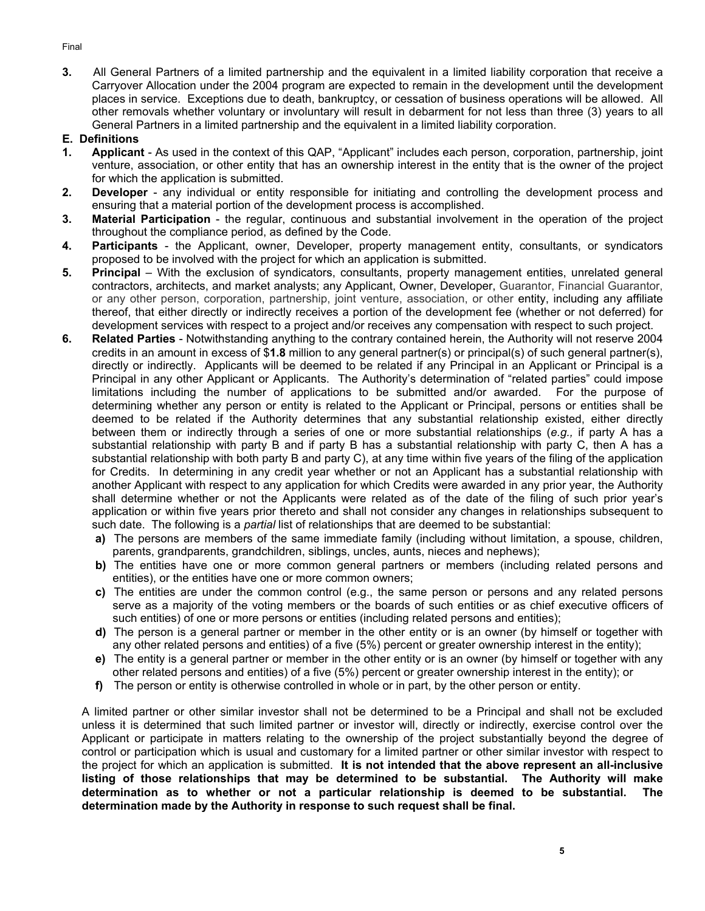3. All General Partners of a limited partnership and the equivalent in a limited liability corporation that receive a Carryover Allocation under the 2004 program are expected to remain in the development until the development places in service. Exceptions due to death, bankruptcy, or cessation of business operations will be allowed. All other removals whether voluntary or involuntary will result in debarment for not less than three (3) years to all General Partners in a limited partnership and the equivalent in a limited liability corporation.

## E. Definitions

1. **Applicant** - As used in the context of this QAP, "Applicant" includes each person, corporation, partnership, joint venture, association, or other entity that has an ownership interest in the entity that is the owner of the project for which the application is submitted.
2. **Developer** - any individual or entity responsible for initiating and controlling the development process and ensuring that a material portion of the development process is accomplished.
3. **Material Participation** - the regular, continuous and substantial involvement in the operation of the project throughout the compliance period, as defined by the Code.
4. **Participants** - the Applicant, owner, Developer, property management entity, consultants, or syndicators proposed to be involved with the project for which an application is submitted.
5. **Principal** – With the exclusion of syndicators, consultants, property management entities, unrelated general contractors, architects, and market analysts; any Applicant, Owner, Developer, Guarantor, Financial Guarantor, or any other person, corporation, partnership, joint venture, association, or other entity, including any affiliate thereof, that either directly or indirectly receives a portion of the development fee (whether or not deferred) for development services with respect to a project and/or receives any compensation with respect to such project.
6. **Related Parties** - Notwithstanding anything to the contrary contained herein, the Authority will not reserve 2004 credits in an amount in excess of $**1.8** million to any general partner(s) or principal(s) of such general partner(s), directly or indirectly. Applicants will be deemed to be related if any Principal in an Applicant or Principal is a Principal in any other Applicant or Applicants. The Authority's determination of "related parties" could impose limitations including the number of applications to be submitted and/or awarded. For the purpose of determining whether any person or entity is related to the Applicant or Principal, persons or entities shall be deemed to be related if the Authority determines that any substantial relationship existed, either directly between them or indirectly through a series of one or more substantial relationships (*e.g.,* if party A has a substantial relationship with party B and if party B has a substantial relationship with party C, then A has a substantial relationship with both party B and party C), at any time within five years of the filing of the application for Credits. In determining in any credit year whether or not an Applicant has a substantial relationship with another Applicant with respect to any application for which Credits were awarded in any prior year, the Authority shall determine whether or not the Applicants were related as of the date of the filing of such prior year's application or within five years prior thereto and shall not consider any changes in relationships subsequent to such date. The following is a *partial* list of relationships that are deemed to be substantial:
   - **a)** The persons are members of the same immediate family (including without limitation, a spouse, children, parents, grandparents, grandchildren, siblings, uncles, aunts, nieces and nephews);
   - **b)** The entities have one or more common general partners or members (including related persons and entities), or the entities have one or more common owners;
   - **c)** The entities are under the common control (e.g., the same person or persons and any related persons serve as a majority of the voting members or the boards of such entities or as chief executive officers of such entities) of one or more persons or entities (including related persons and entities);
   - **d)** The person is a general partner or member in the other entity or is an owner (by himself or together with any other related persons and entities) of a five (5%) percent or greater ownership interest in the entity);
   - **e)** The entity is a general partner or member in the other entity or is an owner (by himself or together with any other related persons and entities) of a five (5%) percent or greater ownership interest in the entity); or
   - **f)** The person or entity is otherwise controlled in whole or in part, by the other person or entity.

   A limited partner or other similar investor shall not be determined to be a Principal and shall not be excluded unless it is determined that such limited partner or investor will, directly or indirectly, exercise control over the Applicant or participate in matters relating to the ownership of the project substantially beyond the degree of control or participation which is usual and customary for a limited partner or other similar investor with respect to the project for which an application is submitted. **It is not intended that the above represent an all-inclusive listing of those relationships that may be determined to be substantial. The Authority will make determination as to whether or not a particular relationship is deemed to be substantial. The determination made by the Authority in response to such request shall be final.**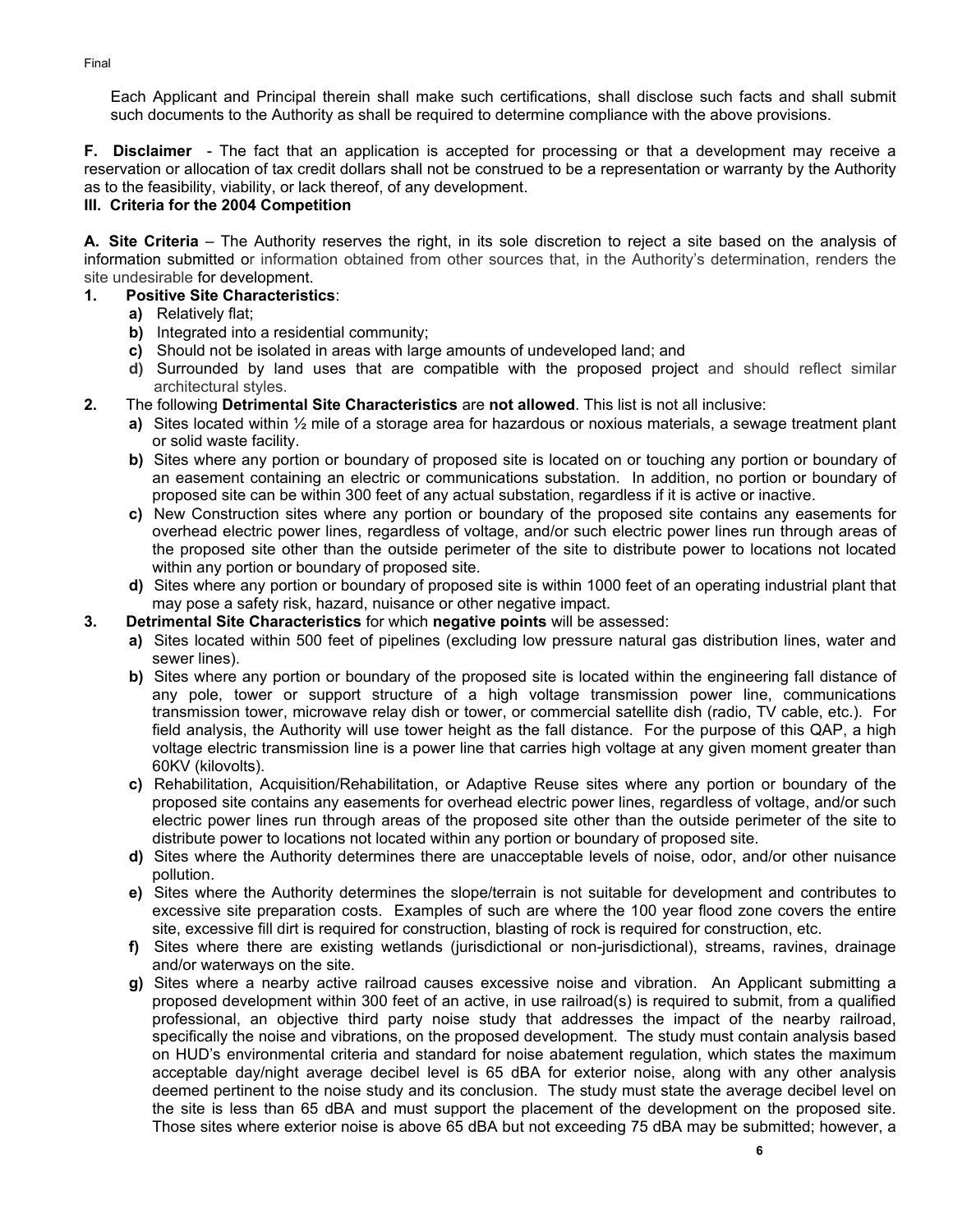Each Applicant and Principal therein shall make such certifications, shall disclose such facts and shall submit such documents to the Authority as shall be required to determine compliance with the above provisions.

**F. Disclaimer** - The fact that an application is accepted for processing or that a development may receive a reservation or allocation of tax credit dollars shall not be construed to be a representation or warranty by the Authority as to the feasibility, viability, or lack thereof, of any development.

## III. Criteria for the 2004 Competition

**A. Site Criteria** – The Authority reserves the right, in its sole discretion to reject a site based on the analysis of information submitted or information obtained from other sources that, in the Authority's determination, renders the site undesirable for development.

1. **Positive Site Characteristics**:
   - **a)** Relatively flat;
   - **b)** Integrated into a residential community;
   - **c)** Should not be isolated in areas with large amounts of undeveloped land; and
   - **d)** Surrounded by land uses that are compatible with the proposed project and should reflect similar architectural styles.

2. The following **Detrimental Site Characteristics** are **not allowed**. This list is not all inclusive:
   - **a)** Sites located within ½ mile of a storage area for hazardous or noxious materials, a sewage treatment plant or solid waste facility.
   - **b)** Sites where any portion or boundary of proposed site is located on or touching any portion or boundary of an easement containing an electric or communications substation. In addition, no portion or boundary of proposed site can be within 300 feet of any actual substation, regardless if it is active or inactive.
   - **c)** New Construction sites where any portion or boundary of the proposed site contains any easements for overhead electric power lines, regardless of voltage, and/or such electric power lines run through areas of the proposed site other than the outside perimeter of the site to distribute power to locations not located within any portion or boundary of proposed site.
   - **d)** Sites where any portion or boundary of proposed site is within 1000 feet of an operating industrial plant that may pose a safety risk, hazard, nuisance or other negative impact.

3. **Detrimental Site Characteristics** for which **negative points** will be assessed:
   - **a)** Sites located within 500 feet of pipelines (excluding low pressure natural gas distribution lines, water and sewer lines).
   - **b)** Sites where any portion or boundary of the proposed site is located within the engineering fall distance of any pole, tower or support structure of a high voltage transmission power line, communications transmission tower, microwave relay dish or tower, or commercial satellite dish (radio, TV cable, etc.). For field analysis, the Authority will use tower height as the fall distance. For the purpose of this QAP, a high voltage electric transmission line is a power line that carries high voltage at any given moment greater than 60KV (kilovolts).
   - **c)** Rehabilitation, Acquisition/Rehabilitation, or Adaptive Reuse sites where any portion or boundary of the proposed site contains any easements for overhead electric power lines, regardless of voltage, and/or such electric power lines run through areas of the proposed site other than the outside perimeter of the site to distribute power to locations not located within any portion or boundary of proposed site.
   - **d)** Sites where the Authority determines there are unacceptable levels of noise, odor, and/or other nuisance pollution.
   - **e)** Sites where the Authority determines the slope/terrain is not suitable for development and contributes to excessive site preparation costs. Examples of such are where the 100 year flood zone covers the entire site, excessive fill dirt is required for construction, blasting of rock is required for construction, etc.
   - **f)** Sites where there are existing wetlands (jurisdictional or non-jurisdictional), streams, ravines, drainage and/or waterways on the site.
   - **g)** Sites where a nearby active railroad causes excessive noise and vibration. An Applicant submitting a proposed development within 300 feet of an active, in use railroad(s) is required to submit, from a qualified professional, an objective third party noise study that addresses the impact of the nearby railroad, specifically the noise and vibrations, on the proposed development. The study must contain analysis based on HUD's environmental criteria and standard for noise abatement regulation, which states the maximum acceptable day/night average decibel level is 65 dBA for exterior noise, along with any other analysis deemed pertinent to the noise study and its conclusion. The study must state the average decibel level on the site is less than 65 dBA and must support the placement of the development on the proposed site. Those sites where exterior noise is above 65 dBA but not exceeding 75 dBA may be submitted; however, a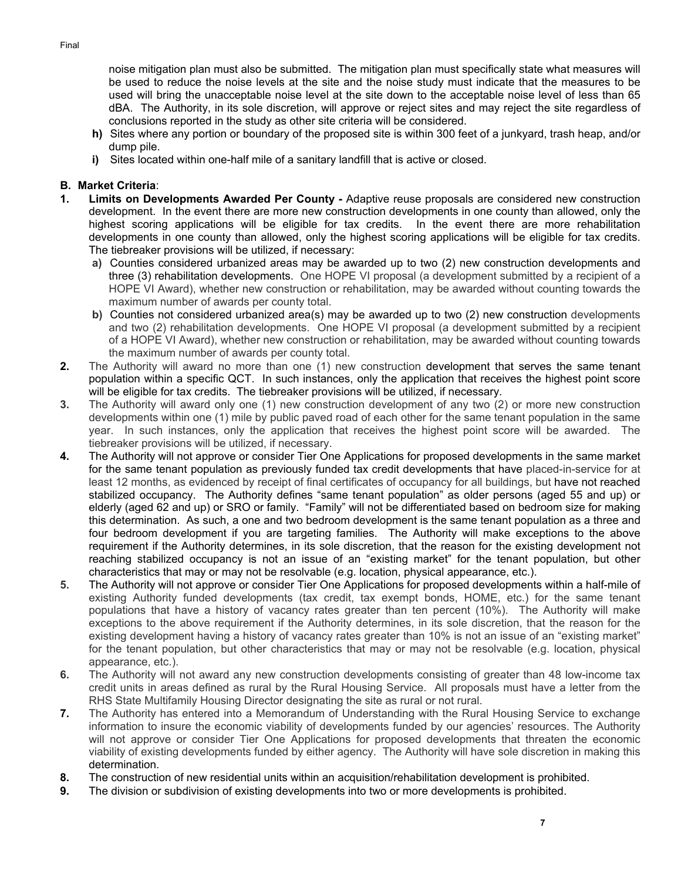noise mitigation plan must also be submitted. The mitigation plan must specifically state what measures will be used to reduce the noise levels at the site and the noise study must indicate that the measures to be used will bring the unacceptable noise level at the site down to the acceptable noise level of less than 65 dBA. The Authority, in its sole discretion, will approve or reject sites and may reject the site regardless of conclusions reported in the study as other site criteria will be considered.

**h)** Sites where any portion or boundary of the proposed site is within 300 feet of a junkyard, trash heap, and/or dump pile.

**i)** Sites located within one-half mile of a sanitary landfill that is active or closed.

## B. Market Criteria:

**1. Limits on Developments Awarded Per County -** Adaptive reuse proposals are considered new construction development. In the event there are more new construction developments in one county than allowed, only the highest scoring applications will be eligible for tax credits. In the event there are more rehabilitation developments in one county than allowed, only the highest scoring applications will be eligible for tax credits. The tiebreaker provisions will be utilized, if necessary:

   **a)** Counties considered urbanized areas may be awarded up to two (2) new construction developments and three (3) rehabilitation developments. One HOPE VI proposal (a development submitted by a recipient of a HOPE VI Award), whether new construction or rehabilitation, may be awarded without counting towards the maximum number of awards per county total.

   **b)** Counties not considered urbanized area(s) may be awarded up to two (2) new construction developments and two (2) rehabilitation developments. One HOPE VI proposal (a development submitted by a recipient of a HOPE VI Award), whether new construction or rehabilitation, may be awarded without counting towards the maximum number of awards per county total.

**2.** The Authority will award no more than one (1) new construction development that serves the same tenant population within a specific QCT. In such instances, only the application that receives the highest point score will be eligible for tax credits. The tiebreaker provisions will be utilized, if necessary.

**3.** The Authority will award only one (1) new construction development of any two (2) or more new construction developments within one (1) mile by public paved road of each other for the same tenant population in the same year. In such instances, only the application that receives the highest point score will be awarded. The tiebreaker provisions will be utilized, if necessary.

**4.** The Authority will not approve or consider Tier One Applications for proposed developments in the same market for the same tenant population as previously funded tax credit developments that have placed-in-service for at least 12 months, as evidenced by receipt of final certificates of occupancy for all buildings, but have not reached stabilized occupancy. The Authority defines "same tenant population" as older persons (aged 55 and up) or elderly (aged 62 and up) or SRO or family. "Family" will not be differentiated based on bedroom size for making this determination. As such, a one and two bedroom development is the same tenant population as a three and four bedroom development if you are targeting families. The Authority will make exceptions to the above requirement if the Authority determines, in its sole discretion, that the reason for the existing development not reaching stabilized occupancy is not an issue of an "existing market" for the tenant population, but other characteristics that may or may not be resolvable (e.g. location, physical appearance, etc.).

**5.** The Authority will not approve or consider Tier One Applications for proposed developments within a half-mile of existing Authority funded developments (tax credit, tax exempt bonds, HOME, etc.) for the same tenant populations that have a history of vacancy rates greater than ten percent (10%). The Authority will make exceptions to the above requirement if the Authority determines, in its sole discretion, that the reason for the existing development having a history of vacancy rates greater than 10% is not an issue of an "existing market" for the tenant population, but other characteristics that may or may not be resolvable (e.g. location, physical appearance, etc.).

**6.** The Authority will not award any new construction developments consisting of greater than 48 low-income tax credit units in areas defined as rural by the Rural Housing Service. All proposals must have a letter from the RHS State Multifamily Housing Director designating the site as rural or not rural.

**7.** The Authority has entered into a Memorandum of Understanding with the Rural Housing Service to exchange information to insure the economic viability of developments funded by our agencies' resources. The Authority will not approve or consider Tier One Applications for proposed developments that threaten the economic viability of existing developments funded by either agency. The Authority will have sole discretion in making this determination.

**8.** The construction of new residential units within an acquisition/rehabilitation development is prohibited.

**9.** The division or subdivision of existing developments into two or more developments is prohibited.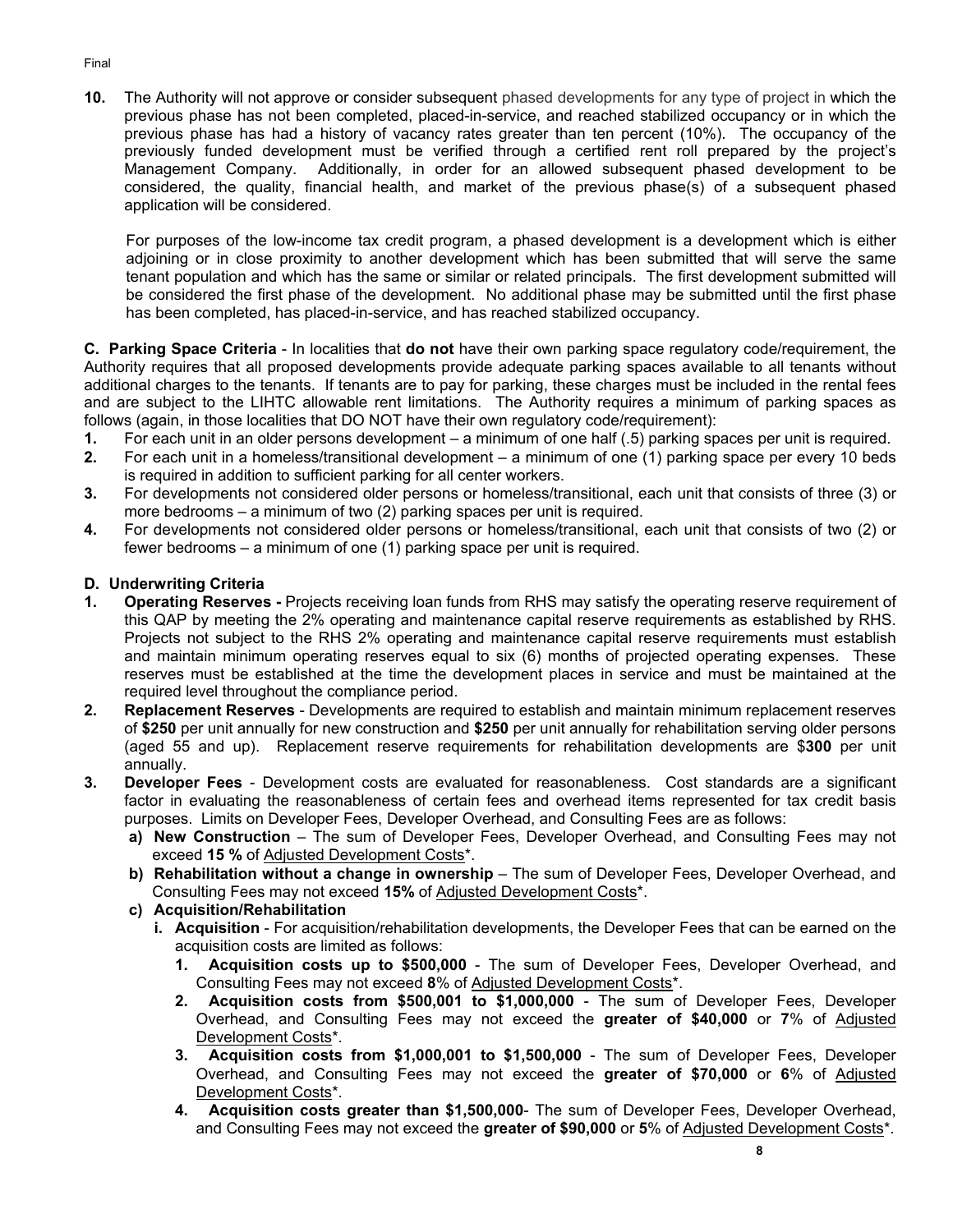**10.** The Authority will not approve or consider subsequent phased developments for any type of project in which the previous phase has not been completed, placed-in-service, and reached stabilized occupancy or in which the previous phase has had a history of vacancy rates greater than ten percent (10%). The occupancy of the previously funded development must be verified through a certified rent roll prepared by the project's Management Company. Additionally, in order for an allowed subsequent phased development to be considered, the quality, financial health, and market of the previous phase(s) of a subsequent phased application will be considered.

For purposes of the low-income tax credit program, a phased development is a development which is either adjoining or in close proximity to another development which has been submitted that will serve the same tenant population and which has the same or similar or related principals. The first development submitted will be considered the first phase of the development. No additional phase may be submitted until the first phase has been completed, has placed-in-service, and has reached stabilized occupancy.

**C. Parking Space Criteria** - In localities that **do not** have their own parking space regulatory code/requirement, the Authority requires that all proposed developments provide adequate parking spaces available to all tenants without additional charges to the tenants. If tenants are to pay for parking, these charges must be included in the rental fees and are subject to the LIHTC allowable rent limitations. The Authority requires a minimum of parking spaces as follows (again, in those localities that DO NOT have their own regulatory code/requirement):

1. For each unit in an older persons development – a minimum of one half (.5) parking spaces per unit is required.
2. For each unit in a homeless/transitional development – a minimum of one (1) parking space per every 10 beds is required in addition to sufficient parking for all center workers.
3. For developments not considered older persons or homeless/transitional, each unit that consists of three (3) or more bedrooms – a minimum of two (2) parking spaces per unit is required.
4. For developments not considered older persons or homeless/transitional, each unit that consists of two (2) or fewer bedrooms – a minimum of one (1) parking space per unit is required.

**D. Underwriting Criteria**

1. **Operating Reserves -** Projects receiving loan funds from RHS may satisfy the operating reserve requirement of this QAP by meeting the 2% operating and maintenance capital reserve requirements as established by RHS. Projects not subject to the RHS 2% operating and maintenance capital reserve requirements must establish and maintain minimum operating reserves equal to six (6) months of projected operating expenses. These reserves must be established at the time the development places in service and must be maintained at the required level throughout the compliance period.
2. **Replacement Reserves** - Developments are required to establish and maintain minimum replacement reserves of **$250** per unit annually for new construction and **$250** per unit annually for rehabilitation serving older persons (aged 55 and up). Replacement reserve requirements for rehabilitation developments are $**300** per unit annually.
3. **Developer Fees** - Development costs are evaluated for reasonableness. Cost standards are a significant factor in evaluating the reasonableness of certain fees and overhead items represented for tax credit basis purposes. Limits on Developer Fees, Developer Overhead, and Consulting Fees are as follows:
   - **a) New Construction** – The sum of Developer Fees, Developer Overhead, and Consulting Fees may not exceed **15 %** of Adjusted Development Costs*.
   - **b) Rehabilitation without a change in ownership** – The sum of Developer Fees, Developer Overhead, and Consulting Fees may not exceed **15%** of Adjusted Development Costs*.
   - **c) Acquisition/Rehabilitation**
     - **i. Acquisition** - For acquisition/rehabilitation developments, the Developer Fees that can be earned on the acquisition costs are limited as follows:
       1. **Acquisition costs up to $500,000** - The sum of Developer Fees, Developer Overhead, and Consulting Fees may not exceed **8**% of Adjusted Development Costs*.
       2. **Acquisition costs from $500,001 to $1,000,000** - The sum of Developer Fees, Developer Overhead, and Consulting Fees may not exceed the **greater of $40,000** or **7**% of Adjusted Development Costs*.
       3. **Acquisition costs from $1,000,001 to $1,500,000** - The sum of Developer Fees, Developer Overhead, and Consulting Fees may not exceed the **greater of $70,000** or **6**% of Adjusted Development Costs*.
       4. **Acquisition costs greater than $1,500,000**- The sum of Developer Fees, Developer Overhead, and Consulting Fees may not exceed the **greater of $90,000** or **5**% of Adjusted Development Costs*.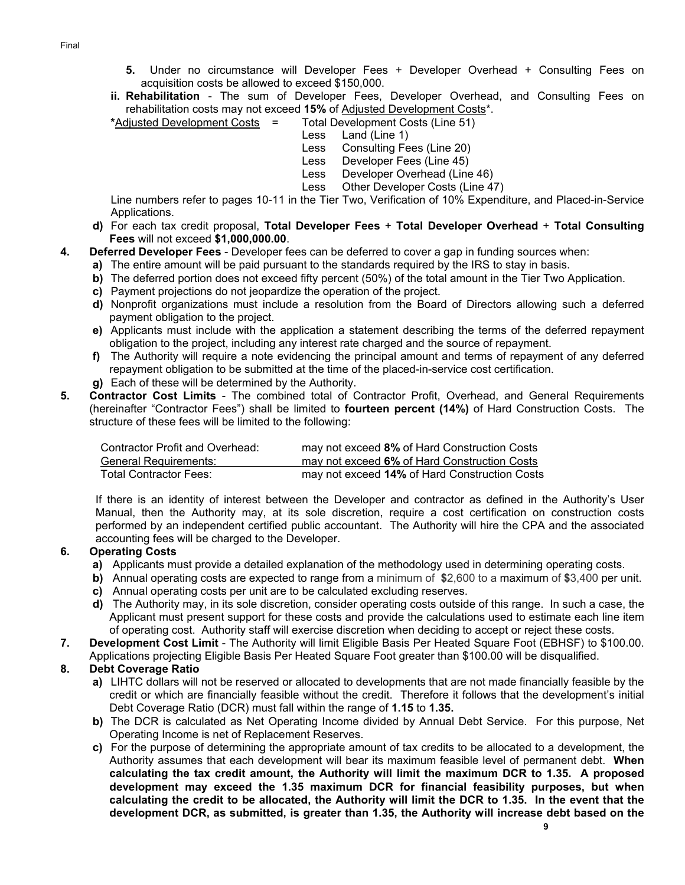5. Under no circumstance will Developer Fees + Developer Overhead + Consulting Fees on acquisition costs be allowed to exceed $150,000.

ii. **Rehabilitation** - The sum of Developer Fees, Developer Overhead, and Consulting Fees on rehabilitation costs may not exceed **15%** of Adjusted Development Costs*.

*Adjusted Development Costs = Total Development Costs (Line 51)
Less Land (Line 1)
Less Consulting Fees (Line 20)
Less Developer Fees (Line 45)
Less Developer Overhead (Line 46)
Less Other Developer Costs (Line 47)

Line numbers refer to pages 10-11 in the Tier Two, Verification of 10% Expenditure, and Placed-in-Service Applications.

**d)** For each tax credit proposal, **Total Developer Fees** + **Total Developer Overhead** + **Total Consulting Fees** will not exceed **$1,000,000.00**.

**4. Deferred Developer Fees** - Developer fees can be deferred to cover a gap in funding sources when:

- **a)** The entire amount will be paid pursuant to the standards required by the IRS to stay in basis.
- **b)** The deferred portion does not exceed fifty percent (50%) of the total amount in the Tier Two Application.
- **c)** Payment projections do not jeopardize the operation of the project.
- **d)** Nonprofit organizations must include a resolution from the Board of Directors allowing such a deferred payment obligation to the project.
- **e)** Applicants must include with the application a statement describing the terms of the deferred repayment obligation to the project, including any interest rate charged and the source of repayment.
- **f)** The Authority will require a note evidencing the principal amount and terms of repayment of any deferred repayment obligation to be submitted at the time of the placed-in-service cost certification.
- **g)** Each of these will be determined by the Authority.

**5. Contractor Cost Limits** - The combined total of Contractor Profit, Overhead, and General Requirements (hereinafter "Contractor Fees") shall be limited to **fourteen percent (14%)** of Hard Construction Costs. The structure of these fees will be limited to the following:

| | |
|---|---|
| Contractor Profit and Overhead: | may not exceed **8%** of Hard Construction Costs |
| General Requirements: | may not exceed **6%** of Hard Construction Costs |
| Total Contractor Fees: | may not exceed **14%** of Hard Construction Costs |

If there is an identity of interest between the Developer and contractor as defined in the Authority's User Manual, then the Authority may, at its sole discretion, require a cost certification on construction costs performed by an independent certified public accountant. The Authority will hire the CPA and the associated accounting fees will be charged to the Developer.

**6. Operating Costs**

- **a)** Applicants must provide a detailed explanation of the methodology used in determining operating costs.
- **b)** Annual operating costs are expected to range from a minimum of $2,600 to a maximum of $3,400 per unit.
- **c)** Annual operating costs per unit are to be calculated excluding reserves.
- **d)** The Authority may, in its sole discretion, consider operating costs outside of this range. In such a case, the Applicant must present support for these costs and provide the calculations used to estimate each line item of operating cost. Authority staff will exercise discretion when deciding to accept or reject these costs.

**7. Development Cost Limit** - The Authority will limit Eligible Basis Per Heated Square Foot (EBHSF) to $100.00. Applications projecting Eligible Basis Per Heated Square Foot greater than $100.00 will be disqualified.

**8. Debt Coverage Ratio**

- **a)** LIHTC dollars will not be reserved or allocated to developments that are not made financially feasible by the credit or which are financially feasible without the credit. Therefore it follows that the development's initial Debt Coverage Ratio (DCR) must fall within the range of **1.15** to **1.35.**
- **b)** The DCR is calculated as Net Operating Income divided by Annual Debt Service. For this purpose, Net Operating Income is net of Replacement Reserves.
- **c)** For the purpose of determining the appropriate amount of tax credits to be allocated to a development, the Authority assumes that each development will bear its maximum feasible level of permanent debt. **When calculating the tax credit amount, the Authority will limit the maximum DCR to 1.35. A proposed development may exceed the 1.35 maximum DCR for financial feasibility purposes, but when calculating the credit to be allocated, the Authority will limit the DCR to 1.35. In the event that the development DCR, as submitted, is greater than 1.35, the Authority will increase debt based on the**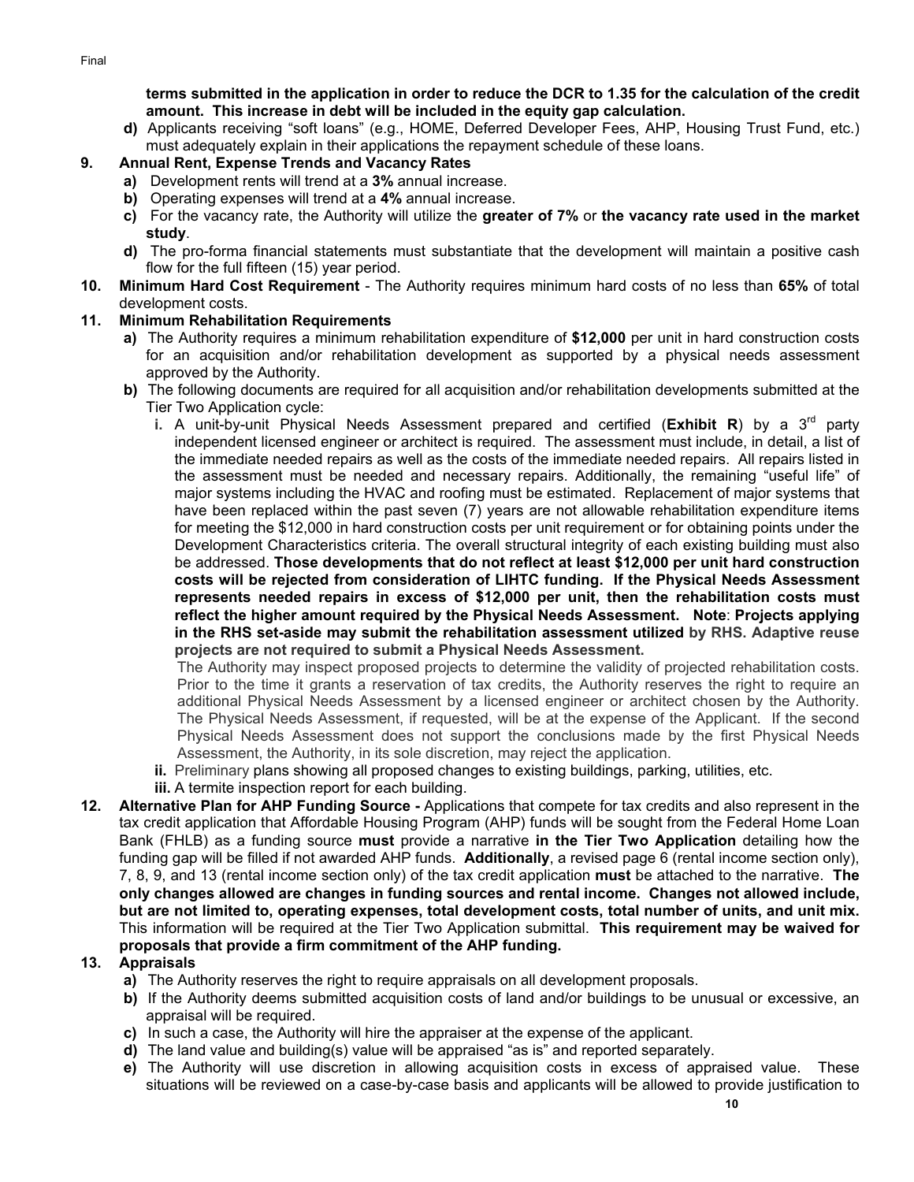**terms submitted in the application in order to reduce the DCR to 1.35 for the calculation of the credit amount. This increase in debt will be included in the equity gap calculation.**

   **d)** Applicants receiving "soft loans" (e.g., HOME, Deferred Developer Fees, AHP, Housing Trust Fund, etc.) must adequately explain in their applications the repayment schedule of these loans.

**9. Annual Rent, Expense Trends and Vacancy Rates**

   **a)** Development rents will trend at a **3%** annual increase.

   **b)** Operating expenses will trend at a **4%** annual increase.

   **c)** For the vacancy rate, the Authority will utilize the **greater of 7%** or **the vacancy rate used in the market study**.

   **d)** The pro-forma financial statements must substantiate that the development will maintain a positive cash flow for the full fifteen (15) year period.

**10. Minimum Hard Cost Requirement** - The Authority requires minimum hard costs of no less than **65%** of total development costs.

**11. Minimum Rehabilitation Requirements**

   **a)** The Authority requires a minimum rehabilitation expenditure of **$12,000** per unit in hard construction costs for an acquisition and/or rehabilitation development as supported by a physical needs assessment approved by the Authority.

   **b)** The following documents are required for all acquisition and/or rehabilitation developments submitted at the Tier Two Application cycle:

      **i.** A unit-by-unit Physical Needs Assessment prepared and certified (**Exhibit R**) by a 3rd party independent licensed engineer or architect is required. The assessment must include, in detail, a list of the immediate needed repairs as well as the costs of the immediate needed repairs. All repairs listed in the assessment must be needed and necessary repairs. Additionally, the remaining "useful life" of major systems including the HVAC and roofing must be estimated. Replacement of major systems that have been replaced within the past seven (7) years are not allowable rehabilitation expenditure items for meeting the $12,000 in hard construction costs per unit requirement or for obtaining points under the Development Characteristics criteria. The overall structural integrity of each existing building must also be addressed. **Those developments that do not reflect at least $12,000 per unit hard construction costs will be rejected from consideration of LIHTC funding. If the Physical Needs Assessment represents needed repairs in excess of $12,000 per unit, then the rehabilitation costs must reflect the higher amount required by the Physical Needs Assessment. Note**: **Projects applying in the RHS set-aside may submit the rehabilitation assessment utilized by RHS. Adaptive reuse projects are not required to submit a Physical Needs Assessment.**

      The Authority may inspect proposed projects to determine the validity of projected rehabilitation costs. Prior to the time it grants a reservation of tax credits, the Authority reserves the right to require an additional Physical Needs Assessment by a licensed engineer or architect chosen by the Authority. The Physical Needs Assessment, if requested, will be at the expense of the Applicant. If the second Physical Needs Assessment does not support the conclusions made by the first Physical Needs Assessment, the Authority, in its sole discretion, may reject the application.

      **ii.** Preliminary plans showing all proposed changes to existing buildings, parking, utilities, etc.

      **iii.** A termite inspection report for each building.

**12. Alternative Plan for AHP Funding Source -** Applications that compete for tax credits and also represent in the tax credit application that Affordable Housing Program (AHP) funds will be sought from the Federal Home Loan Bank (FHLB) as a funding source **must** provide a narrative **in the Tier Two Application** detailing how the funding gap will be filled if not awarded AHP funds. **Additionally**, a revised page 6 (rental income section only), 7, 8, 9, and 13 (rental income section only) of the tax credit application **must** be attached to the narrative. **The only changes allowed are changes in funding sources and rental income. Changes not allowed include, but are not limited to, operating expenses, total development costs, total number of units, and unit mix.** This information will be required at the Tier Two Application submittal. **This requirement may be waived for proposals that provide a firm commitment of the AHP funding.**

**13. Appraisals**

   **a)** The Authority reserves the right to require appraisals on all development proposals.

   **b)** If the Authority deems submitted acquisition costs of land and/or buildings to be unusual or excessive, an appraisal will be required.

   **c)** In such a case, the Authority will hire the appraiser at the expense of the applicant.

   **d)** The land value and building(s) value will be appraised "as is" and reported separately.

   **e)** The Authority will use discretion in allowing acquisition costs in excess of appraised value. These situations will be reviewed on a case-by-case basis and applicants will be allowed to provide justification to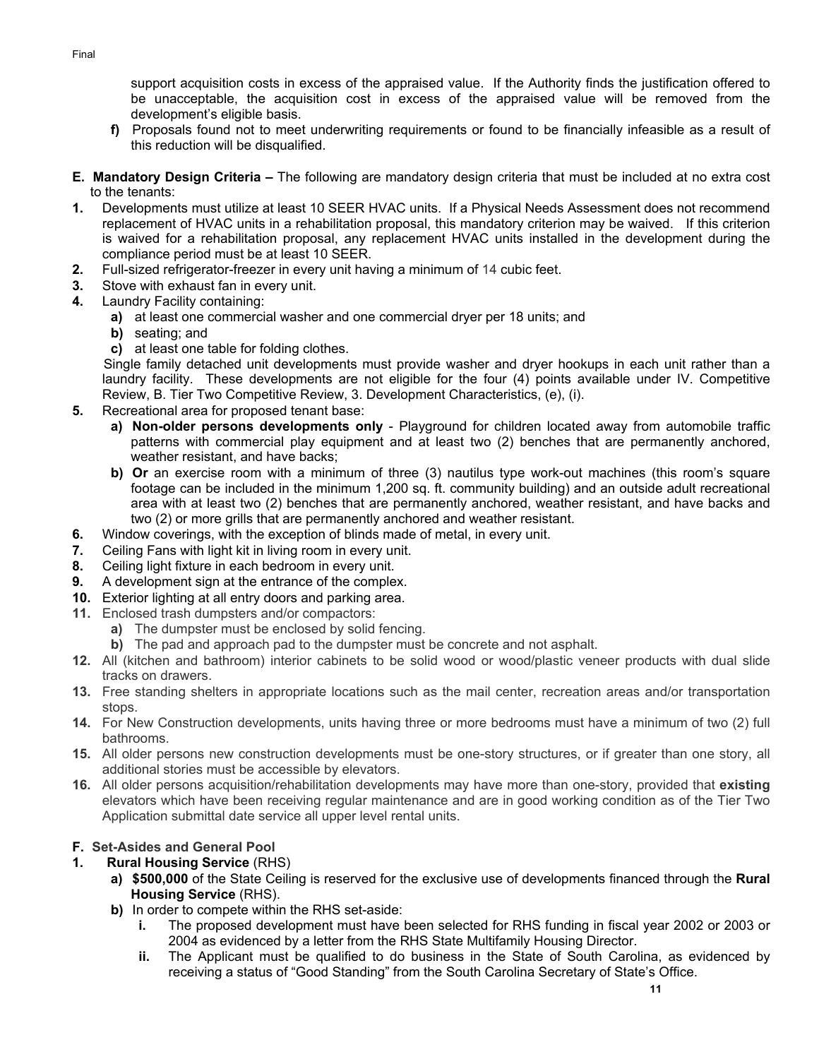support acquisition costs in excess of the appraised value. If the Authority finds the justification offered to be unacceptable, the acquisition cost in excess of the appraised value will be removed from the development's eligible basis.

**f)** Proposals found not to meet underwriting requirements or found to be financially infeasible as a result of this reduction will be disqualified.

**E. Mandatory Design Criteria –** The following are mandatory design criteria that must be included at no extra cost to the tenants:

**1.** Developments must utilize at least 10 SEER HVAC units. If a Physical Needs Assessment does not recommend replacement of HVAC units in a rehabilitation proposal, this mandatory criterion may be waived. If this criterion is waived for a rehabilitation proposal, any replacement HVAC units installed in the development during the compliance period must be at least 10 SEER.

**2.** Full-sized refrigerator-freezer in every unit having a minimum of 14 cubic feet.

**3.** Stove with exhaust fan in every unit.

**4.** Laundry Facility containing:

- **a)** at least one commercial washer and one commercial dryer per 18 units; and
- **b)** seating; and
- **c)** at least one table for folding clothes.

Single family detached unit developments must provide washer and dryer hookups in each unit rather than a laundry facility. These developments are not eligible for the four (4) points available under IV. Competitive Review, B. Tier Two Competitive Review, 3. Development Characteristics, (e), (i).

**5.** Recreational area for proposed tenant base:

- **a) Non-older persons developments only** - Playground for children located away from automobile traffic patterns with commercial play equipment and at least two (2) benches that are permanently anchored, weather resistant, and have backs;
- **b) Or** an exercise room with a minimum of three (3) nautilus type work-out machines (this room's square footage can be included in the minimum 1,200 sq. ft. community building) and an outside adult recreational area with at least two (2) benches that are permanently anchored, weather resistant, and have backs and two (2) or more grills that are permanently anchored and weather resistant.

**6.** Window coverings, with the exception of blinds made of metal, in every unit.

**7.** Ceiling Fans with light kit in living room in every unit.

**8.** Ceiling light fixture in each bedroom in every unit.

**9.** A development sign at the entrance of the complex.

**10.** Exterior lighting at all entry doors and parking area.

**11.** Enclosed trash dumpsters and/or compactors:

- **a)** The dumpster must be enclosed by solid fencing.
- **b)** The pad and approach pad to the dumpster must be concrete and not asphalt.

**12.** All (kitchen and bathroom) interior cabinets to be solid wood or wood/plastic veneer products with dual slide tracks on drawers.

**13.** Free standing shelters in appropriate locations such as the mail center, recreation areas and/or transportation stops.

**14.** For New Construction developments, units having three or more bedrooms must have a minimum of two (2) full bathrooms.

**15.** All older persons new construction developments must be one-story structures, or if greater than one story, all additional stories must be accessible by elevators.

**16.** All older persons acquisition/rehabilitation developments may have more than one-story, provided that **existing** elevators which have been receiving regular maintenance and are in good working condition as of the Tier Two Application submittal date service all upper level rental units.

**F. Set-Asides and General Pool**

**1. Rural Housing Service** (RHS)

- **a) $500,000** of the State Ceiling is reserved for the exclusive use of developments financed through the **Rural Housing Service** (RHS).
- **b)** In order to compete within the RHS set-aside:
  - **i.** The proposed development must have been selected for RHS funding in fiscal year 2002 or 2003 or 2004 as evidenced by a letter from the RHS State Multifamily Housing Director.
  - **ii.** The Applicant must be qualified to do business in the State of South Carolina, as evidenced by receiving a status of "Good Standing" from the South Carolina Secretary of State's Office.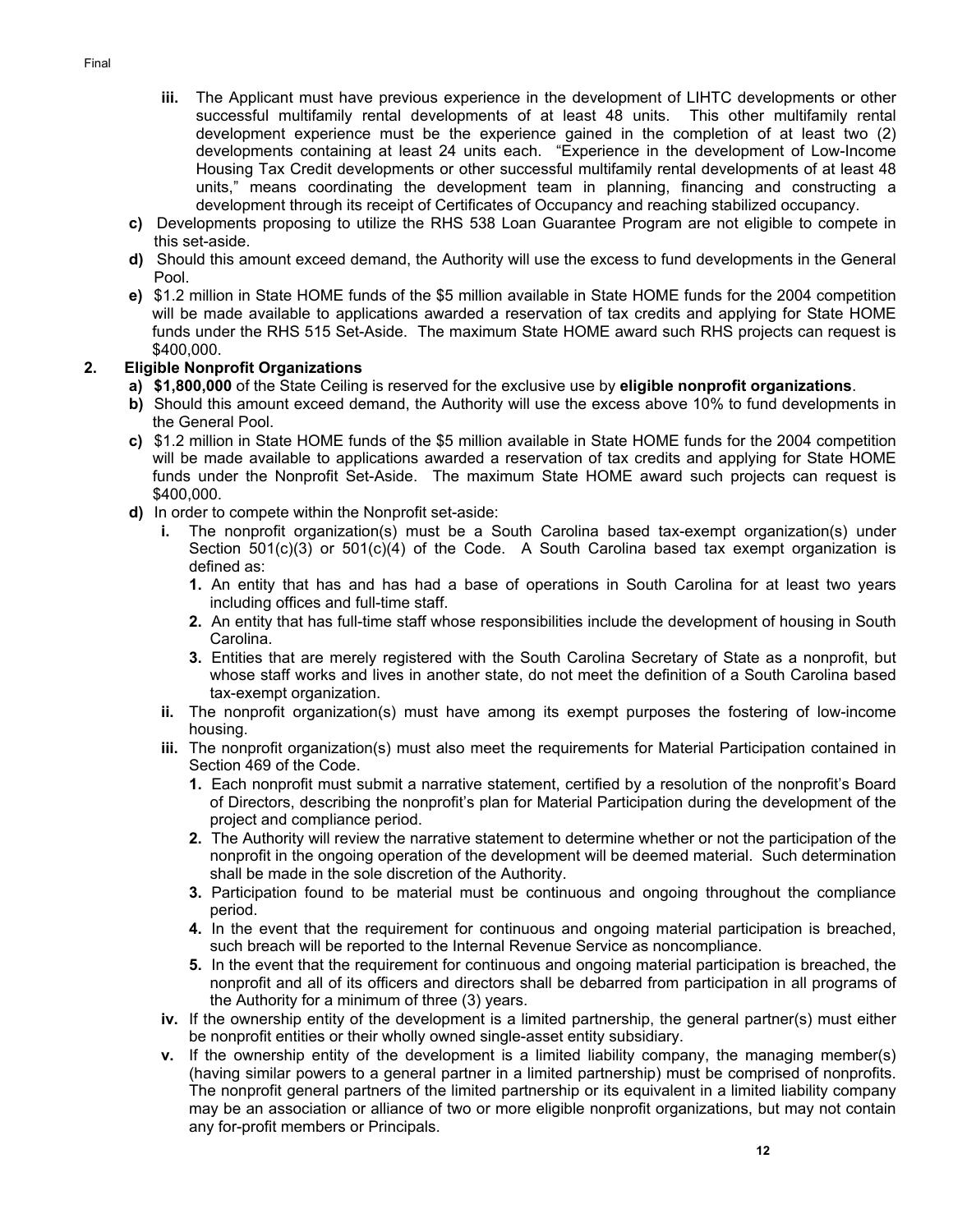- **iii.** The Applicant must have previous experience in the development of LIHTC developments or other successful multifamily rental developments of at least 48 units. This other multifamily rental development experience must be the experience gained in the completion of at least two (2) developments containing at least 24 units each. "Experience in the development of Low-Income Housing Tax Credit developments or other successful multifamily rental developments of at least 48 units," means coordinating the development team in planning, financing and constructing a development through its receipt of Certificates of Occupancy and reaching stabilized occupancy.

**c)** Developments proposing to utilize the RHS 538 Loan Guarantee Program are not eligible to compete in this set-aside.

**d)** Should this amount exceed demand, the Authority will use the excess to fund developments in the General Pool.

**e)** $1.2 million in State HOME funds of the $5 million available in State HOME funds for the 2004 competition will be made available to applications awarded a reservation of tax credits and applying for State HOME funds under the RHS 515 Set-Aside. The maximum State HOME award such RHS projects can request is $400,000.

**2. Eligible Nonprofit Organizations**

**a)** **$1,800,000** of the State Ceiling is reserved for the exclusive use by **eligible nonprofit organizations**.

**b)** Should this amount exceed demand, the Authority will use the excess above 10% to fund developments in the General Pool.

**c)** $1.2 million in State HOME funds of the $5 million available in State HOME funds for the 2004 competition will be made available to applications awarded a reservation of tax credits and applying for State HOME funds under the Nonprofit Set-Aside. The maximum State HOME award such projects can request is $400,000.

**d)** In order to compete within the Nonprofit set-aside:

- **i.** The nonprofit organization(s) must be a South Carolina based tax-exempt organization(s) under Section 501(c)(3) or 501(c)(4) of the Code. A South Carolina based tax exempt organization is defined as:
  - **1.** An entity that has and has had a base of operations in South Carolina for at least two years including offices and full-time staff.
  - **2.** An entity that has full-time staff whose responsibilities include the development of housing in South Carolina.
  - **3.** Entities that are merely registered with the South Carolina Secretary of State as a nonprofit, but whose staff works and lives in another state, do not meet the definition of a South Carolina based tax-exempt organization.
- **ii.** The nonprofit organization(s) must have among its exempt purposes the fostering of low-income housing.
- **iii.** The nonprofit organization(s) must also meet the requirements for Material Participation contained in Section 469 of the Code.
  - **1.** Each nonprofit must submit a narrative statement, certified by a resolution of the nonprofit's Board of Directors, describing the nonprofit's plan for Material Participation during the development of the project and compliance period.
  - **2.** The Authority will review the narrative statement to determine whether or not the participation of the nonprofit in the ongoing operation of the development will be deemed material. Such determination shall be made in the sole discretion of the Authority.
  - **3.** Participation found to be material must be continuous and ongoing throughout the compliance period.
  - **4.** In the event that the requirement for continuous and ongoing material participation is breached, such breach will be reported to the Internal Revenue Service as noncompliance.
  - **5.** In the event that the requirement for continuous and ongoing material participation is breached, the nonprofit and all of its officers and directors shall be debarred from participation in all programs of the Authority for a minimum of three (3) years.
- **iv.** If the ownership entity of the development is a limited partnership, the general partner(s) must either be nonprofit entities or their wholly owned single-asset entity subsidiary.
- **v.** If the ownership entity of the development is a limited liability company, the managing member(s) (having similar powers to a general partner in a limited partnership) must be comprised of nonprofits. The nonprofit general partners of the limited partnership or its equivalent in a limited liability company may be an association or alliance of two or more eligible nonprofit organizations, but may not contain any for-profit members or Principals.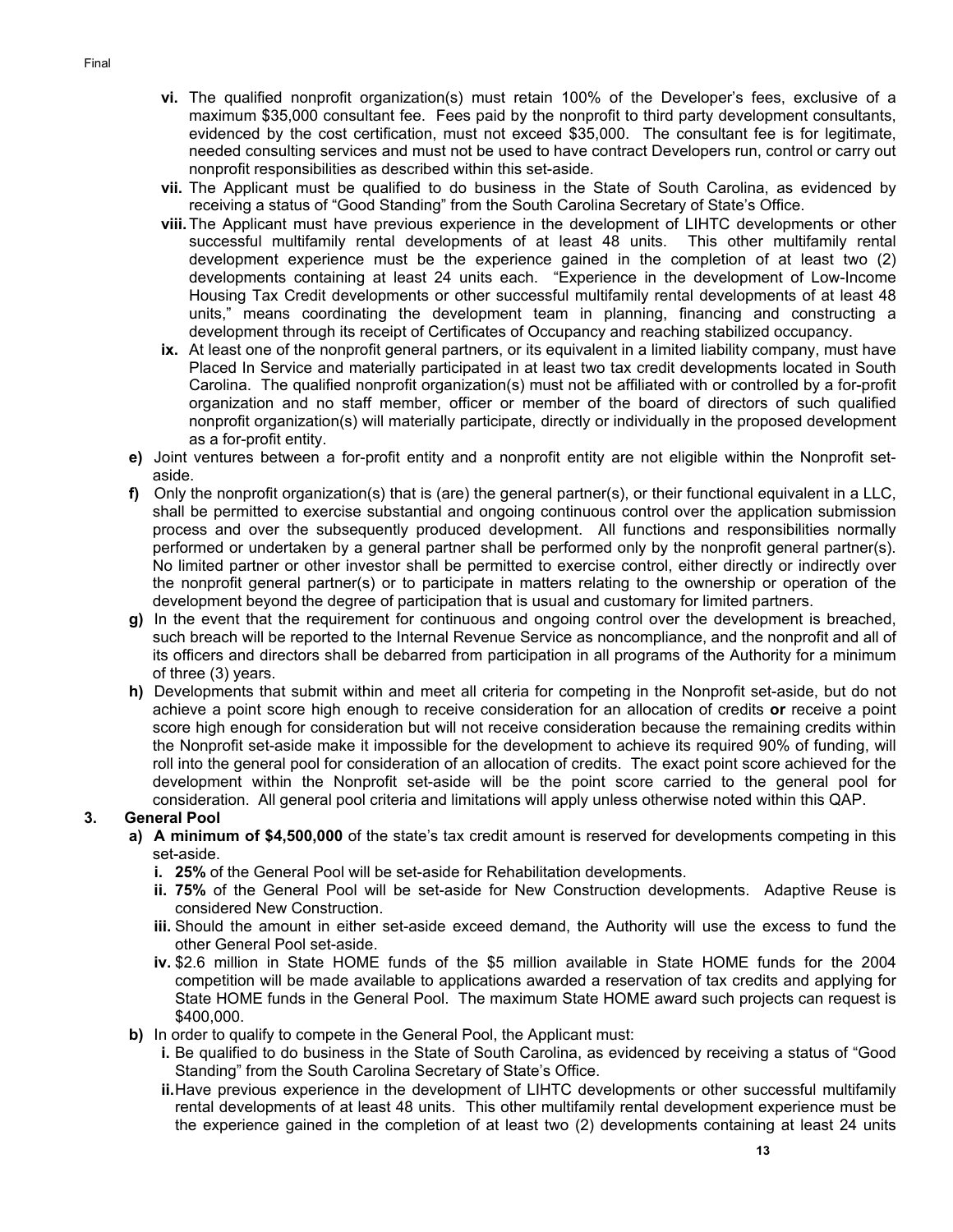- **vi.** The qualified nonprofit organization(s) must retain 100% of the Developer's fees, exclusive of a maximum $35,000 consultant fee. Fees paid by the nonprofit to third party development consultants, evidenced by the cost certification, must not exceed $35,000. The consultant fee is for legitimate, needed consulting services and must not be used to have contract Developers run, control or carry out nonprofit responsibilities as described within this set-aside.
- **vii.** The Applicant must be qualified to do business in the State of South Carolina, as evidenced by receiving a status of "Good Standing" from the South Carolina Secretary of State's Office.
- **viii.** The Applicant must have previous experience in the development of LIHTC developments or other successful multifamily rental developments of at least 48 units. This other multifamily rental development experience must be the experience gained in the completion of at least two (2) developments containing at least 24 units each. "Experience in the development of Low-Income Housing Tax Credit developments or other successful multifamily rental developments of at least 48 units," means coordinating the development team in planning, financing and constructing a development through its receipt of Certificates of Occupancy and reaching stabilized occupancy.
- **ix.** At least one of the nonprofit general partners, or its equivalent in a limited liability company, must have Placed In Service and materially participated in at least two tax credit developments located in South Carolina. The qualified nonprofit organization(s) must not be affiliated with or controlled by a for-profit organization and no staff member, officer or member of the board of directors of such qualified nonprofit organization(s) will materially participate, directly or individually in the proposed development as a for-profit entity.

**e)** Joint ventures between a for-profit entity and a nonprofit entity are not eligible within the Nonprofit set-aside.

**f)** Only the nonprofit organization(s) that is (are) the general partner(s), or their functional equivalent in a LLC, shall be permitted to exercise substantial and ongoing continuous control over the application submission process and over the subsequently produced development. All functions and responsibilities normally performed or undertaken by a general partner shall be performed only by the nonprofit general partner(s). No limited partner or other investor shall be permitted to exercise control, either directly or indirectly over the nonprofit general partner(s) or to participate in matters relating to the ownership or operation of the development beyond the degree of participation that is usual and customary for limited partners.

**g)** In the event that the requirement for continuous and ongoing control over the development is breached, such breach will be reported to the Internal Revenue Service as noncompliance, and the nonprofit and all of its officers and directors shall be debarred from participation in all programs of the Authority for a minimum of three (3) years.

**h)** Developments that submit within and meet all criteria for competing in the Nonprofit set-aside, but do not achieve a point score high enough to receive consideration for an allocation of credits **or** receive a point score high enough for consideration but will not receive consideration because the remaining credits within the Nonprofit set-aside make it impossible for the development to achieve its required 90% of funding, will roll into the general pool for consideration of an allocation of credits. The exact point score achieved for the development within the Nonprofit set-aside will be the point score carried to the general pool for consideration. All general pool criteria and limitations will apply unless otherwise noted within this QAP.

**3. General Pool**

**a)** **A minimum of $4,500,000** of the state's tax credit amount is reserved for developments competing in this set-aside.

- **i. 25%** of the General Pool will be set-aside for Rehabilitation developments.
- **ii. 75%** of the General Pool will be set-aside for New Construction developments. Adaptive Reuse is considered New Construction.
- **iii.** Should the amount in either set-aside exceed demand, the Authority will use the excess to fund the other General Pool set-aside.
- **iv.** $2.6 million in State HOME funds of the $5 million available in State HOME funds for the 2004 competition will be made available to applications awarded a reservation of tax credits and applying for State HOME funds in the General Pool. The maximum State HOME award such projects can request is $400,000.

**b)** In order to qualify to compete in the General Pool, the Applicant must:

- **i.** Be qualified to do business in the State of South Carolina, as evidenced by receiving a status of "Good Standing" from the South Carolina Secretary of State's Office.
- **ii.** Have previous experience in the development of LIHTC developments or other successful multifamily rental developments of at least 48 units. This other multifamily rental development experience must be the experience gained in the completion of at least two (2) developments containing at least 24 units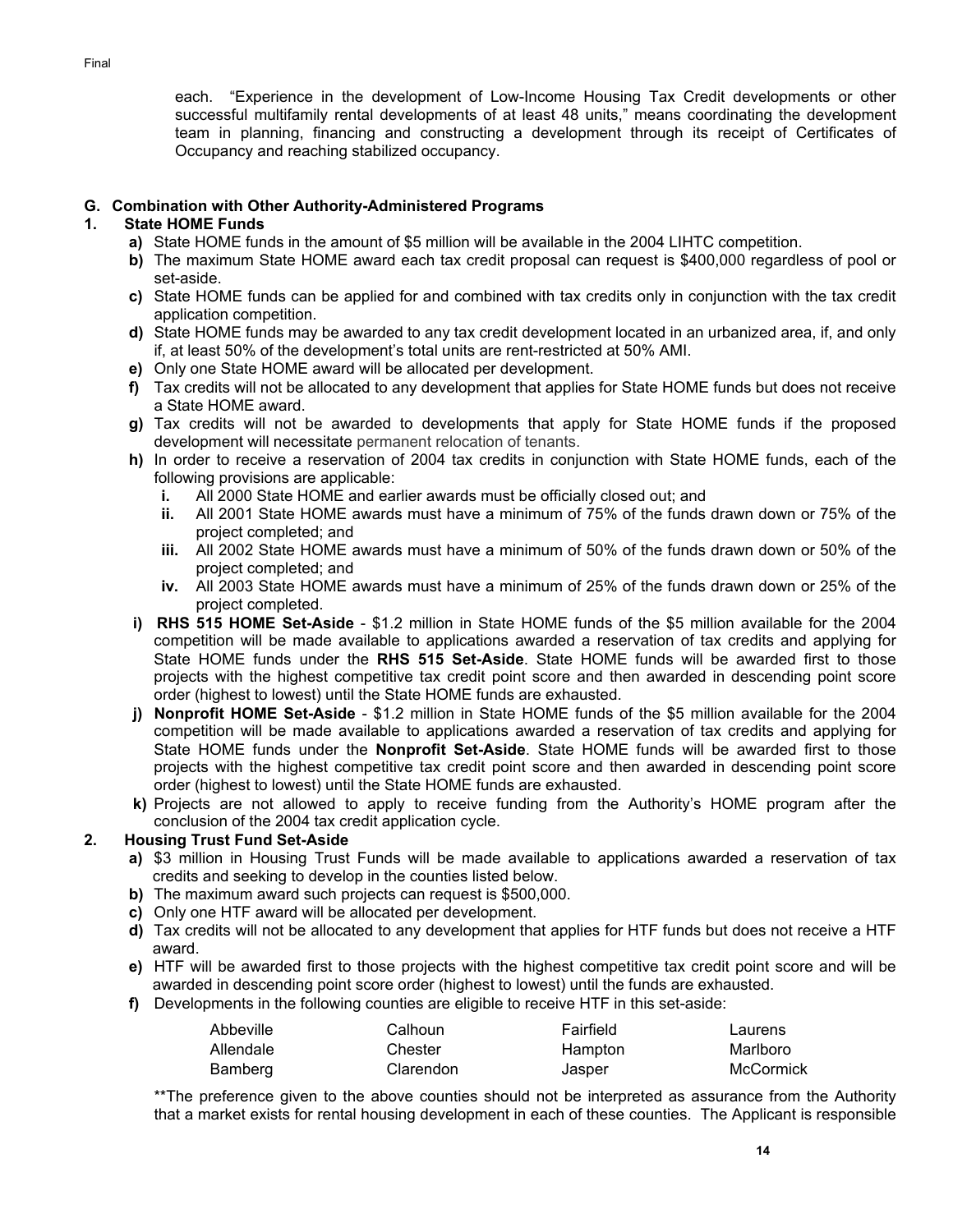each. "Experience in the development of Low-Income Housing Tax Credit developments or other successful multifamily rental developments of at least 48 units," means coordinating the development team in planning, financing and constructing a development through its receipt of Certificates of Occupancy and reaching stabilized occupancy.

## G. Combination with Other Authority-Administered Programs

### 1. State HOME Funds

**a)** State HOME funds in the amount of $5 million will be available in the 2004 LIHTC competition.

**b)** The maximum State HOME award each tax credit proposal can request is $400,000 regardless of pool or set-aside.

**c)** State HOME funds can be applied for and combined with tax credits only in conjunction with the tax credit application competition.

**d)** State HOME funds may be awarded to any tax credit development located in an urbanized area, if, and only if, at least 50% of the development's total units are rent-restricted at 50% AMI.

**e)** Only one State HOME award will be allocated per development.

**f)** Tax credits will not be allocated to any development that applies for State HOME funds but does not receive a State HOME award.

**g)** Tax credits will not be awarded to developments that apply for State HOME funds if the proposed development will necessitate permanent relocation of tenants.

**h)** In order to receive a reservation of 2004 tax credits in conjunction with State HOME funds, each of the following provisions are applicable:

- **i.** All 2000 State HOME and earlier awards must be officially closed out; and
- **ii.** All 2001 State HOME awards must have a minimum of 75% of the funds drawn down or 75% of the project completed; and
- **iii.** All 2002 State HOME awards must have a minimum of 50% of the funds drawn down or 50% of the project completed; and
- **iv.** All 2003 State HOME awards must have a minimum of 25% of the funds drawn down or 25% of the project completed.

**i) RHS 515 HOME Set-Aside** - $1.2 million in State HOME funds of the $5 million available for the 2004 competition will be made available to applications awarded a reservation of tax credits and applying for State HOME funds under the **RHS 515 Set-Aside**. State HOME funds will be awarded first to those projects with the highest competitive tax credit point score and then awarded in descending point score order (highest to lowest) until the State HOME funds are exhausted.

**j) Nonprofit HOME Set-Aside** - $1.2 million in State HOME funds of the $5 million available for the 2004 competition will be made available to applications awarded a reservation of tax credits and applying for State HOME funds under the **Nonprofit Set-Aside**. State HOME funds will be awarded first to those projects with the highest competitive tax credit point score and then awarded in descending point score order (highest to lowest) until the State HOME funds are exhausted.

**k)** Projects are not allowed to apply to receive funding from the Authority's HOME program after the conclusion of the 2004 tax credit application cycle.

### 2. Housing Trust Fund Set-Aside

**a)** $3 million in Housing Trust Funds will be made available to applications awarded a reservation of tax credits and seeking to develop in the counties listed below.

**b)** The maximum award such projects can request is $500,000.

**c)** Only one HTF award will be allocated per development.

**d)** Tax credits will not be allocated to any development that applies for HTF funds but does not receive a HTF award.

**e)** HTF will be awarded first to those projects with the highest competitive tax credit point score and will be awarded in descending point score order (highest to lowest) until the funds are exhausted.

**f)** Developments in the following counties are eligible to receive HTF in this set-aside:

| | | | |
|---|---|---|---|
| Abbeville | Calhoun | Fairfield | Laurens |
| Allendale | Chester | Hampton | Marlboro |
| Bamberg | Clarendon | Jasper | McCormick |

**The preference given to the above counties should not be interpreted as assurance from the Authority that a market exists for rental housing development in each of these counties. The Applicant is responsible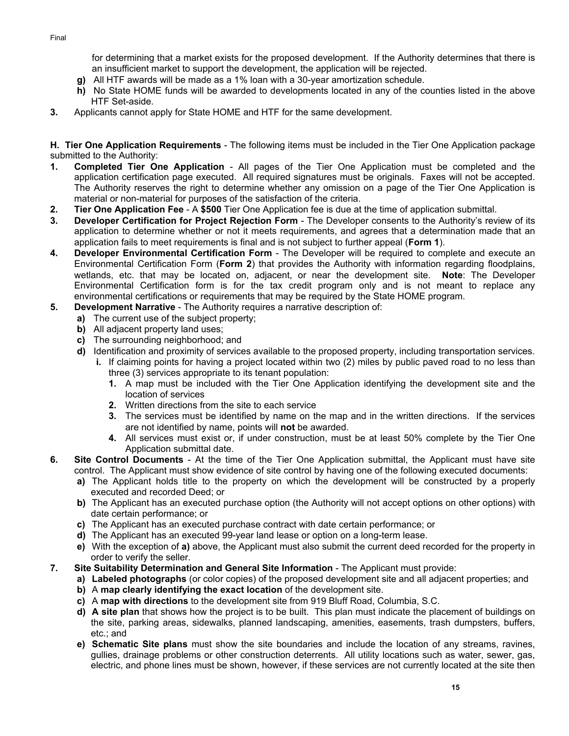for determining that a market exists for the proposed development. If the Authority determines that there is an insufficient market to support the development, the application will be rejected.

- **g)** All HTF awards will be made as a 1% loan with a 30-year amortization schedule.
- **h)** No State HOME funds will be awarded to developments located in any of the counties listed in the above HTF Set-aside.

**3.** Applicants cannot apply for State HOME and HTF for the same development.

**H. Tier One Application Requirements** - The following items must be included in the Tier One Application package submitted to the Authority:

**1. Completed Tier One Application** - All pages of the Tier One Application must be completed and the application certification page executed. All required signatures must be originals. Faxes will not be accepted. The Authority reserves the right to determine whether any omission on a page of the Tier One Application is material or non-material for purposes of the satisfaction of the criteria.

**2. Tier One Application Fee** - A **$500** Tier One Application fee is due at the time of application submittal.

**3. Developer Certification for Project Rejection Form** - The Developer consents to the Authority's review of its application to determine whether or not it meets requirements, and agrees that a determination made that an application fails to meet requirements is final and is not subject to further appeal (**Form 1**).

**4. Developer Environmental Certification Form** - The Developer will be required to complete and execute an Environmental Certification Form (**Form 2**) that provides the Authority with information regarding floodplains, wetlands, etc. that may be located on, adjacent, or near the development site. **Note**: The Developer Environmental Certification form is for the tax credit program only and is not meant to replace any environmental certifications or requirements that may be required by the State HOME program.

**5. Development Narrative** - The Authority requires a narrative description of:

- **a)** The current use of the subject property;
- **b)** All adjacent property land uses;
- **c)** The surrounding neighborhood; and
- **d)** Identification and proximity of services available to the proposed property, including transportation services.
  - **i.** If claiming points for having a project located within two (2) miles by public paved road to no less than three (3) services appropriate to its tenant population:
    - **1.** A map must be included with the Tier One Application identifying the development site and the location of services
    - **2.** Written directions from the site to each service
    - **3.** The services must be identified by name on the map and in the written directions. If the services are not identified by name, points will **not** be awarded.
    - **4.** All services must exist or, if under construction, must be at least 50% complete by the Tier One Application submittal date.

**6. Site Control Documents** - At the time of the Tier One Application submittal, the Applicant must have site control. The Applicant must show evidence of site control by having one of the following executed documents:

- **a)** The Applicant holds title to the property on which the development will be constructed by a properly executed and recorded Deed; or
- **b)** The Applicant has an executed purchase option (the Authority will not accept options on other options) with date certain performance; or
- **c)** The Applicant has an executed purchase contract with date certain performance; or
- **d)** The Applicant has an executed 99-year land lease or option on a long-term lease.
- **e)** With the exception of **a)** above, the Applicant must also submit the current deed recorded for the property in order to verify the seller.

**7. Site Suitability Determination and General Site Information** - The Applicant must provide:

- **a) Labeled photographs** (or color copies) of the proposed development site and all adjacent properties; and
- **b)** A **map clearly identifying the exact location** of the development site.
- **c)** A **map with directions** to the development site from 919 Bluff Road, Columbia, S.C.
- **d) A site plan** that shows how the project is to be built. This plan must indicate the placement of buildings on the site, parking areas, sidewalks, planned landscaping, amenities, easements, trash dumpsters, buffers, etc.; and
- **e) Schematic Site plans** must show the site boundaries and include the location of any streams, ravines, gullies, drainage problems or other construction deterrents. All utility locations such as water, sewer, gas, electric, and phone lines must be shown, however, if these services are not currently located at the site then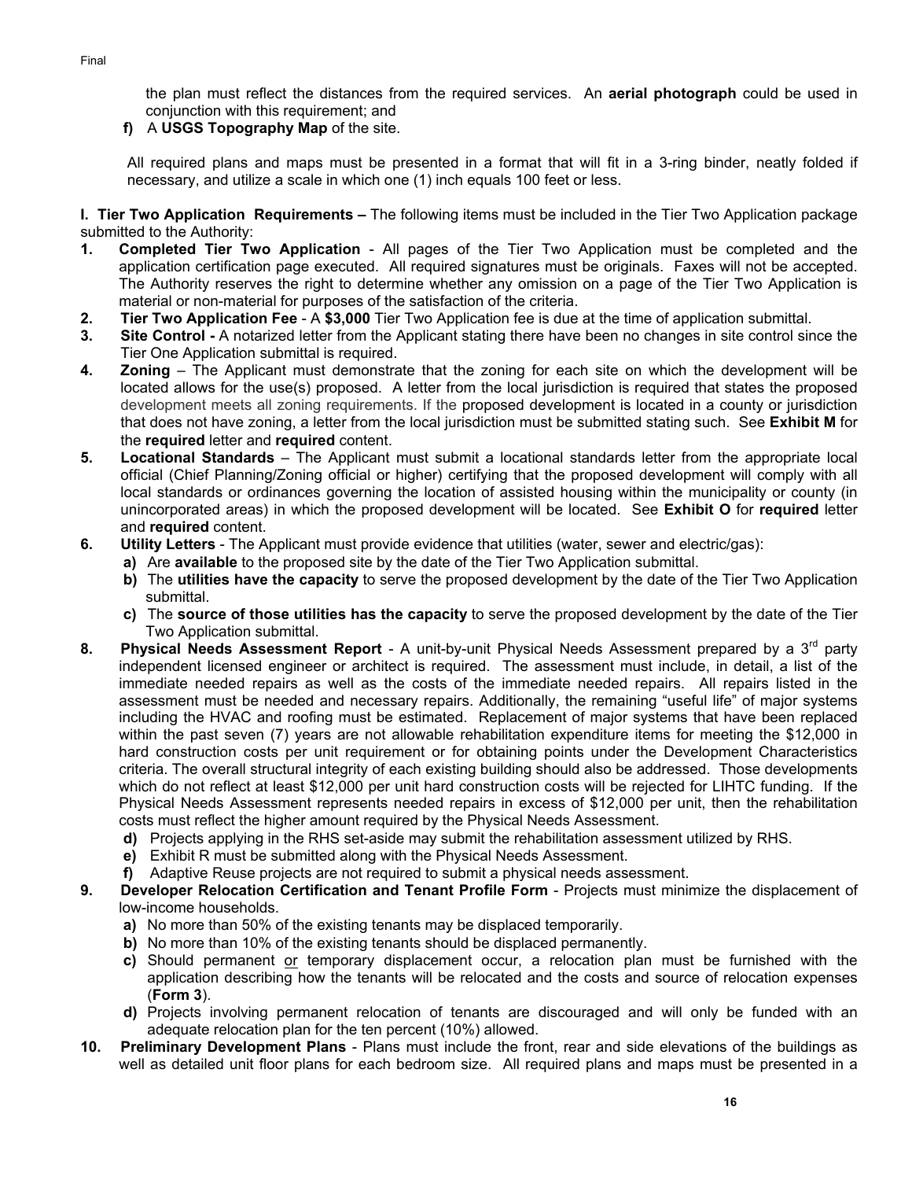the plan must reflect the distances from the required services. An **aerial photograph** could be used in conjunction with this requirement; and

**f)** A **USGS Topography Map** of the site.

All required plans and maps must be presented in a format that will fit in a 3-ring binder, neatly folded if necessary, and utilize a scale in which one (1) inch equals 100 feet or less.

**I. Tier Two Application Requirements –** The following items must be included in the Tier Two Application package submitted to the Authority:

1. **Completed Tier Two Application** - All pages of the Tier Two Application must be completed and the application certification page executed. All required signatures must be originals. Faxes will not be accepted. The Authority reserves the right to determine whether any omission on a page of the Tier Two Application is material or non-material for purposes of the satisfaction of the criteria.
2. **Tier Two Application Fee** - A **$3,000** Tier Two Application fee is due at the time of application submittal.
3. **Site Control -** A notarized letter from the Applicant stating there have been no changes in site control since the Tier One Application submittal is required.
4. **Zoning** – The Applicant must demonstrate that the zoning for each site on which the development will be located allows for the use(s) proposed. A letter from the local jurisdiction is required that states the proposed development meets all zoning requirements. If the proposed development is located in a county or jurisdiction that does not have zoning, a letter from the local jurisdiction must be submitted stating such. See **Exhibit M** for the **required** letter and **required** content.
5. **Locational Standards** – The Applicant must submit a locational standards letter from the appropriate local official (Chief Planning/Zoning official or higher) certifying that the proposed development will comply with all local standards or ordinances governing the location of assisted housing within the municipality or county (in unincorporated areas) in which the proposed development will be located. See **Exhibit O** for **required** letter and **required** content.
6. **Utility Letters** - The Applicant must provide evidence that utilities (water, sewer and electric/gas):
   - **a)** Are **available** to the proposed site by the date of the Tier Two Application submittal.
   - **b)** The **utilities have the capacity** to serve the proposed development by the date of the Tier Two Application submittal.
   - **c)** The **source of those utilities has the capacity** to serve the proposed development by the date of the Tier Two Application submittal.

8. **Physical Needs Assessment Report** - A unit-by-unit Physical Needs Assessment prepared by a 3rd party independent licensed engineer or architect is required. The assessment must include, in detail, a list of the immediate needed repairs as well as the costs of the immediate needed repairs. All repairs listed in the assessment must be needed and necessary repairs. Additionally, the remaining "useful life" of major systems including the HVAC and roofing must be estimated. Replacement of major systems that have been replaced within the past seven (7) years are not allowable rehabilitation expenditure items for meeting the $12,000 in hard construction costs per unit requirement or for obtaining points under the Development Characteristics criteria. The overall structural integrity of each existing building should also be addressed. Those developments which do not reflect at least $12,000 per unit hard construction costs will be rejected for LIHTC funding. If the Physical Needs Assessment represents needed repairs in excess of $12,000 per unit, then the rehabilitation costs must reflect the higher amount required by the Physical Needs Assessment.
   - **d)** Projects applying in the RHS set-aside may submit the rehabilitation assessment utilized by RHS.
   - **e)** Exhibit R must be submitted along with the Physical Needs Assessment.
   - **f)** Adaptive Reuse projects are not required to submit a physical needs assessment.
9. **Developer Relocation Certification and Tenant Profile Form** - Projects must minimize the displacement of low-income households.
   - **a)** No more than 50% of the existing tenants may be displaced temporarily.
   - **b)** No more than 10% of the existing tenants should be displaced permanently.
   - **c)** Should permanent or temporary displacement occur, a relocation plan must be furnished with the application describing how the tenants will be relocated and the costs and source of relocation expenses (**Form 3**).
   - **d)** Projects involving permanent relocation of tenants are discouraged and will only be funded with an adequate relocation plan for the ten percent (10%) allowed.
10. **Preliminary Development Plans** - Plans must include the front, rear and side elevations of the buildings as well as detailed unit floor plans for each bedroom size. All required plans and maps must be presented in a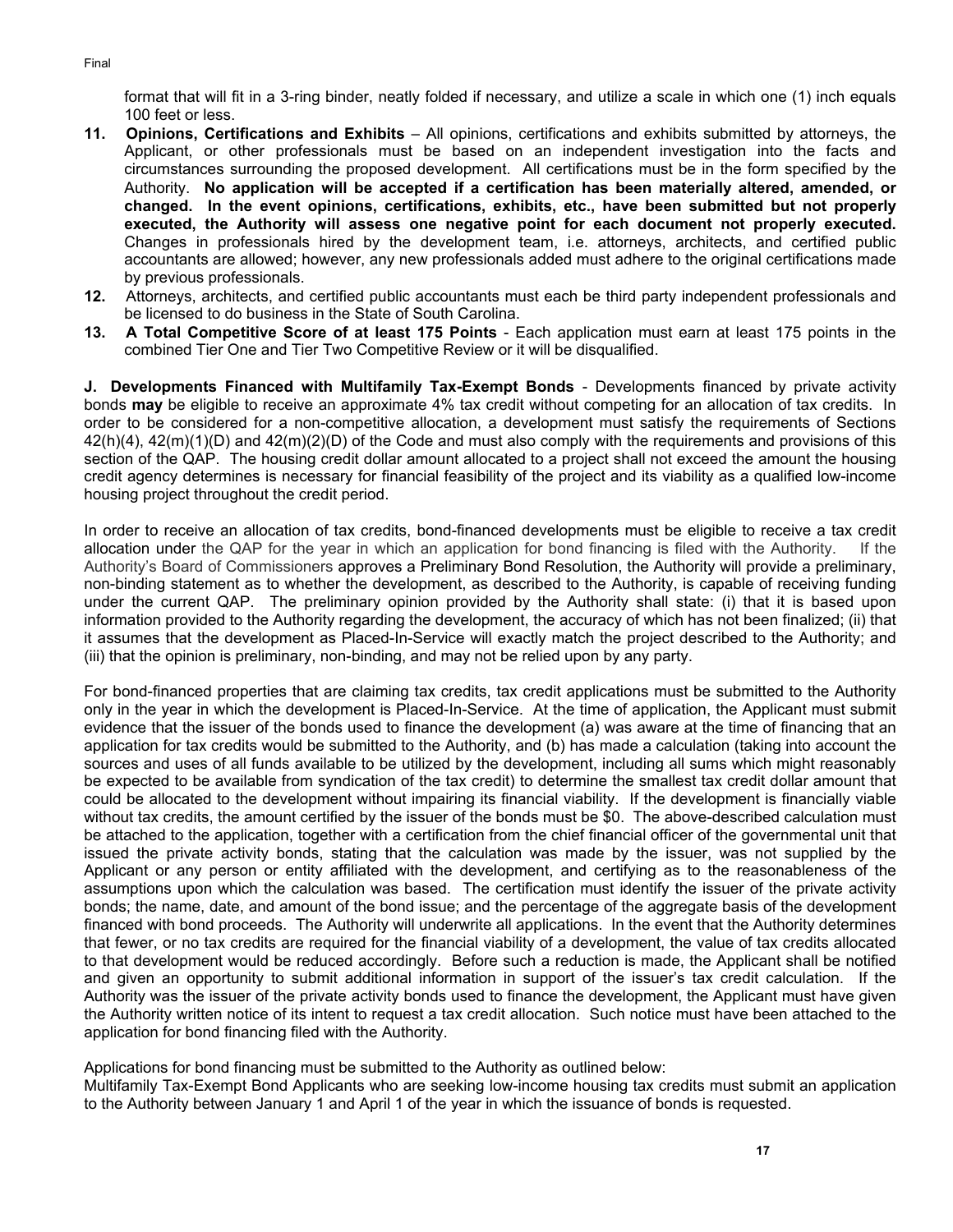format that will fit in a 3-ring binder, neatly folded if necessary, and utilize a scale in which one (1) inch equals 100 feet or less.

11. **Opinions, Certifications and Exhibits** – All opinions, certifications and exhibits submitted by attorneys, the Applicant, or other professionals must be based on an independent investigation into the facts and circumstances surrounding the proposed development. All certifications must be in the form specified by the Authority. **No application will be accepted if a certification has been materially altered, amended, or changed. In the event opinions, certifications, exhibits, etc., have been submitted but not properly executed, the Authority will assess one negative point for each document not properly executed.** Changes in professionals hired by the development team, i.e. attorneys, architects, and certified public accountants are allowed; however, any new professionals added must adhere to the original certifications made by previous professionals.
12. Attorneys, architects, and certified public accountants must each be third party independent professionals and be licensed to do business in the State of South Carolina.
13. **A Total Competitive Score of at least 175 Points** - Each application must earn at least 175 points in the combined Tier One and Tier Two Competitive Review or it will be disqualified.

**J. Developments Financed with Multifamily Tax-Exempt Bonds** - Developments financed by private activity bonds **may** be eligible to receive an approximate 4% tax credit without competing for an allocation of tax credits. In order to be considered for a non-competitive allocation, a development must satisfy the requirements of Sections 42(h)(4), 42(m)(1)(D) and 42(m)(2)(D) of the Code and must also comply with the requirements and provisions of this section of the QAP. The housing credit dollar amount allocated to a project shall not exceed the amount the housing credit agency determines is necessary for financial feasibility of the project and its viability as a qualified low-income housing project throughout the credit period.

In order to receive an allocation of tax credits, bond-financed developments must be eligible to receive a tax credit allocation under the QAP for the year in which an application for bond financing is filed with the Authority. If the Authority's Board of Commissioners approves a Preliminary Bond Resolution, the Authority will provide a preliminary, non-binding statement as to whether the development, as described to the Authority, is capable of receiving funding under the current QAP. The preliminary opinion provided by the Authority shall state: (i) that it is based upon information provided to the Authority regarding the development, the accuracy of which has not been finalized; (ii) that it assumes that the development as Placed-In-Service will exactly match the project described to the Authority; and (iii) that the opinion is preliminary, non-binding, and may not be relied upon by any party.

For bond-financed properties that are claiming tax credits, tax credit applications must be submitted to the Authority only in the year in which the development is Placed-In-Service. At the time of application, the Applicant must submit evidence that the issuer of the bonds used to finance the development (a) was aware at the time of financing that an application for tax credits would be submitted to the Authority, and (b) has made a calculation (taking into account the sources and uses of all funds available to be utilized by the development, including all sums which might reasonably be expected to be available from syndication of the tax credit) to determine the smallest tax credit dollar amount that could be allocated to the development without impairing its financial viability. If the development is financially viable without tax credits, the amount certified by the issuer of the bonds must be $0. The above-described calculation must be attached to the application, together with a certification from the chief financial officer of the governmental unit that issued the private activity bonds, stating that the calculation was made by the issuer, was not supplied by the Applicant or any person or entity affiliated with the development, and certifying as to the reasonableness of the assumptions upon which the calculation was based. The certification must identify the issuer of the private activity bonds; the name, date, and amount of the bond issue; and the percentage of the aggregate basis of the development financed with bond proceeds. The Authority will underwrite all applications. In the event that the Authority determines that fewer, or no tax credits are required for the financial viability of a development, the value of tax credits allocated to that development would be reduced accordingly. Before such a reduction is made, the Applicant shall be notified and given an opportunity to submit additional information in support of the issuer's tax credit calculation. If the Authority was the issuer of the private activity bonds used to finance the development, the Applicant must have given the Authority written notice of its intent to request a tax credit allocation. Such notice must have been attached to the application for bond financing filed with the Authority.

Applications for bond financing must be submitted to the Authority as outlined below:
Multifamily Tax-Exempt Bond Applicants who are seeking low-income housing tax credits must submit an application to the Authority between January 1 and April 1 of the year in which the issuance of bonds is requested.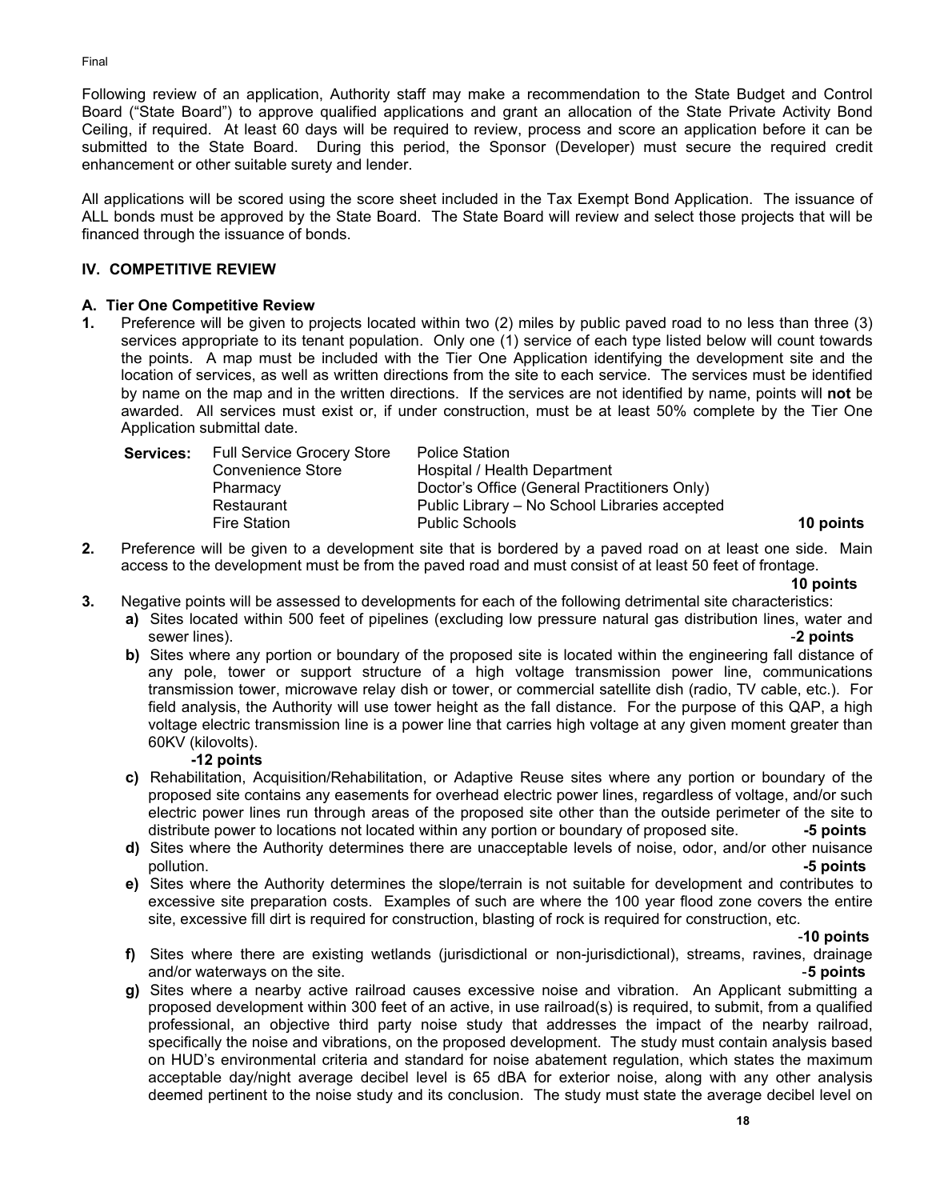Following review of an application, Authority staff may make a recommendation to the State Budget and Control Board ("State Board") to approve qualified applications and grant an allocation of the State Private Activity Bond Ceiling, if required. At least 60 days will be required to review, process and score an application before it can be submitted to the State Board. During this period, the Sponsor (Developer) must secure the required credit enhancement or other suitable surety and lender.

All applications will be scored using the score sheet included in the Tax Exempt Bond Application. The issuance of ALL bonds must be approved by the State Board. The State Board will review and select those projects that will be financed through the issuance of bonds.

## IV. COMPETITIVE REVIEW

### A. Tier One Competitive Review

**1.** Preference will be given to projects located within two (2) miles by public paved road to no less than three (3) services appropriate to its tenant population. Only one (1) service of each type listed below will count towards the points. A map must be included with the Tier One Application identifying the development site and the location of services, as well as written directions from the site to each service. The services must be identified by name on the map and in the written directions. If the services are not identified by name, points will **not** be awarded. All services must exist or, if under construction, must be at least 50% complete by the Tier One Application submittal date.

| **Services:** | | | |
|---|---|---|---|
| | Full Service Grocery Store | Police Station | |
| | Convenience Store | Hospital / Health Department | |
| | Pharmacy | Doctor's Office (General Practitioners Only) | |
| | Restaurant | Public Library – No School Libraries accepted | |
| | Fire Station | Public Schools | **10 points** |

**2.** Preference will be given to a development site that is bordered by a paved road on at least one side. Main access to the development must be from the paved road and must consist of at least 50 feet of frontage. **10 points**

**3.** Negative points will be assessed to developments for each of the following detrimental site characteristics:

- **a)** Sites located within 500 feet of pipelines (excluding low pressure natural gas distribution lines, water and sewer lines). **-2 points**
- **b)** Sites where any portion or boundary of the proposed site is located within the engineering fall distance of any pole, tower or support structure of a high voltage transmission power line, communications transmission tower, microwave relay dish or tower, or commercial satellite dish (radio, TV cable, etc.). For field analysis, the Authority will use tower height as the fall distance. For the purpose of this QAP, a high voltage electric transmission line is a power line that carries high voltage at any given moment greater than 60KV (kilovolts). **-12 points**
- **c)** Rehabilitation, Acquisition/Rehabilitation, or Adaptive Reuse sites where any portion or boundary of the proposed site contains any easements for overhead electric power lines, regardless of voltage, and/or such electric power lines run through areas of the proposed site other than the outside perimeter of the site to distribute power to locations not located within any portion or boundary of proposed site. **-5 points**
- **d)** Sites where the Authority determines there are unacceptable levels of noise, odor, and/or other nuisance pollution. **-5 points**
- **e)** Sites where the Authority determines the slope/terrain is not suitable for development and contributes to excessive site preparation costs. Examples of such are where the 100 year flood zone covers the entire site, excessive fill dirt is required for construction, blasting of rock is required for construction, etc. **-10 points**
- **f)** Sites where there are existing wetlands (jurisdictional or non-jurisdictional), streams, ravines, drainage and/or waterways on the site. **-5 points**
- **g)** Sites where a nearby active railroad causes excessive noise and vibration. An Applicant submitting a proposed development within 300 feet of an active, in use railroad(s) is required, to submit, from a qualified professional, an objective third party noise study that addresses the impact of the nearby railroad, specifically the noise and vibrations, on the proposed development. The study must contain analysis based on HUD's environmental criteria and standard for noise abatement regulation, which states the maximum acceptable day/night average decibel level is 65 dBA for exterior noise, along with any other analysis deemed pertinent to the noise study and its conclusion. The study must state the average decibel level on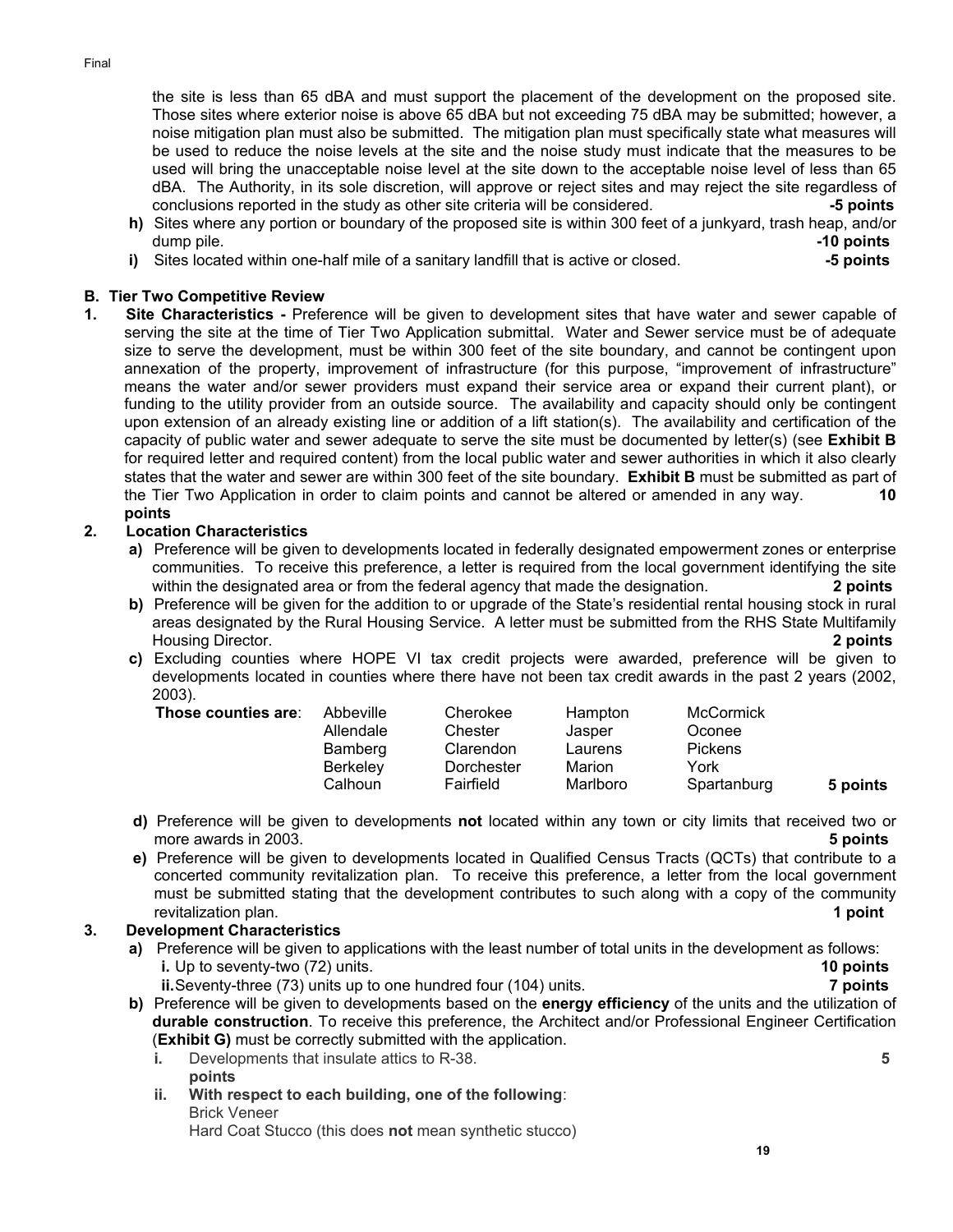the site is less than 65 dBA and must support the placement of the development on the proposed site. Those sites where exterior noise is above 65 dBA but not exceeding 75 dBA may be submitted; however, a noise mitigation plan must also be submitted. The mitigation plan must specifically state what measures will be used to reduce the noise levels at the site and the noise study must indicate that the measures to be used will bring the unacceptable noise level at the site down to the acceptable noise level of less than 65 dBA. The Authority, in its sole discretion, will approve or reject sites and may reject the site regardless of conclusions reported in the study as other site criteria will be considered. **-5 points**

- **h)** Sites where any portion or boundary of the proposed site is within 300 feet of a junkyard, trash heap, and/or dump pile. **-10 points**
- **i)** Sites located within one-half mile of a sanitary landfill that is active or closed. **-5 points**

### B. Tier Two Competitive Review

**1. Site Characteristics -** Preference will be given to development sites that have water and sewer capable of serving the site at the time of Tier Two Application submittal. Water and Sewer service must be of adequate size to serve the development, must be within 300 feet of the site boundary, and cannot be contingent upon annexation of the property, improvement of infrastructure (for this purpose, "improvement of infrastructure" means the water and/or sewer providers must expand their service area or expand their current plant), or funding to the utility provider from an outside source. The availability and capacity should only be contingent upon extension of an already existing line or addition of a lift station(s). The availability and certification of the capacity of public water and sewer adequate to serve the site must be documented by letter(s) (see **Exhibit B** for required letter and required content) from the local public water and sewer authorities in which it also clearly states that the water and sewer are within 300 feet of the site boundary. **Exhibit B** must be submitted as part of the Tier Two Application in order to claim points and cannot be altered or amended in any way. **10 points**

**2. Location Characteristics**

- **a)** Preference will be given to developments located in federally designated empowerment zones or enterprise communities. To receive this preference, a letter is required from the local government identifying the site within the designated area or from the federal agency that made the designation. **2 points**
- **b)** Preference will be given for the addition to or upgrade of the State's residential rental housing stock in rural areas designated by the Rural Housing Service. A letter must be submitted from the RHS State Multifamily Housing Director. **2 points**
- **c)** Excluding counties where HOPE VI tax credit projects were awarded, preference will be given to developments located in counties where there have not been tax credit awards in the past 2 years (2002, 2003).

| **Those counties are**: | Abbeville | Cherokee | Hampton | McCormick | |
|---|---|---|---|---|---|
| | Allendale | Chester | Jasper | Oconee | |
| | Bamberg | Clarendon | Laurens | Pickens | |
| | Berkeley | Dorchester | Marion | York | |
| | Calhoun | Fairfield | Marlboro | Spartanburg | **5 points** |

- **d)** Preference will be given to developments **not** located within any town or city limits that received two or more awards in 2003. **5 points**
- **e)** Preference will be given to developments located in Qualified Census Tracts (QCTs) that contribute to a concerted community revitalization plan. To receive this preference, a letter from the local government must be submitted stating that the development contributes to such along with a copy of the community revitalization plan. **1 point**

**3. Development Characteristics**

- **a)** Preference will be given to applications with the least number of total units in the development as follows:
  - **i.** Up to seventy-two (72) units. **10 points**
  - **ii.** Seventy-three (73) units up to one hundred four (104) units. **7 points**
- **b)** Preference will be given to developments based on the **energy efficiency** of the units and the utilization of **durable construction**. To receive this preference, the Architect and/or Professional Engineer Certification (**Exhibit G)** must be correctly submitted with the application.
  - **i.** Developments that insulate attics to R-38. **5 points**
  - **ii.** **With respect to each building, one of the following**:
    Brick Veneer
    Hard Coat Stucco (this does **not** mean synthetic stucco)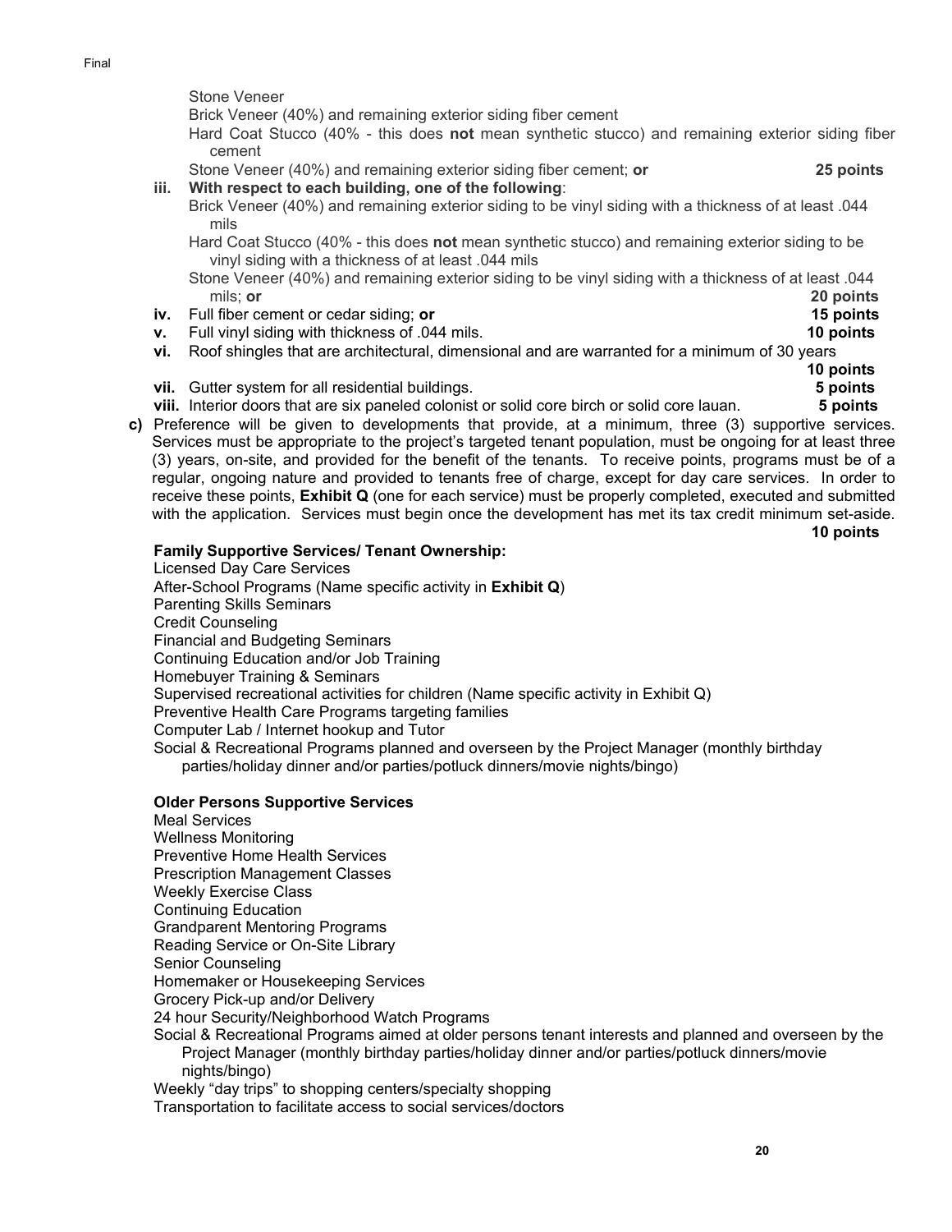Stone Veneer

Brick Veneer (40%) and remaining exterior siding fiber cement

Hard Coat Stucco (40% - this does **not** mean synthetic stucco) and remaining exterior siding fiber cement

Stone Veneer (40%) and remaining exterior siding fiber cement; **or** **25 points**

**iii.** **With respect to each building, one of the following**:

Brick Veneer (40%) and remaining exterior siding to be vinyl siding with a thickness of at least .044 mils

Hard Coat Stucco (40% - this does **not** mean synthetic stucco) and remaining exterior siding to be vinyl siding with a thickness of at least .044 mils

Stone Veneer (40%) and remaining exterior siding to be vinyl siding with a thickness of at least .044 mils; **or** **20 points**

**iv.** Full fiber cement or cedar siding; **or** **15 points**

**v.** Full vinyl siding with thickness of .044 mils. **10 points**

**vi.** Roof shingles that are architectural, dimensional and are warranted for a minimum of 30 years **10 points**

**vii.** Gutter system for all residential buildings. **5 points**

**viii.** Interior doors that are six paneled colonist or solid core birch or solid core lauan. **5 points**

**c)** Preference will be given to developments that provide, at a minimum, three (3) supportive services. Services must be appropriate to the project's targeted tenant population, must be ongoing for at least three (3) years, on-site, and provided for the benefit of the tenants. To receive points, programs must be of a regular, ongoing nature and provided to tenants free of charge, except for day care services. In order to receive these points, **Exhibit Q** (one for each service) must be properly completed, executed and submitted with the application. Services must begin once the development has met its tax credit minimum set-aside. **10 points**

**Family Supportive Services/ Tenant Ownership:**

Licensed Day Care Services
After-School Programs (Name specific activity in **Exhibit Q**)
Parenting Skills Seminars
Credit Counseling
Financial and Budgeting Seminars
Continuing Education and/or Job Training
Homebuyer Training & Seminars
Supervised recreational activities for children (Name specific activity in Exhibit Q)
Preventive Health Care Programs targeting families
Computer Lab / Internet hookup and Tutor
Social & Recreational Programs planned and overseen by the Project Manager (monthly birthday parties/holiday dinner and/or parties/potluck dinners/movie nights/bingo)

**Older Persons Supportive Services**

Meal Services
Wellness Monitoring
Preventive Home Health Services
Prescription Management Classes
Weekly Exercise Class
Continuing Education
Grandparent Mentoring Programs
Reading Service or On-Site Library
Senior Counseling
Homemaker or Housekeeping Services
Grocery Pick-up and/or Delivery
24 hour Security/Neighborhood Watch Programs
Social & Recreational Programs aimed at older persons tenant interests and planned and overseen by the Project Manager (monthly birthday parties/holiday dinner and/or parties/potluck dinners/movie nights/bingo)
Weekly "day trips" to shopping centers/specialty shopping
Transportation to facilitate access to social services/doctors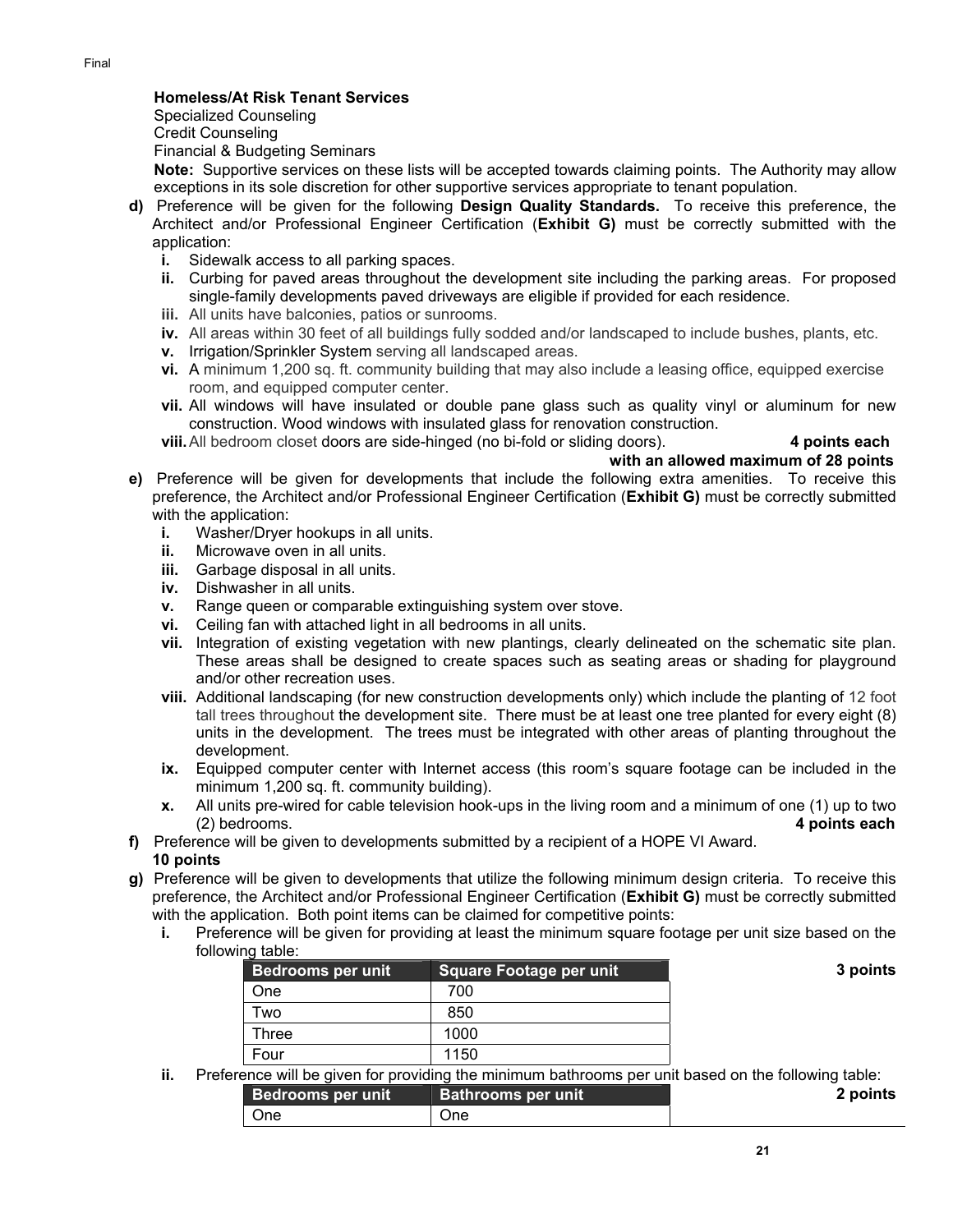**Homeless/At Risk Tenant Services**
Specialized Counseling
Credit Counseling
Financial & Budgeting Seminars

**Note:** Supportive services on these lists will be accepted towards claiming points. The Authority may allow exceptions in its sole discretion for other supportive services appropriate to tenant population.

**d)** Preference will be given for the following **Design Quality Standards.** To receive this preference, the Architect and/or Professional Engineer Certification (**Exhibit G)** must be correctly submitted with the application:

- **i.** Sidewalk access to all parking spaces.
- **ii.** Curbing for paved areas throughout the development site including the parking areas. For proposed single-family developments paved driveways are eligible if provided for each residence.
- **iii.** All units have balconies, patios or sunrooms.
- **iv.** All areas within 30 feet of all buildings fully sodded and/or landscaped to include bushes, plants, etc.
- **v.** Irrigation/Sprinkler System serving all landscaped areas.
- **vi.** A minimum 1,200 sq. ft. community building that may also include a leasing office, equipped exercise room, and equipped computer center.
- **vii.** All windows will have insulated or double pane glass such as quality vinyl or aluminum for new construction. Wood windows with insulated glass for renovation construction.
- **viii.** All bedroom closet doors are side-hinged (no bi-fold or sliding doors). **4 points each with an allowed maximum of 28 points**

**e)** Preference will be given for developments that include the following extra amenities. To receive this preference, the Architect and/or Professional Engineer Certification (**Exhibit G)** must be correctly submitted with the application:

- **i.** Washer/Dryer hookups in all units.
- **ii.** Microwave oven in all units.
- **iii.** Garbage disposal in all units.
- **iv.** Dishwasher in all units.
- **v.** Range queen or comparable extinguishing system over stove.
- **vi.** Ceiling fan with attached light in all bedrooms in all units.
- **vii.** Integration of existing vegetation with new plantings, clearly delineated on the schematic site plan. These areas shall be designed to create spaces such as seating areas or shading for playground and/or other recreation uses.
- **viii.** Additional landscaping (for new construction developments only) which include the planting of 12 foot tall trees throughout the development site. There must be at least one tree planted for every eight (8) units in the development. The trees must be integrated with other areas of planting throughout the development.
- **ix.** Equipped computer center with Internet access (this room's square footage can be included in the minimum 1,200 sq. ft. community building).
- **x.** All units pre-wired for cable television hook-ups in the living room and a minimum of one (1) up to two (2) bedrooms. **4 points each**

**f)** Preference will be given to developments submitted by a recipient of a HOPE VI Award.
**10 points**

**g)** Preference will be given to developments that utilize the following minimum design criteria. To receive this preference, the Architect and/or Professional Engineer Certification (**Exhibit G)** must be correctly submitted with the application. Both point items can be claimed for competitive points:

- **i.** Preference will be given for providing at least the minimum square footage per unit size based on the following table: **3 points**

| Bedrooms per unit | Square Footage per unit |
|---|---|
| One | 700 |
| Two | 850 |
| Three | 1000 |
| Four | 1150 |

- **ii.** Preference will be given for providing the minimum bathrooms per unit based on the following table: **2 points**

| Bedrooms per unit | Bathrooms per unit |
|---|---|
| One | One |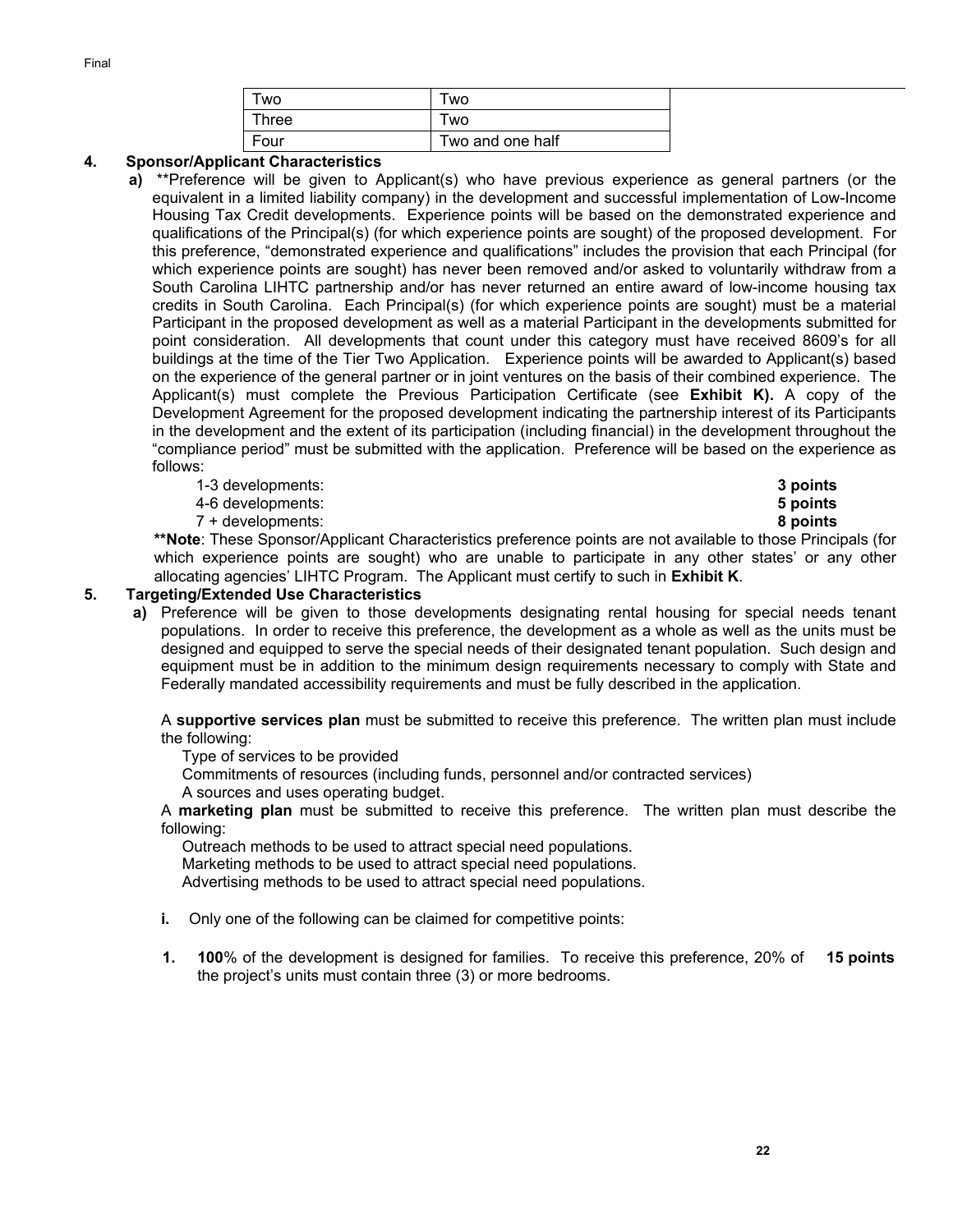| Two | Two |
| --- | --- |
| Three | Two |
| Four | Two and one half |

**4. Sponsor/Applicant Characteristics**

**a)** **Preference will be given to Applicant(s) who have previous experience as general partners (or the equivalent in a limited liability company) in the development and successful implementation of Low-Income Housing Tax Credit developments. Experience points will be based on the demonstrated experience and qualifications of the Principal(s) (for which experience points are sought) of the proposed development. For this preference, "demonstrated experience and qualifications" includes the provision that each Principal (for which experience points are sought) has never been removed and/or asked to voluntarily withdraw from a South Carolina LIHTC partnership and/or has never returned an entire award of low-income housing tax credits in South Carolina. Each Principal(s) (for which experience points are sought) must be a material Participant in the proposed development as well as a material Participant in the developments submitted for point consideration. All developments that count under this category must have received 8609's for all buildings at the time of the Tier Two Application. Experience points will be awarded to Applicant(s) based on the experience of the general partner or in joint ventures on the basis of their combined experience. The Applicant(s) must complete the Previous Participation Certificate (see **Exhibit K).** A copy of the Development Agreement for the proposed development indicating the partnership interest of its Participants in the development and the extent of its participation (including financial) in the development throughout the "compliance period" must be submitted with the application. Preference will be based on the experience as follows:

| | |
| --- | --- |
| 1-3 developments: | **3 points** |
| 4-6 developments: | **5 points** |
| 7 + developments: | **8 points** |

****Note**: These Sponsor/Applicant Characteristics preference points are not available to those Principals (for which experience points are sought) who are unable to participate in any other states' or any other allocating agencies' LIHTC Program. The Applicant must certify to such in **Exhibit K**.

**5. Targeting/Extended Use Characteristics**

**a)** Preference will be given to those developments designating rental housing for special needs tenant populations. In order to receive this preference, the development as a whole as well as the units must be designed and equipped to serve the special needs of their designated tenant population. Such design and equipment must be in addition to the minimum design requirements necessary to comply with State and Federally mandated accessibility requirements and must be fully described in the application.

A **supportive services plan** must be submitted to receive this preference. The written plan must include the following:

- Type of services to be provided
- Commitments of resources (including funds, personnel and/or contracted services)
- A sources and uses operating budget.

A **marketing plan** must be submitted to receive this preference. The written plan must describe the following:

- Outreach methods to be used to attract special need populations.
- Marketing methods to be used to attract special need populations.
- Advertising methods to be used to attract special need populations.

**i.** Only one of the following can be claimed for competitive points:

**1.** **100**% of the development is designed for families. To receive this preference, 20% of the project's units must contain three (3) or more bedrooms. **15 points**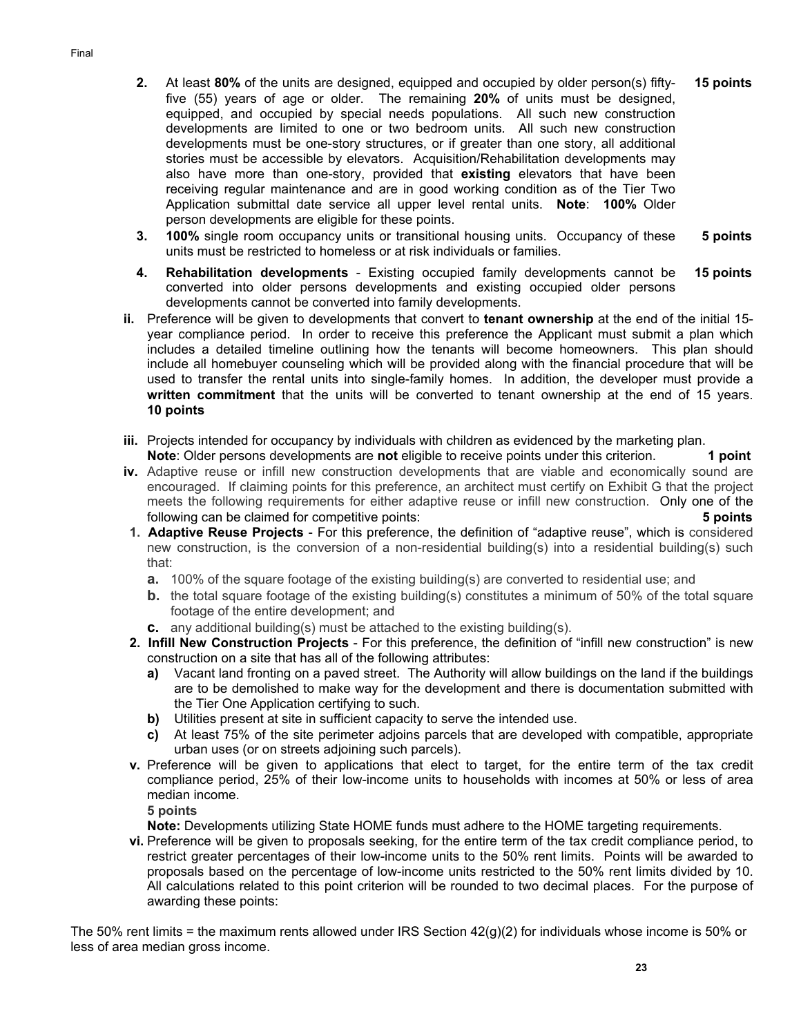2. At least **80%** of the units are designed, equipped and occupied by older person(s) fifty-five (55) years of age or older. The remaining **20%** of units must be designed, equipped, and occupied by special needs populations. All such new construction developments are limited to one or two bedroom units. All such new construction developments must be one-story structures, or if greater than one story, all additional stories must be accessible by elevators. Acquisition/Rehabilitation developments may also have more than one-story, provided that **existing** elevators that have been receiving regular maintenance and are in good working condition as of the Tier Two Application submittal date service all upper level rental units. **Note**: **100%** Older person developments are eligible for these points. **15 points**

3. **100%** single room occupancy units or transitional housing units. Occupancy of these units must be restricted to homeless or at risk individuals or families. **5 points**

4. **Rehabilitation developments** - Existing occupied family developments cannot be converted into older persons developments and existing occupied older persons developments cannot be converted into family developments. **15 points**

**ii.** Preference will be given to developments that convert to **tenant ownership** at the end of the initial 15-year compliance period. In order to receive this preference the Applicant must submit a plan which includes a detailed timeline outlining how the tenants will become homeowners. This plan should include all homebuyer counseling which will be provided along with the financial procedure that will be used to transfer the rental units into single-family homes. In addition, the developer must provide a **written commitment** that the units will be converted to tenant ownership at the end of 15 years. **10 points**

**iii.** Projects intended for occupancy by individuals with children as evidenced by the marketing plan.
**Note**: Older persons developments are **not** eligible to receive points under this criterion. **1 point**

**iv.** Adaptive reuse or infill new construction developments that are viable and economically sound are encouraged. If claiming points for this preference, an architect must certify on Exhibit G that the project meets the following requirements for either adaptive reuse or infill new construction. Only one of the following can be claimed for competitive points: **5 points**

1. **Adaptive Reuse Projects** - For this preference, the definition of "adaptive reuse", which is considered new construction, is the conversion of a non-residential building(s) into a residential building(s) such that:
   - **a.** 100% of the square footage of the existing building(s) are converted to residential use; and
   - **b.** the total square footage of the existing building(s) constitutes a minimum of 50% of the total square footage of the entire development; and
   - **c.** any additional building(s) must be attached to the existing building(s).
2. **Infill New Construction Projects** - For this preference, the definition of "infill new construction" is new construction on a site that has all of the following attributes:
   - **a)** Vacant land fronting on a paved street. The Authority will allow buildings on the land if the buildings are to be demolished to make way for the development and there is documentation submitted with the Tier One Application certifying to such.
   - **b)** Utilities present at site in sufficient capacity to serve the intended use.
   - **c)** At least 75% of the site perimeter adjoins parcels that are developed with compatible, appropriate urban uses (or on streets adjoining such parcels).

**v.** Preference will be given to applications that elect to target, for the entire term of the tax credit compliance period, 25% of their low-income units to households with incomes at 50% or less of area median income.
**5 points**
**Note:** Developments utilizing State HOME funds must adhere to the HOME targeting requirements.

**vi.** Preference will be given to proposals seeking, for the entire term of the tax credit compliance period, to restrict greater percentages of their low-income units to the 50% rent limits. Points will be awarded to proposals based on the percentage of low-income units restricted to the 50% rent limits divided by 10. All calculations related to this point criterion will be rounded to two decimal places. For the purpose of awarding these points:

The 50% rent limits = the maximum rents allowed under IRS Section 42(g)(2) for individuals whose income is 50% or less of area median gross income.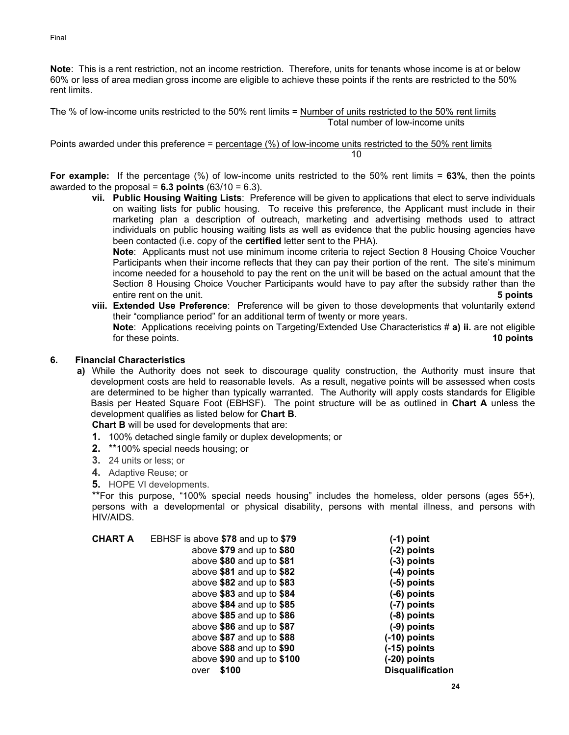**Note**: This is a rent restriction, not an income restriction. Therefore, units for tenants whose income is at or below 60% or less of area median gross income are eligible to achieve these points if the rents are restricted to the 50% rent limits.

$$\text{The \% of low-income units restricted to the 50\% rent limits} = \frac{\text{Number of units restricted to the 50\% rent limits}}{\text{Total number of low-income units}}$$

$$\text{Points awarded under this preference} = \frac{\text{percentage (\%) of low-income units restricted to the 50\% rent limits}}{10}$$

**For example:** If the percentage (%) of low-income units restricted to the 50% rent limits = **63%**, then the points awarded to the proposal = **6.3 points** (63/10 = 6.3).

- **vii. Public Housing Waiting Lists**: Preference will be given to applications that elect to serve individuals on waiting lists for public housing. To receive this preference, the Applicant must include in their marketing plan a description of outreach, marketing and advertising methods used to attract individuals on public housing waiting lists as well as evidence that the public housing agencies have been contacted (i.e. copy of the **certified** letter sent to the PHA).
  **Note**: Applicants must not use minimum income criteria to reject Section 8 Housing Choice Voucher Participants when their income reflects that they can pay their portion of the rent. The site's minimum income needed for a household to pay the rent on the unit will be based on the actual amount that the Section 8 Housing Choice Voucher Participants would have to pay after the subsidy rather than the entire rent on the unit. **5 points**
- **viii. Extended Use Preference**: Preference will be given to those developments that voluntarily extend their "compliance period" for an additional term of twenty or more years.
  **Note**: Applications receiving points on Targeting/Extended Use Characteristics # **a) ii.** are not eligible for these points. **10 points**

## 6. Financial Characteristics

**a)** While the Authority does not seek to discourage quality construction, the Authority must insure that development costs are held to reasonable levels. As a result, negative points will be assessed when costs are determined to be higher than typically warranted. The Authority will apply costs standards for Eligible Basis per Heated Square Foot (EBHSF). The point structure will be as outlined in **Chart A** unless the development qualifies as listed below for **Chart B**.

**Chart B** will be used for developments that are:

1. 100% detached single family or duplex developments; or
2. **100% special needs housing; or
3. 24 units or less; or
4. Adaptive Reuse; or
5. HOPE VI developments.

**For this purpose, "100% special needs housing" includes the homeless, older persons (ages 55+), persons with a developmental or physical disability, persons with mental illness, and persons with HIV/AIDS.

| CHART A | |
|---|---|
| EBHSF is above **$78** and up to **$79** | **(-1) point** |
| above **$79** and up to **$80** | **(-2) points** |
| above **$80** and up to **$81** | **(-3) points** |
| above **$81** and up to **$82** | **(-4) points** |
| above **$82** and up to **$83** | **(-5) points** |
| above **$83** and up to **$84** | **(-6) points** |
| above **$84** and up to **$85** | **(-7) points** |
| above **$85** and up to **$86** | **(-8) points** |
| above **$86** and up to **$87** | **(-9) points** |
| above **$87** and up to **$88** | **(-10) points** |
| above **$88** and up to **$90** | **(-15) points** |
| above **$90** and up to **$100** | **(-20) points** |
| over **$100** | **Disqualification** |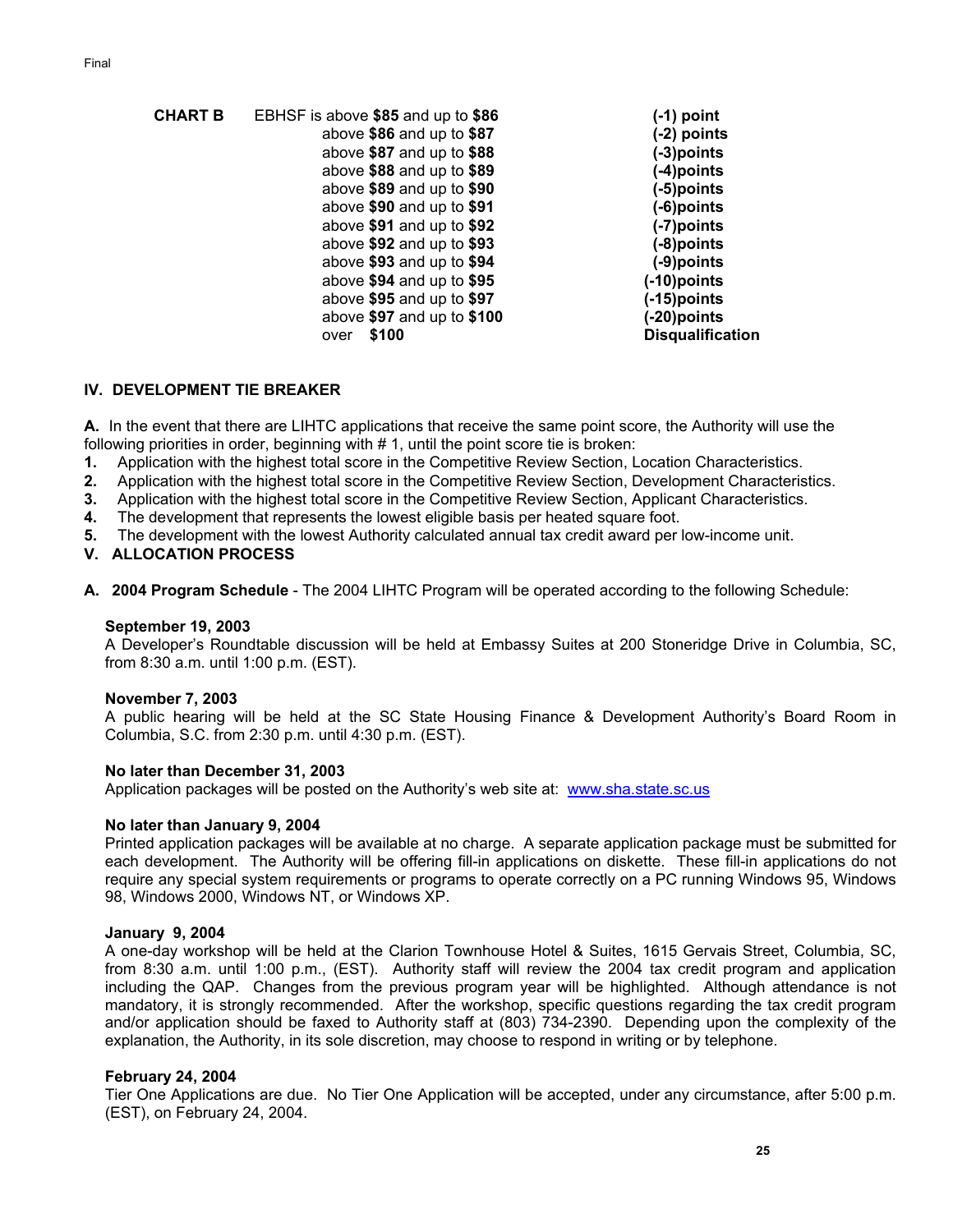**CHART B**

| | | |
|---|---|---|
| EBHSF is above **$85** and up to **$86** | | **(-1) point** |
| above **$86** and up to **$87** | | **(-2) points** |
| above **$87** and up to **$88** | | **(-3)points** |
| above **$88** and up to **$89** | | **(-4)points** |
| above **$89** and up to **$90** | | **(-5)points** |
| above **$90** and up to **$91** | | **(-6)points** |
| above **$91** and up to **$92** | | **(-7)points** |
| above **$92** and up to **$93** | | **(-8)points** |
| above **$93** and up to **$94** | | **(-9)points** |
| above **$94** and up to **$95** | | **(-10)points** |
| above **$95** and up to **$97** | | **(-15)points** |
| above **$97** and up to **$100** | | **(-20)points** |
| over **$100** | | **Disqualification** |

## IV. DEVELOPMENT TIE BREAKER

**A.** In the event that there are LIHTC applications that receive the same point score, the Authority will use the following priorities in order, beginning with # 1, until the point score tie is broken:

1. Application with the highest total score in the Competitive Review Section, Location Characteristics.
2. Application with the highest total score in the Competitive Review Section, Development Characteristics.
3. Application with the highest total score in the Competitive Review Section, Applicant Characteristics.
4. The development that represents the lowest eligible basis per heated square foot.
5. The development with the lowest Authority calculated annual tax credit award per low-income unit.

## V. ALLOCATION PROCESS

**A. 2004 Program Schedule** - The 2004 LIHTC Program will be operated according to the following Schedule:

**September 19, 2003**
A Developer's Roundtable discussion will be held at Embassy Suites at 200 Stoneridge Drive in Columbia, SC, from 8:30 a.m. until 1:00 p.m. (EST).

**November 7, 2003**
A public hearing will be held at the SC State Housing Finance & Development Authority's Board Room in Columbia, S.C. from 2:30 p.m. until 4:30 p.m. (EST).

**No later than December 31, 2003**
Application packages will be posted on the Authority's web site at: www.sha.state.sc.us

**No later than January 9, 2004**
Printed application packages will be available at no charge. A separate application package must be submitted for each development. The Authority will be offering fill-in applications on diskette. These fill-in applications do not require any special system requirements or programs to operate correctly on a PC running Windows 95, Windows 98, Windows 2000, Windows NT, or Windows XP.

**January 9, 2004**
A one-day workshop will be held at the Clarion Townhouse Hotel & Suites, 1615 Gervais Street, Columbia, SC, from 8:30 a.m. until 1:00 p.m., (EST). Authority staff will review the 2004 tax credit program and application including the QAP. Changes from the previous program year will be highlighted. Although attendance is not mandatory, it is strongly recommended. After the workshop, specific questions regarding the tax credit program and/or application should be faxed to Authority staff at (803) 734-2390. Depending upon the complexity of the explanation, the Authority, in its sole discretion, may choose to respond in writing or by telephone.

**February 24, 2004**
Tier One Applications are due. No Tier One Application will be accepted, under any circumstance, after 5:00 p.m. (EST), on February 24, 2004.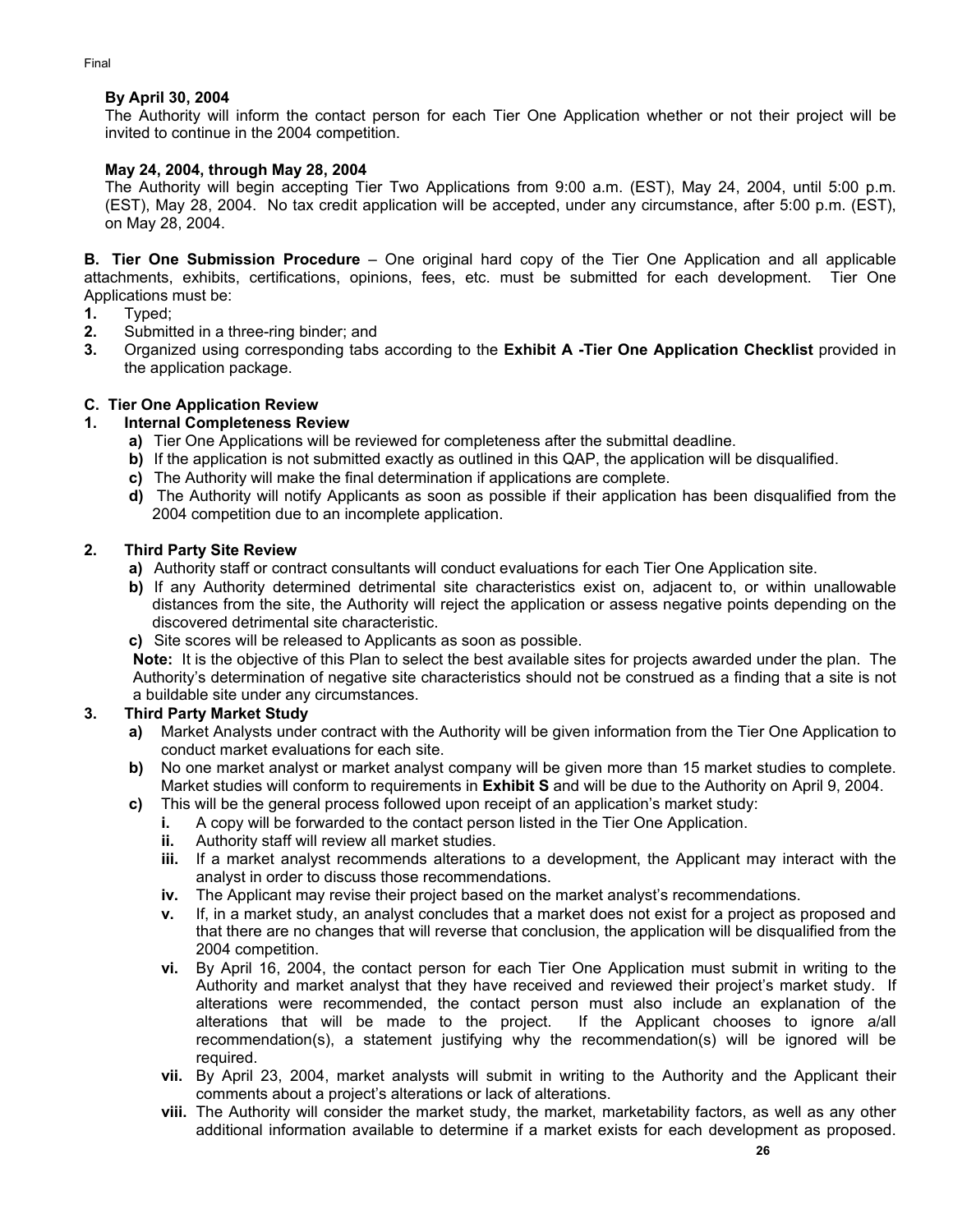**By April 30, 2004**
The Authority will inform the contact person for each Tier One Application whether or not their project will be invited to continue in the 2004 competition.

**May 24, 2004, through May 28, 2004**
The Authority will begin accepting Tier Two Applications from 9:00 a.m. (EST), May 24, 2004, until 5:00 p.m. (EST), May 28, 2004. No tax credit application will be accepted, under any circumstance, after 5:00 p.m. (EST), on May 28, 2004.

**B. Tier One Submission Procedure** – One original hard copy of the Tier One Application and all applicable attachments, exhibits, certifications, opinions, fees, etc. must be submitted for each development. Tier One Applications must be:

1. Typed;
2. Submitted in a three-ring binder; and
3. Organized using corresponding tabs according to the **Exhibit A -Tier One Application Checklist** provided in the application package.

**C. Tier One Application Review**

**1. Internal Completeness Review**

- **a)** Tier One Applications will be reviewed for completeness after the submittal deadline.
- **b)** If the application is not submitted exactly as outlined in this QAP, the application will be disqualified.
- **c)** The Authority will make the final determination if applications are complete.
- **d)** The Authority will notify Applicants as soon as possible if their application has been disqualified from the 2004 competition due to an incomplete application.

**2. Third Party Site Review**

- **a)** Authority staff or contract consultants will conduct evaluations for each Tier One Application site.
- **b)** If any Authority determined detrimental site characteristics exist on, adjacent to, or within unallowable distances from the site, the Authority will reject the application or assess negative points depending on the discovered detrimental site characteristic.
- **c)** Site scores will be released to Applicants as soon as possible.

**Note:** It is the objective of this Plan to select the best available sites for projects awarded under the plan. The Authority's determination of negative site characteristics should not be construed as a finding that a site is not a buildable site under any circumstances.

**3. Third Party Market Study**

- **a)** Market Analysts under contract with the Authority will be given information from the Tier One Application to conduct market evaluations for each site.
- **b)** No one market analyst or market analyst company will be given more than 15 market studies to complete. Market studies will conform to requirements in **Exhibit S** and will be due to the Authority on April 9, 2004.
- **c)** This will be the general process followed upon receipt of an application's market study:
  - **i.** A copy will be forwarded to the contact person listed in the Tier One Application.
  - **ii.** Authority staff will review all market studies.
  - **iii.** If a market analyst recommends alterations to a development, the Applicant may interact with the analyst in order to discuss those recommendations.
  - **iv.** The Applicant may revise their project based on the market analyst's recommendations.
  - **v.** If, in a market study, an analyst concludes that a market does not exist for a project as proposed and that there are no changes that will reverse that conclusion, the application will be disqualified from the 2004 competition.
  - **vi.** By April 16, 2004, the contact person for each Tier One Application must submit in writing to the Authority and market analyst that they have received and reviewed their project's market study. If alterations were recommended, the contact person must also include an explanation of the alterations that will be made to the project. If the Applicant chooses to ignore a/all recommendation(s), a statement justifying why the recommendation(s) will be ignored will be required.
  - **vii.** By April 23, 2004, market analysts will submit in writing to the Authority and the Applicant their comments about a project's alterations or lack of alterations.
  - **viii.** The Authority will consider the market study, the market, marketability factors, as well as any other additional information available to determine if a market exists for each development as proposed.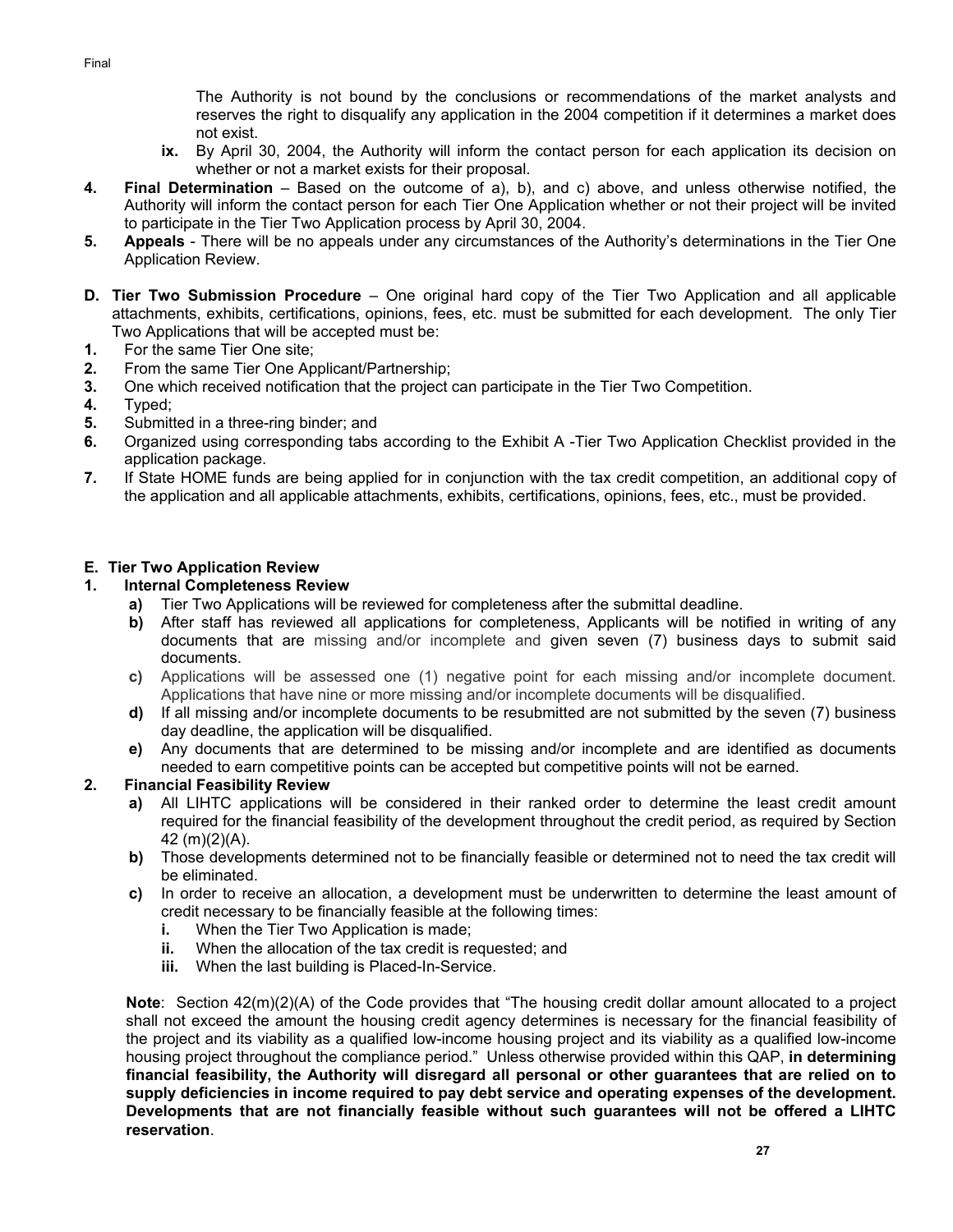The Authority is not bound by the conclusions or recommendations of the market analysts and reserves the right to disqualify any application in the 2004 competition if it determines a market does not exist.

**ix.** By April 30, 2004, the Authority will inform the contact person for each application its decision on whether or not a market exists for their proposal.

**4. Final Determination** – Based on the outcome of a), b), and c) above, and unless otherwise notified, the Authority will inform the contact person for each Tier One Application whether or not their project will be invited to participate in the Tier Two Application process by April 30, 2004.

**5. Appeals** - There will be no appeals under any circumstances of the Authority's determinations in the Tier One Application Review.

**D. Tier Two Submission Procedure** – One original hard copy of the Tier Two Application and all applicable attachments, exhibits, certifications, opinions, fees, etc. must be submitted for each development. The only Tier Two Applications that will be accepted must be:

1. For the same Tier One site;
2. From the same Tier One Applicant/Partnership;
3. One which received notification that the project can participate in the Tier Two Competition.
4. Typed;
5. Submitted in a three-ring binder; and
6. Organized using corresponding tabs according to the Exhibit A -Tier Two Application Checklist provided in the application package.
7. If State HOME funds are being applied for in conjunction with the tax credit competition, an additional copy of the application and all applicable attachments, exhibits, certifications, opinions, fees, etc., must be provided.

**E. Tier Two Application Review**

**1. Internal Completeness Review**

- **a)** Tier Two Applications will be reviewed for completeness after the submittal deadline.
- **b)** After staff has reviewed all applications for completeness, Applicants will be notified in writing of any documents that are missing and/or incomplete and given seven (7) business days to submit said documents.
- **c)** Applications will be assessed one (1) negative point for each missing and/or incomplete document. Applications that have nine or more missing and/or incomplete documents will be disqualified.
- **d)** If all missing and/or incomplete documents to be resubmitted are not submitted by the seven (7) business day deadline, the application will be disqualified.
- **e)** Any documents that are determined to be missing and/or incomplete and are identified as documents needed to earn competitive points can be accepted but competitive points will not be earned.

**2. Financial Feasibility Review**

- **a)** All LIHTC applications will be considered in their ranked order to determine the least credit amount required for the financial feasibility of the development throughout the credit period, as required by Section 42 (m)(2)(A).
- **b)** Those developments determined not to be financially feasible or determined not to need the tax credit will be eliminated.
- **c)** In order to receive an allocation, a development must be underwritten to determine the least amount of credit necessary to be financially feasible at the following times:
  - **i.** When the Tier Two Application is made;
  - **ii.** When the allocation of the tax credit is requested; and
  - **iii.** When the last building is Placed-In-Service.

**Note**: Section 42(m)(2)(A) of the Code provides that "The housing credit dollar amount allocated to a project shall not exceed the amount the housing credit agency determines is necessary for the financial feasibility of the project and its viability as a qualified low-income housing project and its viability as a qualified low-income housing project throughout the compliance period." Unless otherwise provided within this QAP, **in determining financial feasibility, the Authority will disregard all personal or other guarantees that are relied on to supply deficiencies in income required to pay debt service and operating expenses of the development. Developments that are not financially feasible without such guarantees will not be offered a LIHTC reservation**.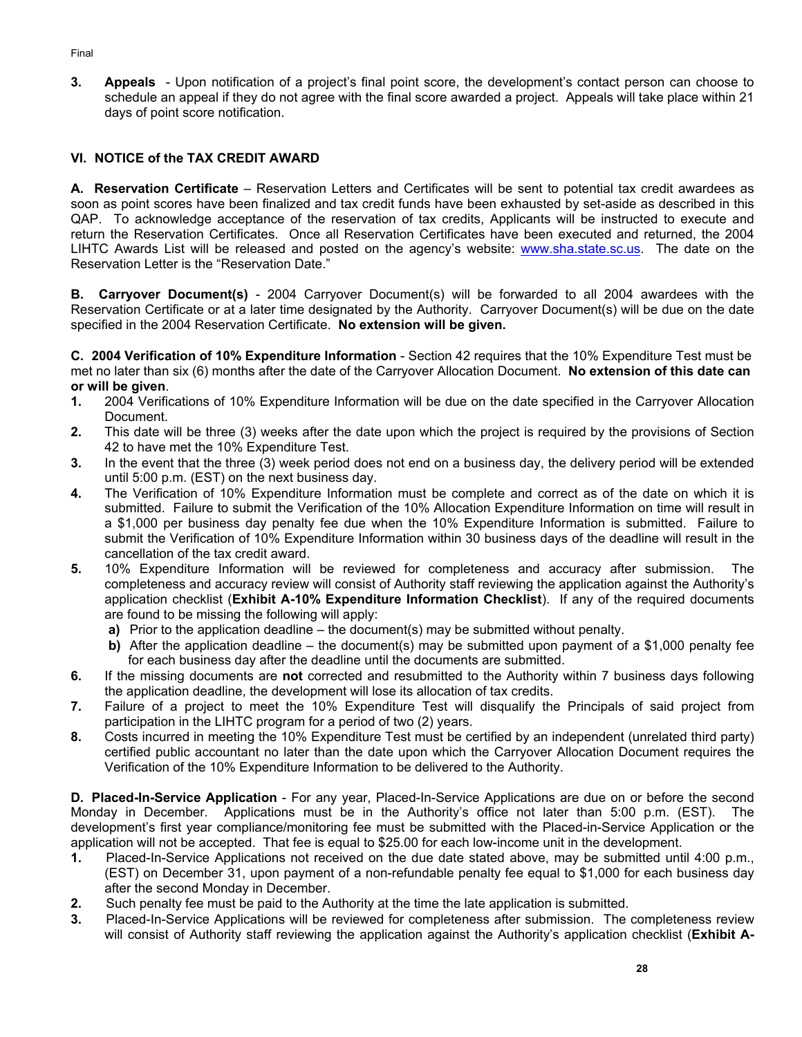3. **Appeals** - Upon notification of a project's final point score, the development's contact person can choose to schedule an appeal if they do not agree with the final score awarded a project. Appeals will take place within 21 days of point score notification.

## VI. NOTICE of the TAX CREDIT AWARD

**A. Reservation Certificate** – Reservation Letters and Certificates will be sent to potential tax credit awardees as soon as point scores have been finalized and tax credit funds have been exhausted by set-aside as described in this QAP. To acknowledge acceptance of the reservation of tax credits, Applicants will be instructed to execute and return the Reservation Certificates. Once all Reservation Certificates have been executed and returned, the 2004 LIHTC Awards List will be released and posted on the agency's website: www.sha.state.sc.us. The date on the Reservation Letter is the "Reservation Date."

**B. Carryover Document(s)** - 2004 Carryover Document(s) will be forwarded to all 2004 awardees with the Reservation Certificate or at a later time designated by the Authority. Carryover Document(s) will be due on the date specified in the 2004 Reservation Certificate. **No extension will be given.**

**C. 2004 Verification of 10% Expenditure Information** - Section 42 requires that the 10% Expenditure Test must be met no later than six (6) months after the date of the Carryover Allocation Document. **No extension of this date can or will be given**.

1. 2004 Verifications of 10% Expenditure Information will be due on the date specified in the Carryover Allocation Document.
2. This date will be three (3) weeks after the date upon which the project is required by the provisions of Section 42 to have met the 10% Expenditure Test.
3. In the event that the three (3) week period does not end on a business day, the delivery period will be extended until 5:00 p.m. (EST) on the next business day.
4. The Verification of 10% Expenditure Information must be complete and correct as of the date on which it is submitted. Failure to submit the Verification of the 10% Allocation Expenditure Information on time will result in a $1,000 per business day penalty fee due when the 10% Expenditure Information is submitted. Failure to submit the Verification of 10% Expenditure Information within 30 business days of the deadline will result in the cancellation of the tax credit award.
5. 10% Expenditure Information will be reviewed for completeness and accuracy after submission. The completeness and accuracy review will consist of Authority staff reviewing the application against the Authority's application checklist (**Exhibit A-10% Expenditure Information Checklist**). If any of the required documents are found to be missing the following will apply:
   - **a)** Prior to the application deadline – the document(s) may be submitted without penalty.
   - **b)** After the application deadline – the document(s) may be submitted upon payment of a $1,000 penalty fee for each business day after the deadline until the documents are submitted.
6. If the missing documents are **not** corrected and resubmitted to the Authority within 7 business days following the application deadline, the development will lose its allocation of tax credits.
7. Failure of a project to meet the 10% Expenditure Test will disqualify the Principals of said project from participation in the LIHTC program for a period of two (2) years.
8. Costs incurred in meeting the 10% Expenditure Test must be certified by an independent (unrelated third party) certified public accountant no later than the date upon which the Carryover Allocation Document requires the Verification of the 10% Expenditure Information to be delivered to the Authority.

**D. Placed-In-Service Application** - For any year, Placed-In-Service Applications are due on or before the second Monday in December. Applications must be in the Authority's office not later than 5:00 p.m. (EST). The development's first year compliance/monitoring fee must be submitted with the Placed-in-Service Application or the application will not be accepted. That fee is equal to $25.00 for each low-income unit in the development.

1. Placed-In-Service Applications not received on the due date stated above, may be submitted until 4:00 p.m., (EST) on December 31, upon payment of a non-refundable penalty fee equal to $1,000 for each business day after the second Monday in December.
2. Such penalty fee must be paid to the Authority at the time the late application is submitted.
3. Placed-In-Service Applications will be reviewed for completeness after submission. The completeness review will consist of Authority staff reviewing the application against the Authority's application checklist (**Exhibit A-**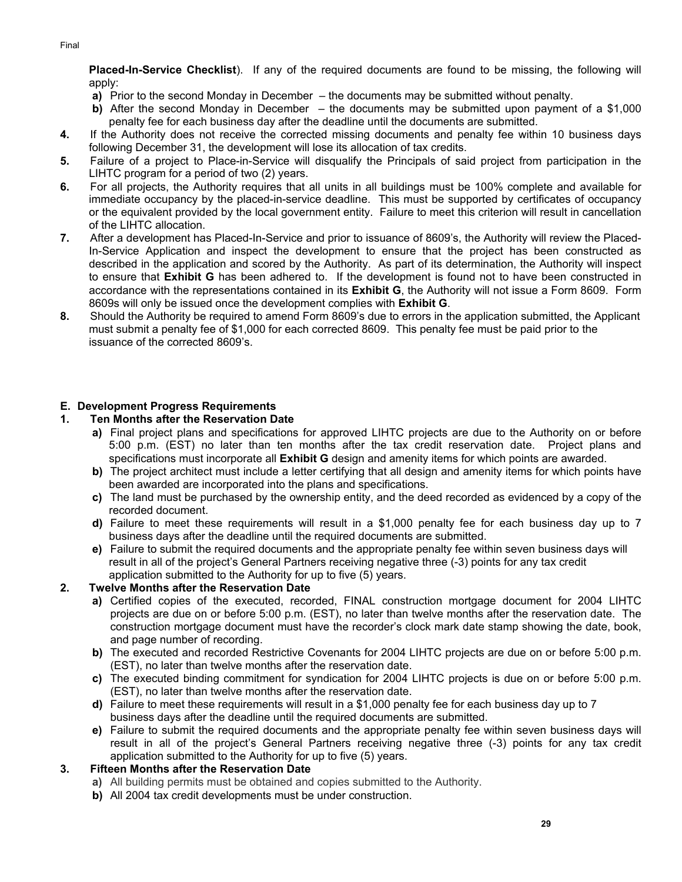**Placed-In-Service Checklist**). If any of the required documents are found to be missing, the following will apply:

   **a)** Prior to the second Monday in December – the documents may be submitted without penalty.

   **b)** After the second Monday in December – the documents may be submitted upon payment of a $1,000 penalty fee for each business day after the deadline until the documents are submitted.

**4.** If the Authority does not receive the corrected missing documents and penalty fee within 10 business days following December 31, the development will lose its allocation of tax credits.

**5.** Failure of a project to Place-in-Service will disqualify the Principals of said project from participation in the LIHTC program for a period of two (2) years.

**6.** For all projects, the Authority requires that all units in all buildings must be 100% complete and available for immediate occupancy by the placed-in-service deadline. This must be supported by certificates of occupancy or the equivalent provided by the local government entity. Failure to meet this criterion will result in cancellation of the LIHTC allocation.

**7.** After a development has Placed-In-Service and prior to issuance of 8609's, the Authority will review the Placed-In-Service Application and inspect the development to ensure that the project has been constructed as described in the application and scored by the Authority. As part of its determination, the Authority will inspect to ensure that **Exhibit G** has been adhered to. If the development is found not to have been constructed in accordance with the representations contained in its **Exhibit G**, the Authority will not issue a Form 8609. Form 8609s will only be issued once the development complies with **Exhibit G**.

**8.** Should the Authority be required to amend Form 8609's due to errors in the application submitted, the Applicant must submit a penalty fee of $1,000 for each corrected 8609. This penalty fee must be paid prior to the issuance of the corrected 8609's.

## E. Development Progress Requirements

### 1. Ten Months after the Reservation Date

   **a)** Final project plans and specifications for approved LIHTC projects are due to the Authority on or before 5:00 p.m. (EST) no later than ten months after the tax credit reservation date. Project plans and specifications must incorporate all **Exhibit G** design and amenity items for which points are awarded.

   **b)** The project architect must include a letter certifying that all design and amenity items for which points have been awarded are incorporated into the plans and specifications.

   **c)** The land must be purchased by the ownership entity, and the deed recorded as evidenced by a copy of the recorded document.

   **d)** Failure to meet these requirements will result in a $1,000 penalty fee for each business day up to 7 business days after the deadline until the required documents are submitted.

   **e)** Failure to submit the required documents and the appropriate penalty fee within seven business days will result in all of the project's General Partners receiving negative three (-3) points for any tax credit application submitted to the Authority for up to five (5) years.

### 2. Twelve Months after the Reservation Date

   **a)** Certified copies of the executed, recorded, FINAL construction mortgage document for 2004 LIHTC projects are due on or before 5:00 p.m. (EST), no later than twelve months after the reservation date. The construction mortgage document must have the recorder's clock mark date stamp showing the date, book, and page number of recording.

   **b)** The executed and recorded Restrictive Covenants for 2004 LIHTC projects are due on or before 5:00 p.m. (EST), no later than twelve months after the reservation date.

   **c)** The executed binding commitment for syndication for 2004 LIHTC projects is due on or before 5:00 p.m. (EST), no later than twelve months after the reservation date.

   **d)** Failure to meet these requirements will result in a $1,000 penalty fee for each business day up to 7 business days after the deadline until the required documents are submitted.

   **e)** Failure to submit the required documents and the appropriate penalty fee within seven business days will result in all of the project's General Partners receiving negative three (-3) points for any tax credit application submitted to the Authority for up to five (5) years.

### 3. Fifteen Months after the Reservation Date

   **a)** All building permits must be obtained and copies submitted to the Authority.

   **b)** All 2004 tax credit developments must be under construction.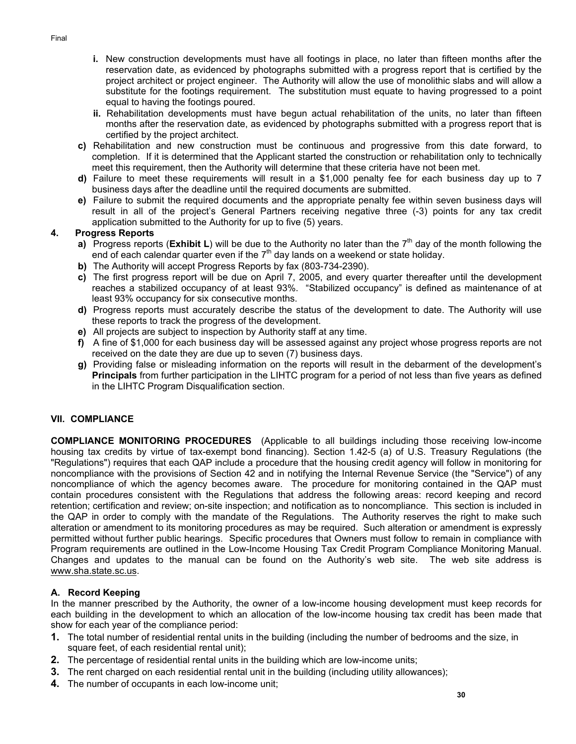- **i.** New construction developments must have all footings in place, no later than fifteen months after the reservation date, as evidenced by photographs submitted with a progress report that is certified by the project architect or project engineer. The Authority will allow the use of monolithic slabs and will allow a substitute for the footings requirement. The substitution must equate to having progressed to a point equal to having the footings poured.
   - **ii.** Rehabilitation developments must have begun actual rehabilitation of the units, no later than fifteen months after the reservation date, as evidenced by photographs submitted with a progress report that is certified by the project architect.

   **c)** Rehabilitation and new construction must be continuous and progressive from this date forward, to completion. If it is determined that the Applicant started the construction or rehabilitation only to technically meet this requirement, then the Authority will determine that these criteria have not been met.

   **d)** Failure to meet these requirements will result in a $1,000 penalty fee for each business day up to 7 business days after the deadline until the required documents are submitted.

   **e)** Failure to submit the required documents and the appropriate penalty fee within seven business days will result in all of the project's General Partners receiving negative three (-3) points for any tax credit application submitted to the Authority for up to five (5) years.

**4. Progress Reports**

   **a)** Progress reports (**Exhibit L**) will be due to the Authority no later than the 7th day of the month following the end of each calendar quarter even if the 7th day lands on a weekend or state holiday.

   **b)** The Authority will accept Progress Reports by fax (803-734-2390).

   **c)** The first progress report will be due on April 7, 2005, and every quarter thereafter until the development reaches a stabilized occupancy of at least 93%. "Stabilized occupancy" is defined as maintenance of at least 93% occupancy for six consecutive months.

   **d)** Progress reports must accurately describe the status of the development to date. The Authority will use these reports to track the progress of the development.

   **e)** All projects are subject to inspection by Authority staff at any time.

   **f)** A fine of $1,000 for each business day will be assessed against any project whose progress reports are not received on the date they are due up to seven (7) business days.

   **g)** Providing false or misleading information on the reports will result in the debarment of the development's **Principals** from further participation in the LIHTC program for a period of not less than five years as defined in the LIHTC Program Disqualification section.

## VII. COMPLIANCE

**COMPLIANCE MONITORING PROCEDURES** (Applicable to all buildings including those receiving low-income housing tax credits by virtue of tax-exempt bond financing). Section 1.42-5 (a) of U.S. Treasury Regulations (the "Regulations") requires that each QAP include a procedure that the housing credit agency will follow in monitoring for noncompliance with the provisions of Section 42 and in notifying the Internal Revenue Service (the "Service") of any noncompliance of which the agency becomes aware. The procedure for monitoring contained in the QAP must contain procedures consistent with the Regulations that address the following areas: record keeping and record retention; certification and review; on-site inspection; and notification as to noncompliance. This section is included in the QAP in order to comply with the mandate of the Regulations. The Authority reserves the right to make such alteration or amendment to its monitoring procedures as may be required. Such alteration or amendment is expressly permitted without further public hearings. Specific procedures that Owners must follow to remain in compliance with Program requirements are outlined in the Low-Income Housing Tax Credit Program Compliance Monitoring Manual. Changes and updates to the manual can be found on the Authority's web site. The web site address is www.sha.state.sc.us.

### A. Record Keeping

In the manner prescribed by the Authority, the owner of a low-income housing development must keep records for each building in the development to which an allocation of the low-income housing tax credit has been made that show for each year of the compliance period:

1. The total number of residential rental units in the building (including the number of bedrooms and the size, in square feet, of each residential rental unit);
2. The percentage of residential rental units in the building which are low-income units;
3. The rent charged on each residential rental unit in the building (including utility allowances);
4. The number of occupants in each low-income unit;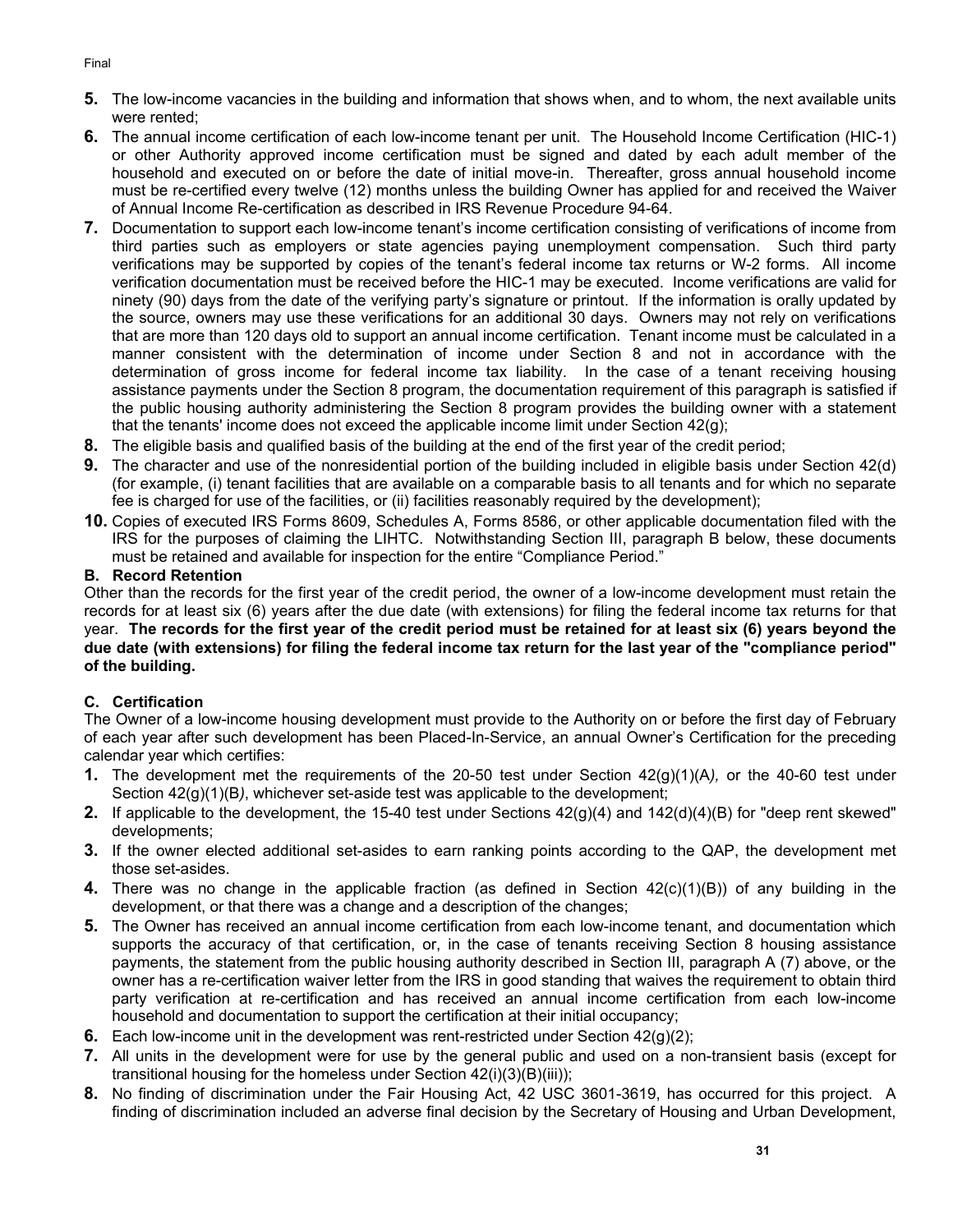5. The low-income vacancies in the building and information that shows when, and to whom, the next available units were rented;
6. The annual income certification of each low-income tenant per unit. The Household Income Certification (HIC-1) or other Authority approved income certification must be signed and dated by each adult member of the household and executed on or before the date of initial move-in. Thereafter, gross annual household income must be re-certified every twelve (12) months unless the building Owner has applied for and received the Waiver of Annual Income Re-certification as described in IRS Revenue Procedure 94-64.
7. Documentation to support each low-income tenant's income certification consisting of verifications of income from third parties such as employers or state agencies paying unemployment compensation. Such third party verifications may be supported by copies of the tenant's federal income tax returns or W-2 forms. All income verification documentation must be received before the HIC-1 may be executed. Income verifications are valid for ninety (90) days from the date of the verifying party's signature or printout. If the information is orally updated by the source, owners may use these verifications for an additional 30 days. Owners may not rely on verifications that are more than 120 days old to support an annual income certification. Tenant income must be calculated in a manner consistent with the determination of income under Section 8 and not in accordance with the determination of gross income for federal income tax liability. In the case of a tenant receiving housing assistance payments under the Section 8 program, the documentation requirement of this paragraph is satisfied if the public housing authority administering the Section 8 program provides the building owner with a statement that the tenants' income does not exceed the applicable income limit under Section 42(g);
8. The eligible basis and qualified basis of the building at the end of the first year of the credit period;
9. The character and use of the nonresidential portion of the building included in eligible basis under Section 42(d) (for example, (i) tenant facilities that are available on a comparable basis to all tenants and for which no separate fee is charged for use of the facilities, or (ii) facilities reasonably required by the development);
10. Copies of executed IRS Forms 8609, Schedules A, Forms 8586, or other applicable documentation filed with the IRS for the purposes of claiming the LIHTC. Notwithstanding Section III, paragraph B below, these documents must be retained and available for inspection for the entire "Compliance Period."

### B. Record Retention

Other than the records for the first year of the credit period, the owner of a low-income development must retain the records for at least six (6) years after the due date (with extensions) for filing the federal income tax returns for that year. **The records for the first year of the credit period must be retained for at least six (6) years beyond the due date (with extensions) for filing the federal income tax return for the last year of the "compliance period" of the building.**

### C. Certification

The Owner of a low-income housing development must provide to the Authority on or before the first day of February of each year after such development has been Placed-In-Service, an annual Owner's Certification for the preceding calendar year which certifies:

1. The development met the requirements of the 20-50 test under Section 42(g)(1)(A*),* or the 40-60 test under Section 42(g)(1)(B*)*, whichever set-aside test was applicable to the development;
2. If applicable to the development, the 15-40 test under Sections 42(g)(4) and 142(d)(4)(B) for "deep rent skewed" developments;
3. If the owner elected additional set-asides to earn ranking points according to the QAP, the development met those set-asides.
4. There was no change in the applicable fraction (as defined in Section 42(c)(1)(B)) of any building in the development, or that there was a change and a description of the changes;
5. The Owner has received an annual income certification from each low-income tenant, and documentation which supports the accuracy of that certification, or, in the case of tenants receiving Section 8 housing assistance payments, the statement from the public housing authority described in Section III, paragraph A (7) above, or the owner has a re-certification waiver letter from the IRS in good standing that waives the requirement to obtain third party verification at re-certification and has received an annual income certification from each low-income household and documentation to support the certification at their initial occupancy;
6. Each low-income unit in the development was rent-restricted under Section 42(g)(2);
7. All units in the development were for use by the general public and used on a non-transient basis (except for transitional housing for the homeless under Section 42(i)(3)(B)(iii));
8. No finding of discrimination under the Fair Housing Act, 42 USC 3601-3619, has occurred for this project. A finding of discrimination included an adverse final decision by the Secretary of Housing and Urban Development,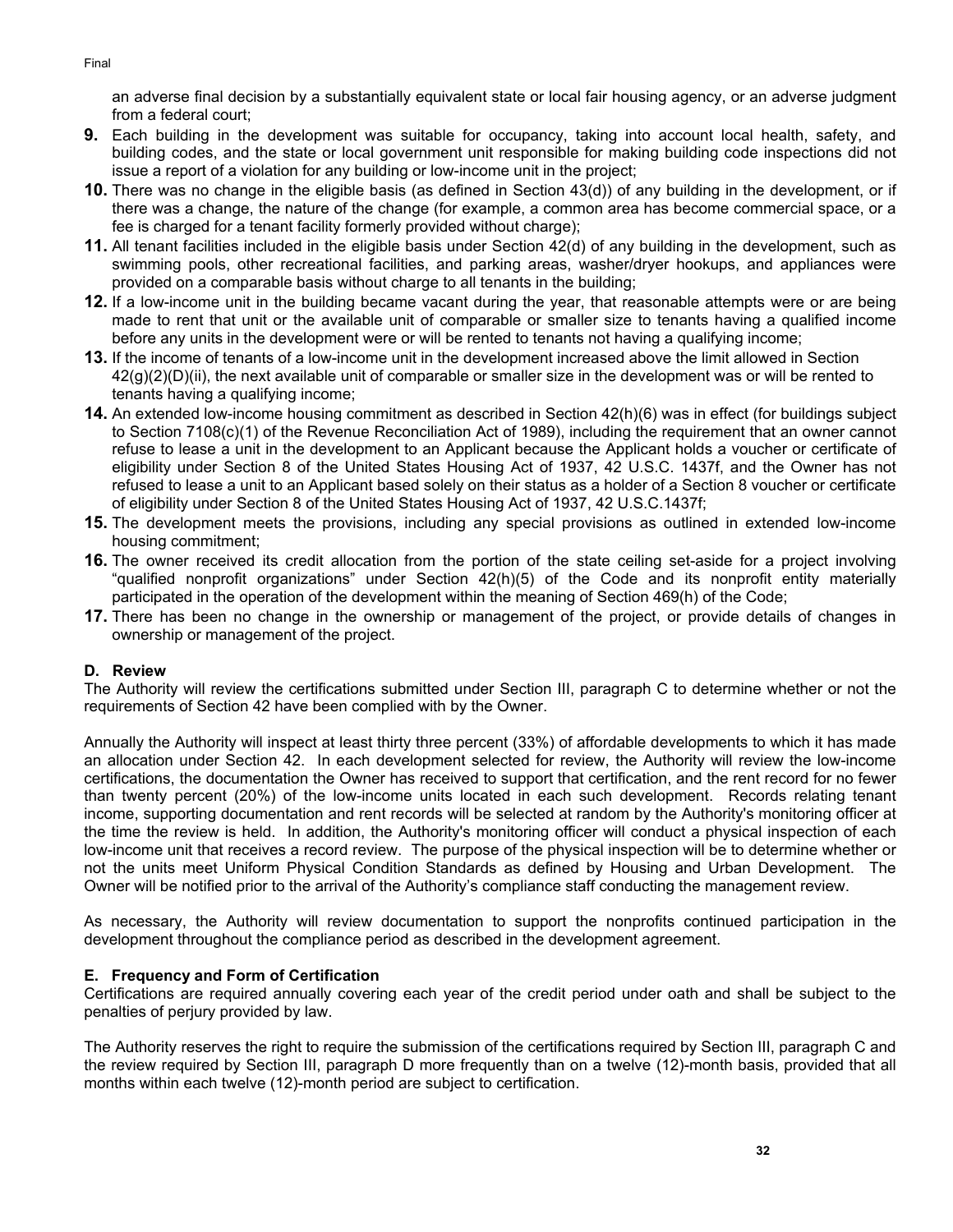an adverse final decision by a substantially equivalent state or local fair housing agency, or an adverse judgment from a federal court;

**9.** Each building in the development was suitable for occupancy, taking into account local health, safety, and building codes, and the state or local government unit responsible for making building code inspections did not issue a report of a violation for any building or low-income unit in the project;

**10.** There was no change in the eligible basis (as defined in Section 43(d)) of any building in the development, or if there was a change, the nature of the change (for example, a common area has become commercial space, or a fee is charged for a tenant facility formerly provided without charge);

**11.** All tenant facilities included in the eligible basis under Section 42(d) of any building in the development, such as swimming pools, other recreational facilities, and parking areas, washer/dryer hookups, and appliances were provided on a comparable basis without charge to all tenants in the building;

**12.** If a low-income unit in the building became vacant during the year, that reasonable attempts were or are being made to rent that unit or the available unit of comparable or smaller size to tenants having a qualified income before any units in the development were or will be rented to tenants not having a qualifying income;

**13.** If the income of tenants of a low-income unit in the development increased above the limit allowed in Section 42(g)(2)(D)(ii), the next available unit of comparable or smaller size in the development was or will be rented to tenants having a qualifying income;

**14.** An extended low-income housing commitment as described in Section 42(h)(6) was in effect (for buildings subject to Section 7108(c)(1) of the Revenue Reconciliation Act of 1989), including the requirement that an owner cannot refuse to lease a unit in the development to an Applicant because the Applicant holds a voucher or certificate of eligibility under Section 8 of the United States Housing Act of 1937, 42 U.S.C. 1437f, and the Owner has not refused to lease a unit to an Applicant based solely on their status as a holder of a Section 8 voucher or certificate of eligibility under Section 8 of the United States Housing Act of 1937, 42 U.S.C.1437f;

**15.** The development meets the provisions, including any special provisions as outlined in extended low-income housing commitment;

**16.** The owner received its credit allocation from the portion of the state ceiling set-aside for a project involving "qualified nonprofit organizations" under Section 42(h)(5) of the Code and its nonprofit entity materially participated in the operation of the development within the meaning of Section 469(h) of the Code;

**17.** There has been no change in the ownership or management of the project, or provide details of changes in ownership or management of the project.

### D. Review

The Authority will review the certifications submitted under Section III, paragraph C to determine whether or not the requirements of Section 42 have been complied with by the Owner.

Annually the Authority will inspect at least thirty three percent (33%) of affordable developments to which it has made an allocation under Section 42. In each development selected for review, the Authority will review the low-income certifications, the documentation the Owner has received to support that certification, and the rent record for no fewer than twenty percent (20%) of the low-income units located in each such development. Records relating tenant income, supporting documentation and rent records will be selected at random by the Authority's monitoring officer at the time the review is held. In addition, the Authority's monitoring officer will conduct a physical inspection of each low-income unit that receives a record review. The purpose of the physical inspection will be to determine whether or not the units meet Uniform Physical Condition Standards as defined by Housing and Urban Development. The Owner will be notified prior to the arrival of the Authority's compliance staff conducting the management review.

As necessary, the Authority will review documentation to support the nonprofits continued participation in the development throughout the compliance period as described in the development agreement.

### E. Frequency and Form of Certification

Certifications are required annually covering each year of the credit period under oath and shall be subject to the penalties of perjury provided by law.

The Authority reserves the right to require the submission of the certifications required by Section III, paragraph C and the review required by Section III, paragraph D more frequently than on a twelve (12)-month basis, provided that all months within each twelve (12)-month period are subject to certification.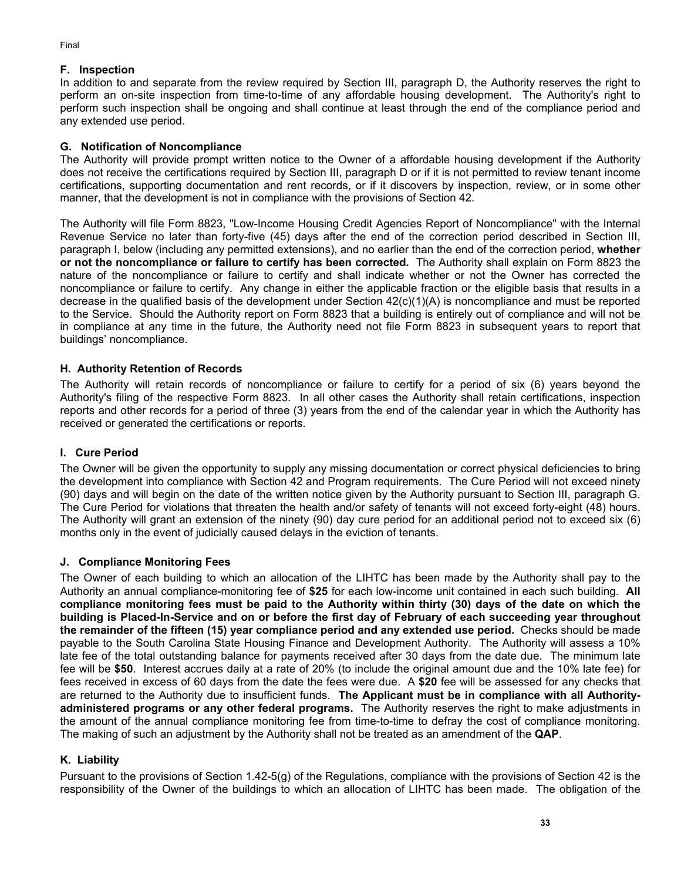### F. Inspection

In addition to and separate from the review required by Section III, paragraph D, the Authority reserves the right to perform an on-site inspection from time-to-time of any affordable housing development. The Authority's right to perform such inspection shall be ongoing and shall continue at least through the end of the compliance period and any extended use period.

### G. Notification of Noncompliance

The Authority will provide prompt written notice to the Owner of a affordable housing development if the Authority does not receive the certifications required by Section III, paragraph D or if it is not permitted to review tenant income certifications, supporting documentation and rent records, or if it discovers by inspection, review, or in some other manner, that the development is not in compliance with the provisions of Section 42.

The Authority will file Form 8823, "Low-Income Housing Credit Agencies Report of Noncompliance" with the Internal Revenue Service no later than forty-five (45) days after the end of the correction period described in Section III, paragraph I, below (including any permitted extensions), and no earlier than the end of the correction period, **whether or not the noncompliance or failure to certify has been corrected.** The Authority shall explain on Form 8823 the nature of the noncompliance or failure to certify and shall indicate whether or not the Owner has corrected the noncompliance or failure to certify. Any change in either the applicable fraction or the eligible basis that results in a decrease in the qualified basis of the development under Section 42(c)(1)(A) is noncompliance and must be reported to the Service. Should the Authority report on Form 8823 that a building is entirely out of compliance and will not be in compliance at any time in the future, the Authority need not file Form 8823 in subsequent years to report that buildings' noncompliance.

### H. Authority Retention of Records

The Authority will retain records of noncompliance or failure to certify for a period of six (6) years beyond the Authority's filing of the respective Form 8823. In all other cases the Authority shall retain certifications, inspection reports and other records for a period of three (3) years from the end of the calendar year in which the Authority has received or generated the certifications or reports.

### I. Cure Period

The Owner will be given the opportunity to supply any missing documentation or correct physical deficiencies to bring the development into compliance with Section 42 and Program requirements. The Cure Period will not exceed ninety (90) days and will begin on the date of the written notice given by the Authority pursuant to Section III, paragraph G. The Cure Period for violations that threaten the health and/or safety of tenants will not exceed forty-eight (48) hours. The Authority will grant an extension of the ninety (90) day cure period for an additional period not to exceed six (6) months only in the event of judicially caused delays in the eviction of tenants.

### J. Compliance Monitoring Fees

The Owner of each building to which an allocation of the LIHTC has been made by the Authority shall pay to the Authority an annual compliance-monitoring fee of **$25** for each low-income unit contained in each such building. **All compliance monitoring fees must be paid to the Authority within thirty (30) days of the date on which the building is Placed-In-Service and on or before the first day of February of each succeeding year throughout the remainder of the fifteen (15) year compliance period and any extended use period.** Checks should be made payable to the South Carolina State Housing Finance and Development Authority. The Authority will assess a 10% late fee of the total outstanding balance for payments received after 30 days from the date due. The minimum late fee will be **$50**. Interest accrues daily at a rate of 20% (to include the original amount due and the 10% late fee) for fees received in excess of 60 days from the date the fees were due. A **$20** fee will be assessed for any checks that are returned to the Authority due to insufficient funds. **The Applicant must be in compliance with all Authority-administered programs or any other federal programs.** The Authority reserves the right to make adjustments in the amount of the annual compliance monitoring fee from time-to-time to defray the cost of compliance monitoring. The making of such an adjustment by the Authority shall not be treated as an amendment of the **QAP**.

### K. Liability

Pursuant to the provisions of Section 1.42-5(g) of the Regulations, compliance with the provisions of Section 42 is the responsibility of the Owner of the buildings to which an allocation of LIHTC has been made. The obligation of the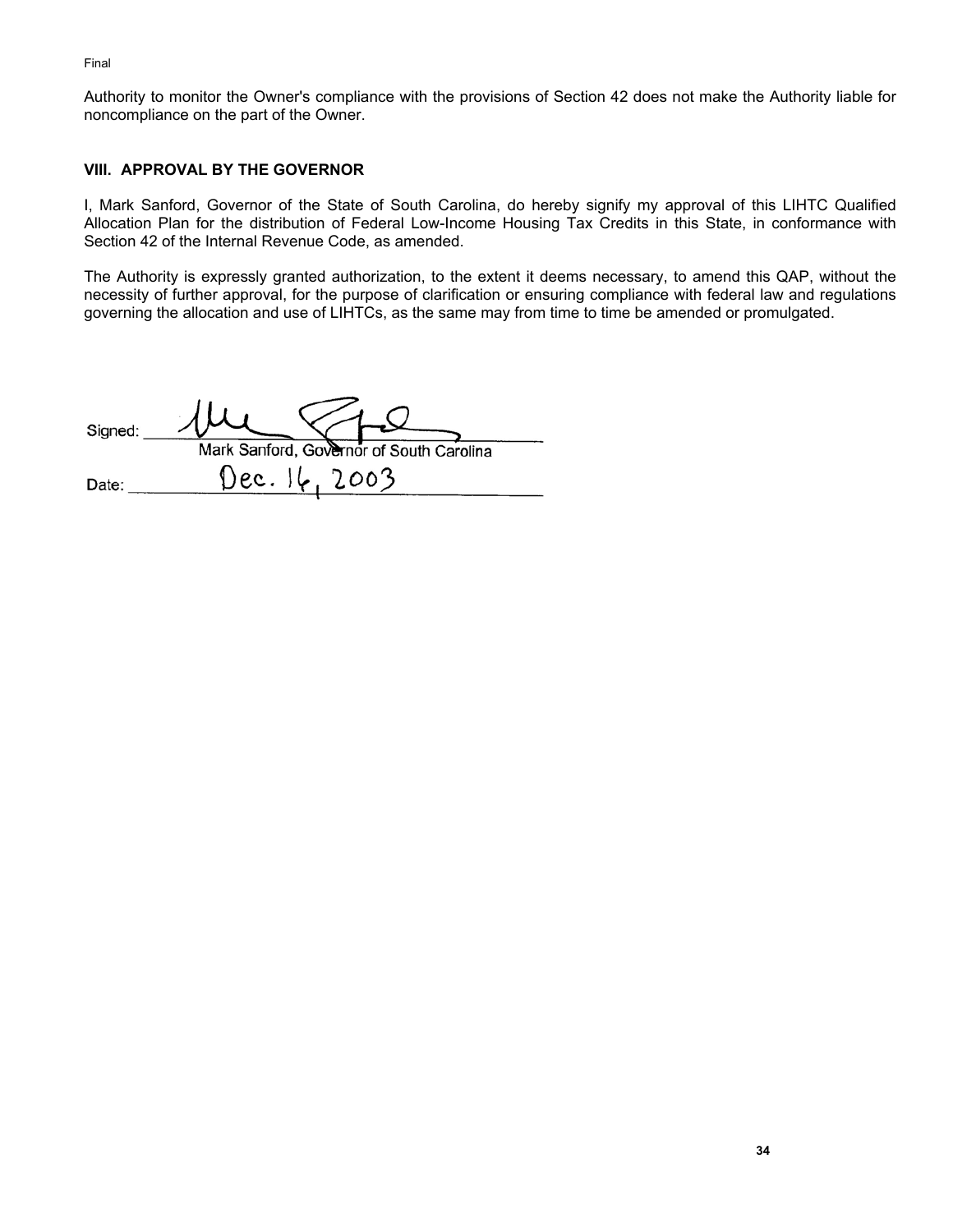Authority to monitor the Owner's compliance with the provisions of Section 42 does not make the Authority liable for noncompliance on the part of the Owner.

## VIII. APPROVAL BY THE GOVERNOR

I, Mark Sanford, Governor of the State of South Carolina, do hereby signify my approval of this LIHTC Qualified Allocation Plan for the distribution of Federal Low-Income Housing Tax Credits in this State, in conformance with Section 42 of the Internal Revenue Code, as amended.

The Authority is expressly granted authorization, to the extent it deems necessary, to amend this QAP, without the necessity of further approval, for the purpose of clarification or ensuring compliance with federal law and regulations governing the allocation and use of LIHTCs, as the same may from time to time be amended or promulgated.

Signed: ______________________________
Mark Sanford, Governor of South Carolina

Date: Dec. 16, 2003